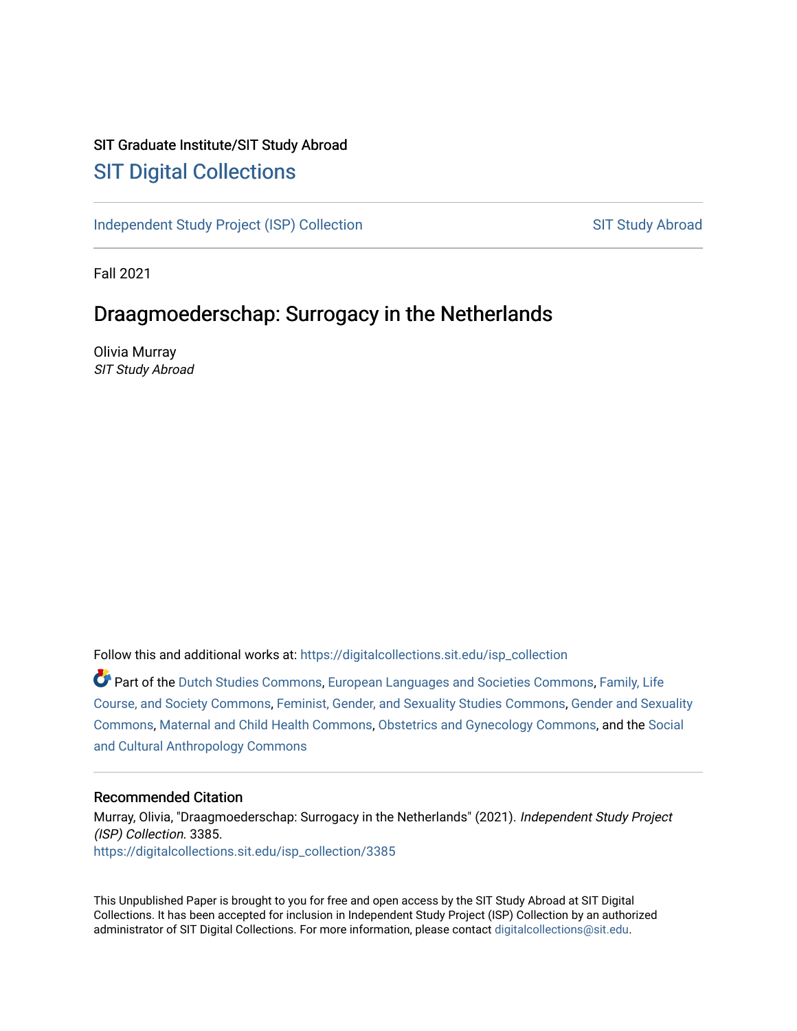SIT Graduate Institute/SIT Study Abroad

# SIT Digital Collections

Independent Study Project (ISP) Collection | SIT Study Abroad

Fall 2021

## Draagmoederschap: Surrogacy in the Netherlands

Olivia Murray
*SIT Study Abroad*

Follow this and additional works at: https://digitalcollections.sit.edu/isp_collection

Part of the Dutch Studies Commons, European Languages and Societies Commons, Family, Life Course, and Society Commons, Feminist, Gender, and Sexuality Studies Commons, Gender and Sexuality Commons, Maternal and Child Health Commons, Obstetrics and Gynecology Commons, and the Social and Cultural Anthropology Commons

### Recommended Citation

Murray, Olivia, "Draagmoederschap: Surrogacy in the Netherlands" (2021). *Independent Study Project (ISP) Collection*. 3385.
https://digitalcollections.sit.edu/isp_collection/3385

This Unpublished Paper is brought to you for free and open access by the SIT Study Abroad at SIT Digital Collections. It has been accepted for inclusion in Independent Study Project (ISP) Collection by an authorized administrator of SIT Digital Collections. For more information, please contact digitalcollections@sit.edu.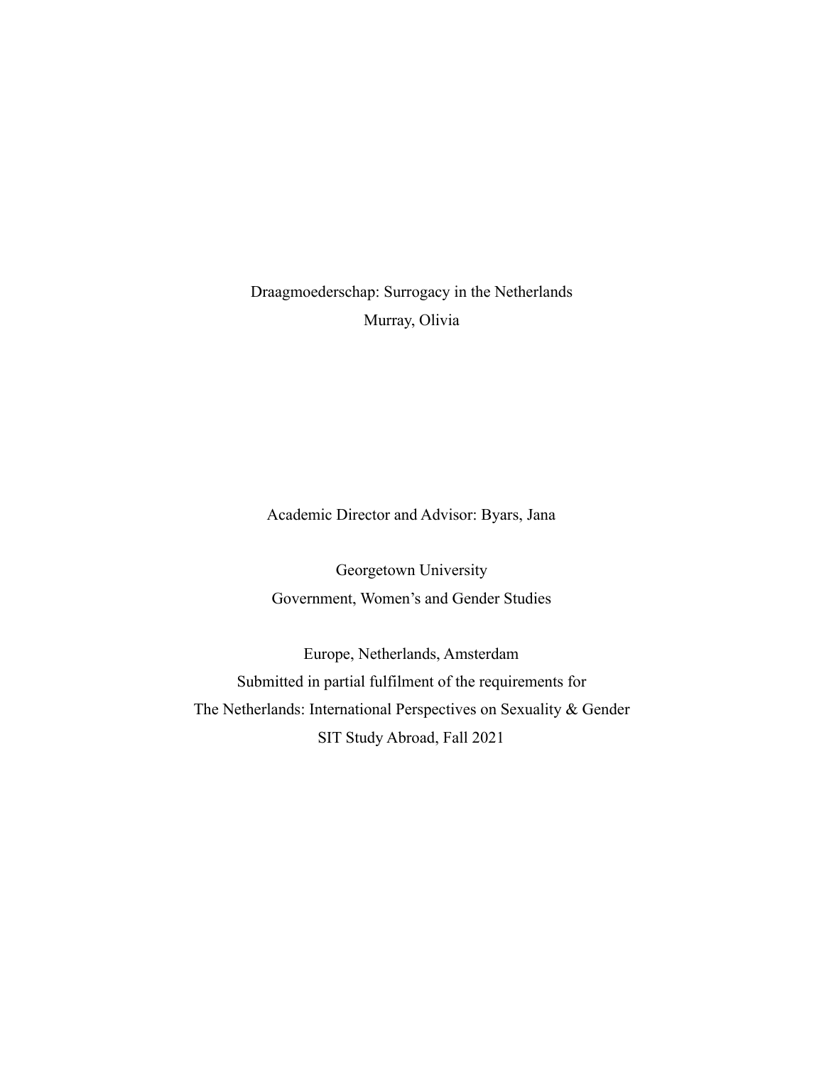Draagmoederschap: Surrogacy in the Netherlands

Murray, Olivia

Academic Director and Advisor: Byars, Jana

Georgetown University

Government, Women's and Gender Studies

Europe, Netherlands, Amsterdam

Submitted in partial fulfilment of the requirements for

The Netherlands: International Perspectives on Sexuality & Gender

SIT Study Abroad, Fall 2021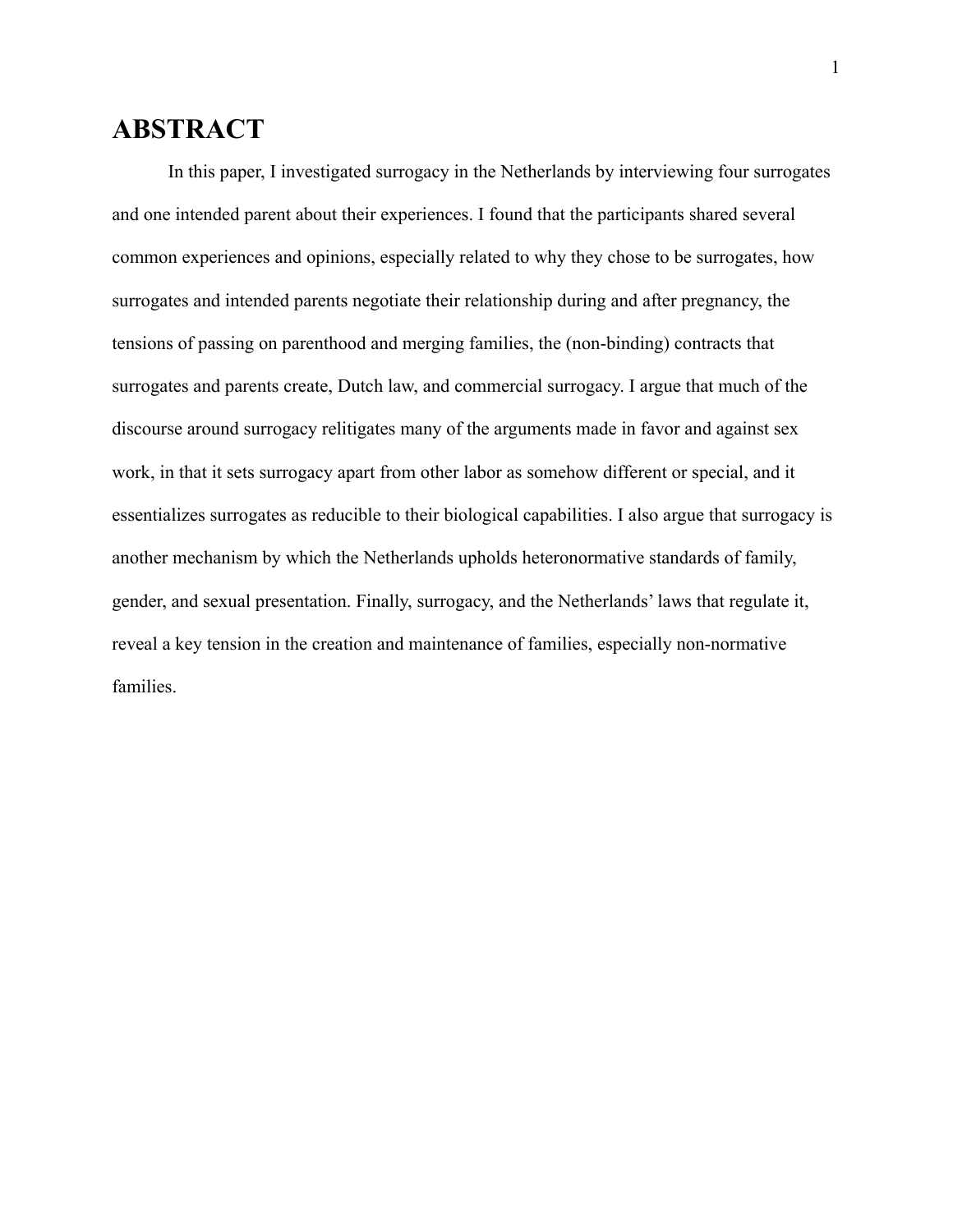# ABSTRACT

In this paper, I investigated surrogacy in the Netherlands by interviewing four surrogates and one intended parent about their experiences. I found that the participants shared several common experiences and opinions, especially related to why they chose to be surrogates, how surrogates and intended parents negotiate their relationship during and after pregnancy, the tensions of passing on parenthood and merging families, the (non-binding) contracts that surrogates and parents create, Dutch law, and commercial surrogacy. I argue that much of the discourse around surrogacy relitigates many of the arguments made in favor and against sex work, in that it sets surrogacy apart from other labor as somehow different or special, and it essentializes surrogates as reducible to their biological capabilities. I also argue that surrogacy is another mechanism by which the Netherlands upholds heteronormative standards of family, gender, and sexual presentation. Finally, surrogacy, and the Netherlands' laws that regulate it, reveal a key tension in the creation and maintenance of families, especially non-normative families.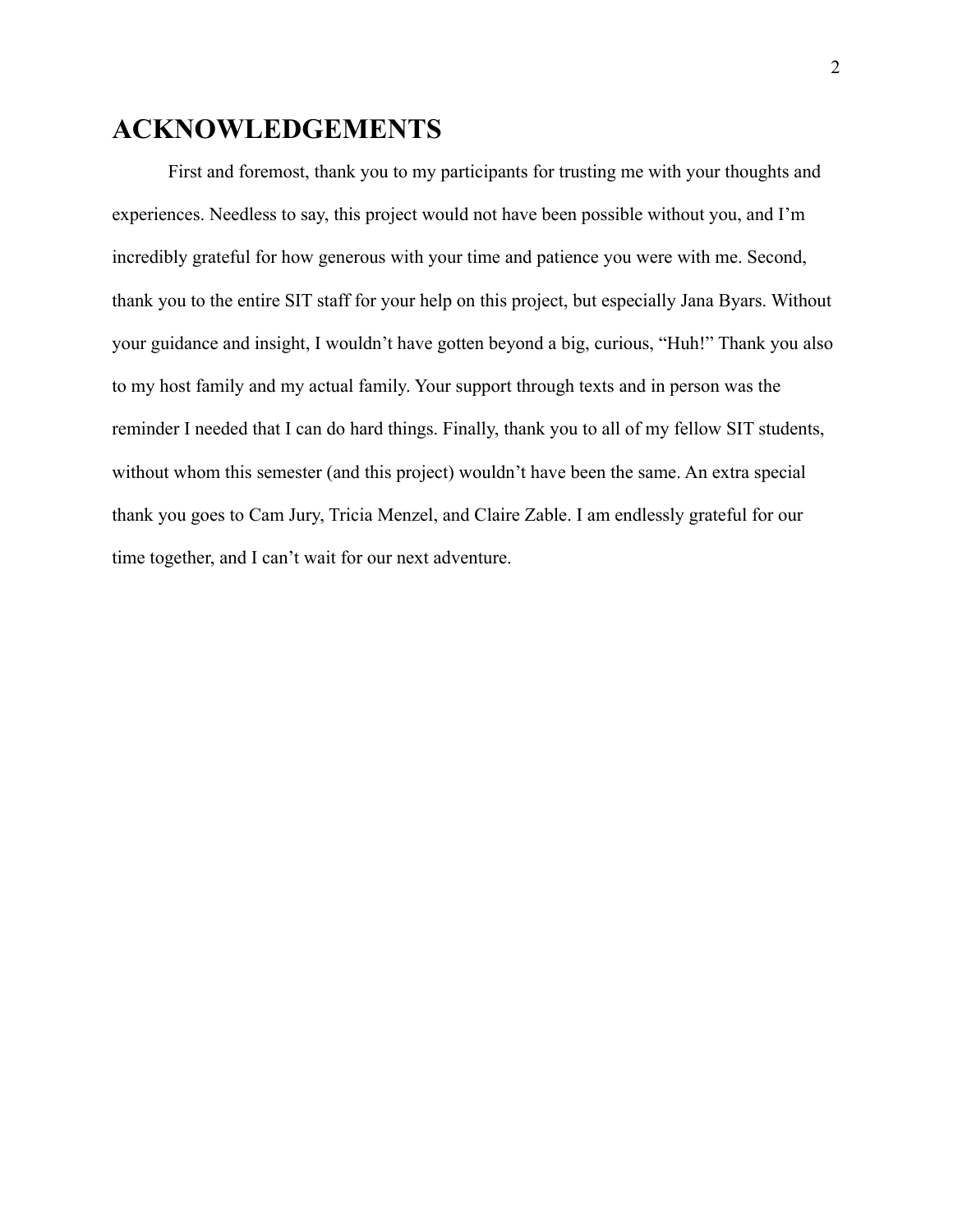# ACKNOWLEDGEMENTS

First and foremost, thank you to my participants for trusting me with your thoughts and experiences. Needless to say, this project would not have been possible without you, and I'm incredibly grateful for how generous with your time and patience you were with me. Second, thank you to the entire SIT staff for your help on this project, but especially Jana Byars. Without your guidance and insight, I wouldn't have gotten beyond a big, curious, "Huh!" Thank you also to my host family and my actual family. Your support through texts and in person was the reminder I needed that I can do hard things. Finally, thank you to all of my fellow SIT students, without whom this semester (and this project) wouldn't have been the same. An extra special thank you goes to Cam Jury, Tricia Menzel, and Claire Zable. I am endlessly grateful for our time together, and I can't wait for our next adventure.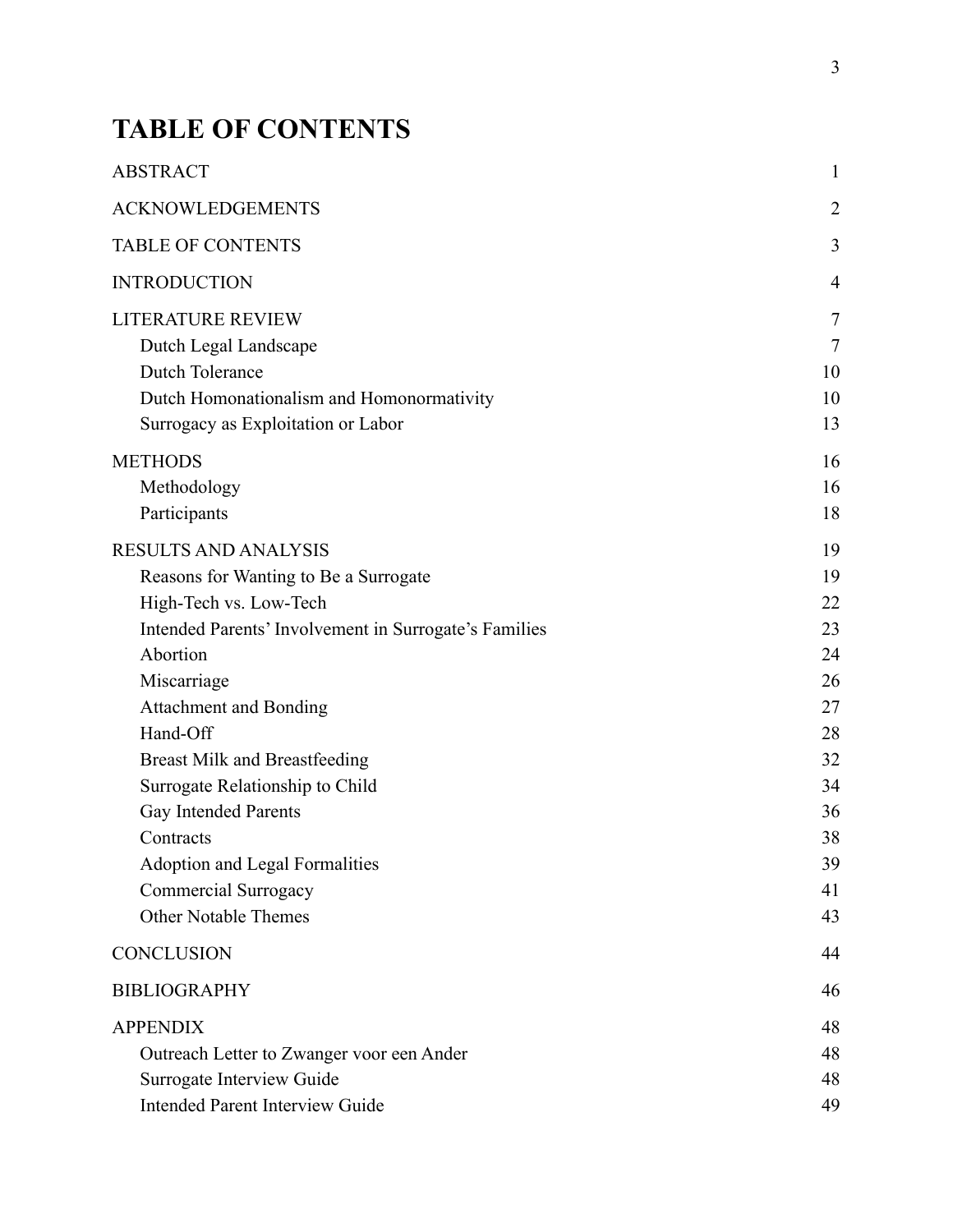# TABLE OF CONTENTS

| | |
|---|---|
| ABSTRACT | 1 |
| ACKNOWLEDGEMENTS | 2 |
| TABLE OF CONTENTS | 3 |
| INTRODUCTION | 4 |
| LITERATURE REVIEW | 7 |
| Dutch Legal Landscape | 7 |
| Dutch Tolerance | 10 |
| Dutch Homonationalism and Homonormativity | 10 |
| Surrogacy as Exploitation or Labor | 13 |
| METHODS | 16 |
| Methodology | 16 |
| Participants | 18 |
| RESULTS AND ANALYSIS | 19 |
| Reasons for Wanting to Be a Surrogate | 19 |
| High-Tech vs. Low-Tech | 22 |
| Intended Parents' Involvement in Surrogate's Families | 23 |
| Abortion | 24 |
| Miscarriage | 26 |
| Attachment and Bonding | 27 |
| Hand-Off | 28 |
| Breast Milk and Breastfeeding | 32 |
| Surrogate Relationship to Child | 34 |
| Gay Intended Parents | 36 |
| Contracts | 38 |
| Adoption and Legal Formalities | 39 |
| Commercial Surrogacy | 41 |
| Other Notable Themes | 43 |
| CONCLUSION | 44 |
| BIBLIOGRAPHY | 46 |
| APPENDIX | 48 |
| Outreach Letter to Zwanger voor een Ander | 48 |
| Surrogate Interview Guide | 48 |
| Intended Parent Interview Guide | 49 |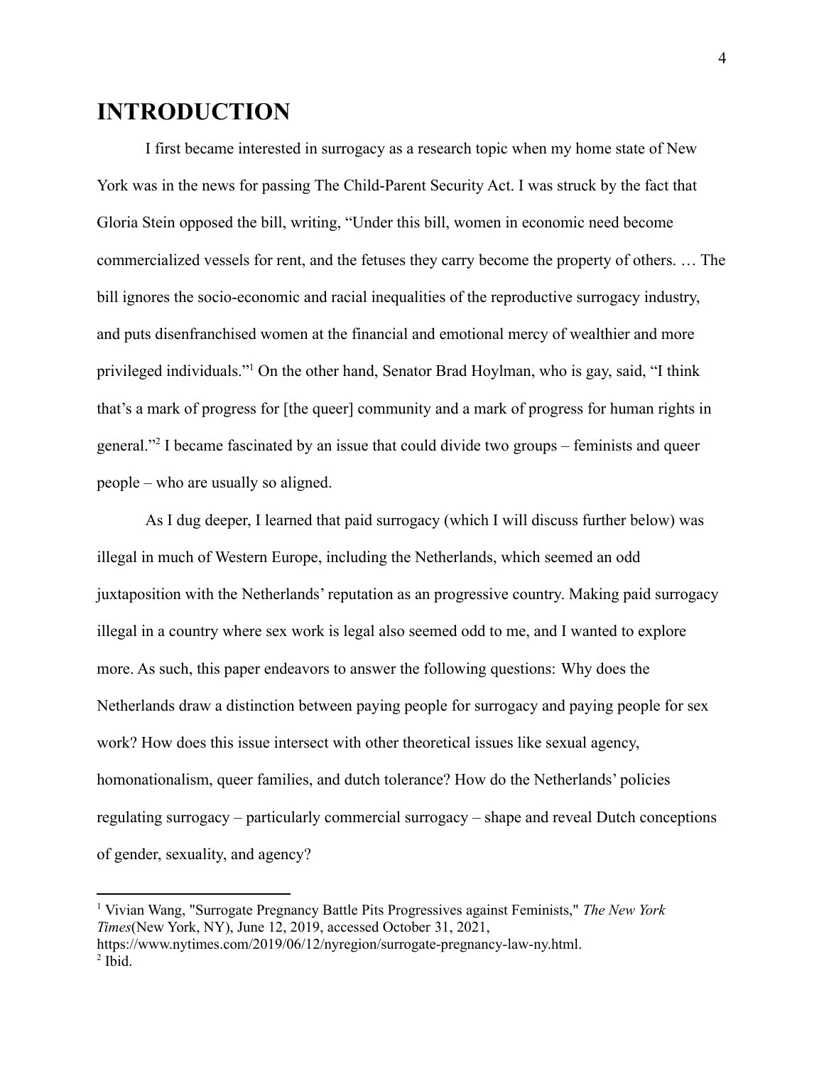# INTRODUCTION

I first became interested in surrogacy as a research topic when my home state of New York was in the news for passing The Child-Parent Security Act. I was struck by the fact that Gloria Stein opposed the bill, writing, "Under this bill, women in economic need become commercialized vessels for rent, and the fetuses they carry become the property of others. … The bill ignores the socio-economic and racial inequalities of the reproductive surrogacy industry, and puts disenfranchised women at the financial and emotional mercy of wealthier and more privileged individuals."[1] On the other hand, Senator Brad Hoylman, who is gay, said, "I think that's a mark of progress for [the queer] community and a mark of progress for human rights in general."[2] I became fascinated by an issue that could divide two groups – feminists and queer people – who are usually so aligned.

As I dug deeper, I learned that paid surrogacy (which I will discuss further below) was illegal in much of Western Europe, including the Netherlands, which seemed an odd juxtaposition with the Netherlands' reputation as an progressive country. Making paid surrogacy illegal in a country where sex work is legal also seemed odd to me, and I wanted to explore more. As such, this paper endeavors to answer the following questions: Why does the Netherlands draw a distinction between paying people for surrogacy and paying people for sex work? How does this issue intersect with other theoretical issues like sexual agency, homonationalism, queer families, and dutch tolerance? How do the Netherlands' policies regulating surrogacy – particularly commercial surrogacy – shape and reveal Dutch conceptions of gender, sexuality, and agency?

---

[1] Vivian Wang, "Surrogate Pregnancy Battle Pits Progressives against Feminists," *The New York Times*(New York, NY), June 12, 2019, accessed October 31, 2021, https://www.nytimes.com/2019/06/12/nyregion/surrogate-pregnancy-law-ny.html.

[2] Ibid.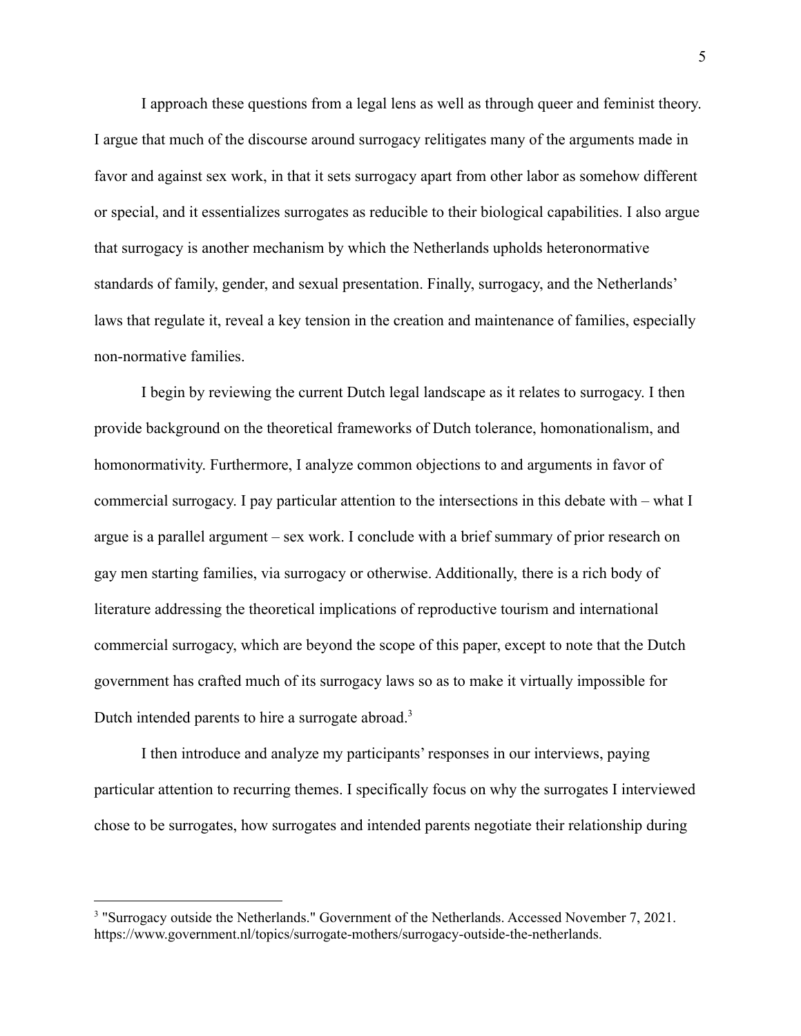I approach these questions from a legal lens as well as through queer and feminist theory. I argue that much of the discourse around surrogacy relitigates many of the arguments made in favor and against sex work, in that it sets surrogacy apart from other labor as somehow different or special, and it essentializes surrogates as reducible to their biological capabilities. I also argue that surrogacy is another mechanism by which the Netherlands upholds heteronormative standards of family, gender, and sexual presentation. Finally, surrogacy, and the Netherlands' laws that regulate it, reveal a key tension in the creation and maintenance of families, especially non-normative families.

I begin by reviewing the current Dutch legal landscape as it relates to surrogacy. I then provide background on the theoretical frameworks of Dutch tolerance, homonationalism, and homonormativity. Furthermore, I analyze common objections to and arguments in favor of commercial surrogacy. I pay particular attention to the intersections in this debate with – what I argue is a parallel argument – sex work. I conclude with a brief summary of prior research on gay men starting families, via surrogacy or otherwise. Additionally, there is a rich body of literature addressing the theoretical implications of reproductive tourism and international commercial surrogacy, which are beyond the scope of this paper, except to note that the Dutch government has crafted much of its surrogacy laws so as to make it virtually impossible for Dutch intended parents to hire a surrogate abroad.[3]

I then introduce and analyze my participants' responses in our interviews, paying particular attention to recurring themes. I specifically focus on why the surrogates I interviewed chose to be surrogates, how surrogates and intended parents negotiate their relationship during

[3] "Surrogacy outside the Netherlands." Government of the Netherlands. Accessed November 7, 2021. https://www.government.nl/topics/surrogate-mothers/surrogacy-outside-the-netherlands.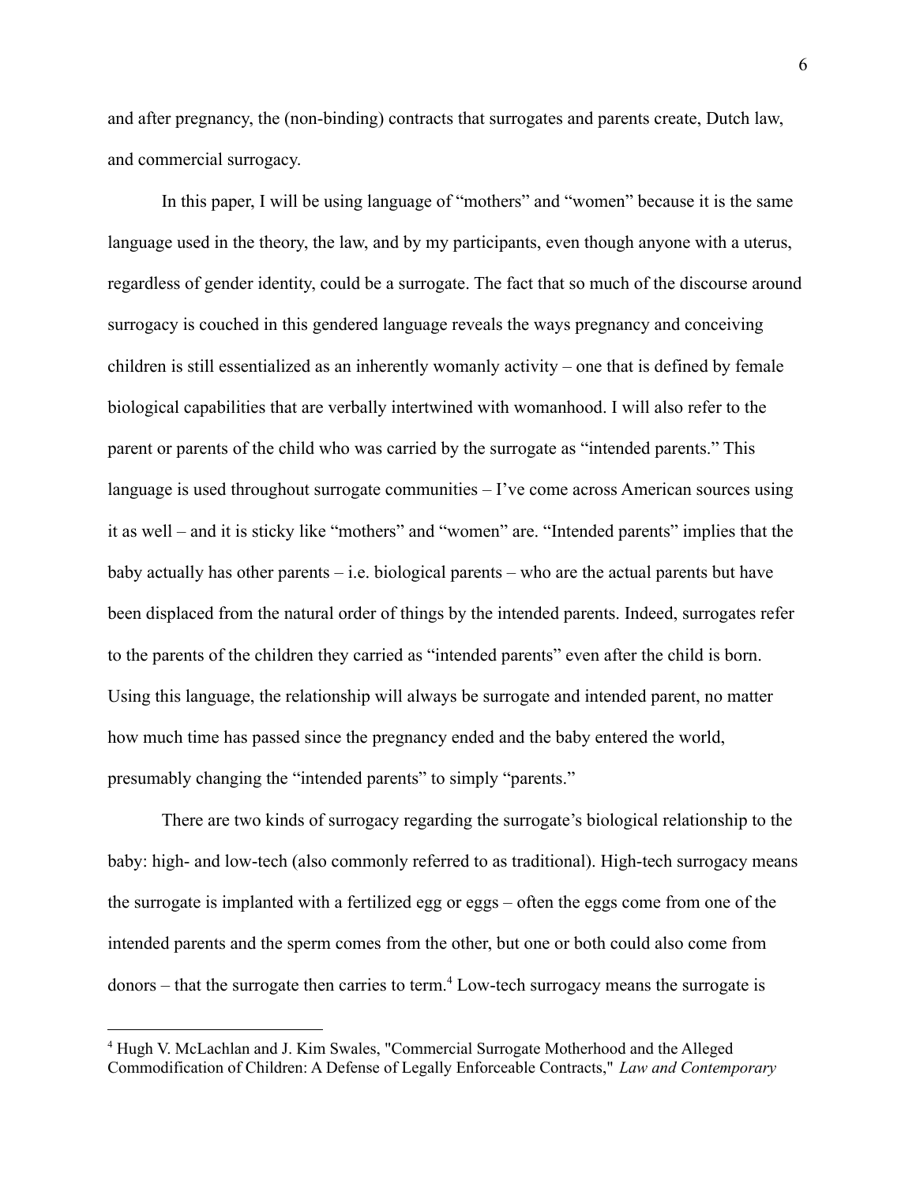and after pregnancy, the (non-binding) contracts that surrogates and parents create, Dutch law, and commercial surrogacy.

In this paper, I will be using language of "mothers" and "women" because it is the same language used in the theory, the law, and by my participants, even though anyone with a uterus, regardless of gender identity, could be a surrogate. The fact that so much of the discourse around surrogacy is couched in this gendered language reveals the ways pregnancy and conceiving children is still essentialized as an inherently womanly activity – one that is defined by female biological capabilities that are verbally intertwined with womanhood. I will also refer to the parent or parents of the child who was carried by the surrogate as "intended parents." This language is used throughout surrogate communities – I've come across American sources using it as well – and it is sticky like "mothers" and "women" are. "Intended parents" implies that the baby actually has other parents – i.e. biological parents – who are the actual parents but have been displaced from the natural order of things by the intended parents. Indeed, surrogates refer to the parents of the children they carried as "intended parents" even after the child is born. Using this language, the relationship will always be surrogate and intended parent, no matter how much time has passed since the pregnancy ended and the baby entered the world, presumably changing the "intended parents" to simply "parents."

There are two kinds of surrogacy regarding the surrogate's biological relationship to the baby: high- and low-tech (also commonly referred to as traditional). High-tech surrogacy means the surrogate is implanted with a fertilized egg or eggs – often the eggs come from one of the intended parents and the sperm comes from the other, but one or both could also come from donors – that the surrogate then carries to term.[4] Low-tech surrogacy means the surrogate is

---

[4] Hugh V. McLachlan and J. Kim Swales, "Commercial Surrogate Motherhood and the Alleged Commodification of Children: A Defense of Legally Enforceable Contracts," *Law and Contemporary*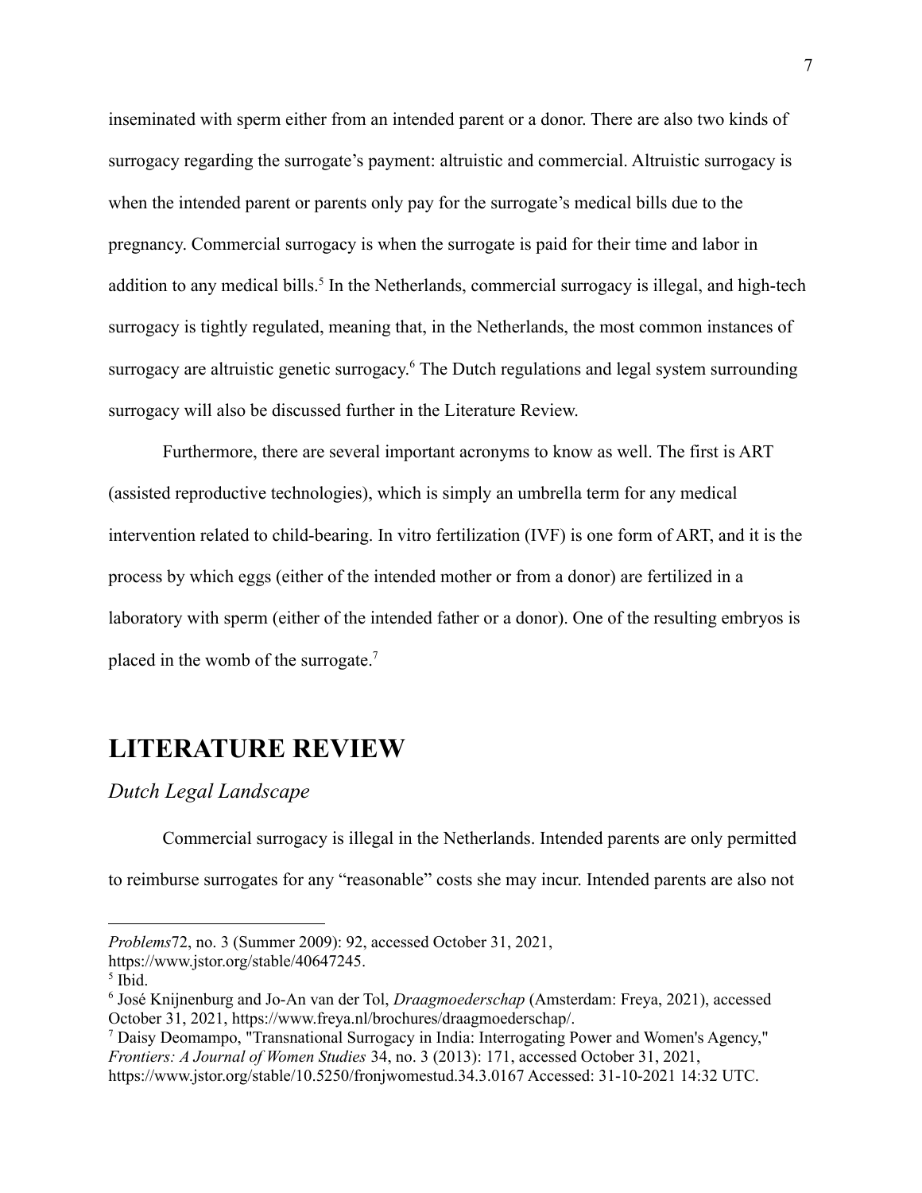inseminated with sperm either from an intended parent or a donor. There are also two kinds of surrogacy regarding the surrogate's payment: altruistic and commercial. Altruistic surrogacy is when the intended parent or parents only pay for the surrogate's medical bills due to the pregnancy. Commercial surrogacy is when the surrogate is paid for their time and labor in addition to any medical bills.[5] In the Netherlands, commercial surrogacy is illegal, and high-tech surrogacy is tightly regulated, meaning that, in the Netherlands, the most common instances of surrogacy are altruistic genetic surrogacy.[6] The Dutch regulations and legal system surrounding surrogacy will also be discussed further in the Literature Review.

Furthermore, there are several important acronyms to know as well. The first is ART (assisted reproductive technologies), which is simply an umbrella term for any medical intervention related to child-bearing. In vitro fertilization (IVF) is one form of ART, and it is the process by which eggs (either of the intended mother or from a donor) are fertilized in a laboratory with sperm (either of the intended father or a donor). One of the resulting embryos is placed in the womb of the surrogate.[7]

# LITERATURE REVIEW

## *Dutch Legal Landscape*

Commercial surrogacy is illegal in the Netherlands. Intended parents are only permitted to reimburse surrogates for any "reasonable" costs she may incur. Intended parents are also not

---

*Problems*72, no. 3 (Summer 2009): 92, accessed October 31, 2021, https://www.jstor.org/stable/40647245.

[5] Ibid.

[6] José Knijnenburg and Jo-An van der Tol, *Draagmoederschap* (Amsterdam: Freya, 2021), accessed October 31, 2021, https://www.freya.nl/brochures/draagmoederschap/.

[7] Daisy Deomampo, "Transnational Surrogacy in India: Interrogating Power and Women's Agency," *Frontiers: A Journal of Women Studies* 34, no. 3 (2013): 171, accessed October 31, 2021, https://www.jstor.org/stable/10.5250/fronjwomestud.34.3.0167 Accessed: 31-10-2021 14:32 UTC.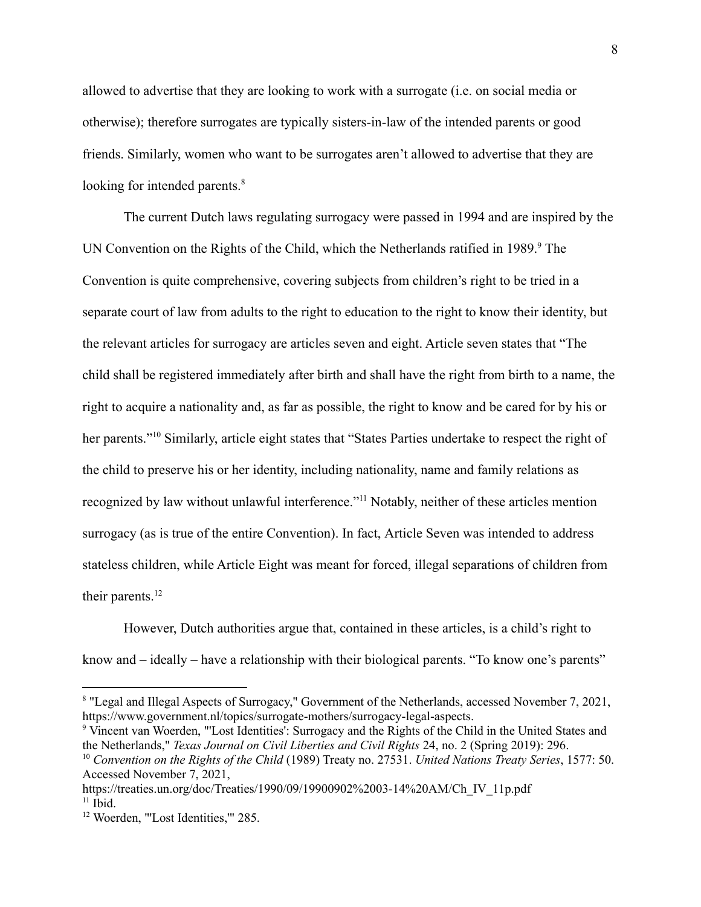allowed to advertise that they are looking to work with a surrogate (i.e. on social media or otherwise); therefore surrogates are typically sisters-in-law of the intended parents or good friends. Similarly, women who want to be surrogates aren't allowed to advertise that they are looking for intended parents.[8]

The current Dutch laws regulating surrogacy were passed in 1994 and are inspired by the UN Convention on the Rights of the Child, which the Netherlands ratified in 1989.[9] The Convention is quite comprehensive, covering subjects from children's right to be tried in a separate court of law from adults to the right to education to the right to know their identity, but the relevant articles for surrogacy are articles seven and eight. Article seven states that "The child shall be registered immediately after birth and shall have the right from birth to a name, the right to acquire a nationality and, as far as possible, the right to know and be cared for by his or her parents."[10] Similarly, article eight states that "States Parties undertake to respect the right of the child to preserve his or her identity, including nationality, name and family relations as recognized by law without unlawful interference."[11] Notably, neither of these articles mention surrogacy (as is true of the entire Convention). In fact, Article Seven was intended to address stateless children, while Article Eight was meant for forced, illegal separations of children from their parents.[12]

However, Dutch authorities argue that, contained in these articles, is a child's right to know and – ideally – have a relationship with their biological parents. "To know one's parents"

---

[8] "Legal and Illegal Aspects of Surrogacy," Government of the Netherlands, accessed November 7, 2021, https://www.government.nl/topics/surrogate-mothers/surrogacy-legal-aspects.

[9] Vincent van Woerden, "'Lost Identities': Surrogacy and the Rights of the Child in the United States and the Netherlands," *Texas Journal on Civil Liberties and Civil Rights* 24, no. 2 (Spring 2019): 296.

[10] *Convention on the Rights of the Child* (1989) Treaty no. 27531. *United Nations Treaty Series*, 1577: 50. Accessed November 7, 2021, https://treaties.un.org/doc/Treaties/1990/09/19900902%2003-14%20AM/Ch_IV_11p.pdf

[11] Ibid.

[12] Woerden, "'Lost Identities,'" 285.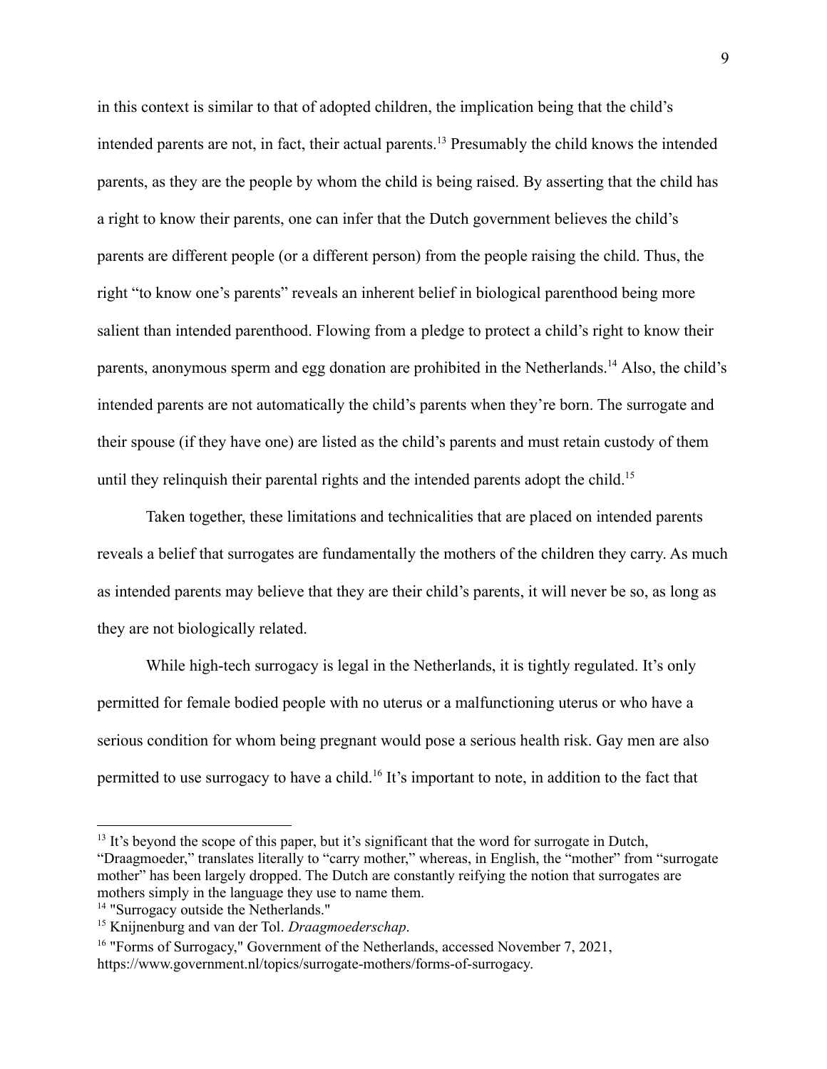in this context is similar to that of adopted children, the implication being that the child's intended parents are not, in fact, their actual parents.[13] Presumably the child knows the intended parents, as they are the people by whom the child is being raised. By asserting that the child has a right to know their parents, one can infer that the Dutch government believes the child's parents are different people (or a different person) from the people raising the child. Thus, the right "to know one's parents" reveals an inherent belief in biological parenthood being more salient than intended parenthood. Flowing from a pledge to protect a child's right to know their parents, anonymous sperm and egg donation are prohibited in the Netherlands.[14] Also, the child's intended parents are not automatically the child's parents when they're born. The surrogate and their spouse (if they have one) are listed as the child's parents and must retain custody of them until they relinquish their parental rights and the intended parents adopt the child.[15]

Taken together, these limitations and technicalities that are placed on intended parents reveals a belief that surrogates are fundamentally the mothers of the children they carry. As much as intended parents may believe that they are their child's parents, it will never be so, as long as they are not biologically related.

While high-tech surrogacy is legal in the Netherlands, it is tightly regulated. It's only permitted for female bodied people with no uterus or a malfunctioning uterus or who have a serious condition for whom being pregnant would pose a serious health risk. Gay men are also permitted to use surrogacy to have a child.[16] It's important to note, in addition to the fact that

---

[13] It's beyond the scope of this paper, but it's significant that the word for surrogate in Dutch, "Draagmoeder," translates literally to "carry mother," whereas, in English, the "mother" from "surrogate mother" has been largely dropped. The Dutch are constantly reifying the notion that surrogates are mothers simply in the language they use to name them.

[14] "Surrogacy outside the Netherlands."

[15] Knijnenburg and van der Tol. *Draagmoederschap*.

[16] "Forms of Surrogacy," Government of the Netherlands, accessed November 7, 2021, https://www.government.nl/topics/surrogate-mothers/forms-of-surrogacy.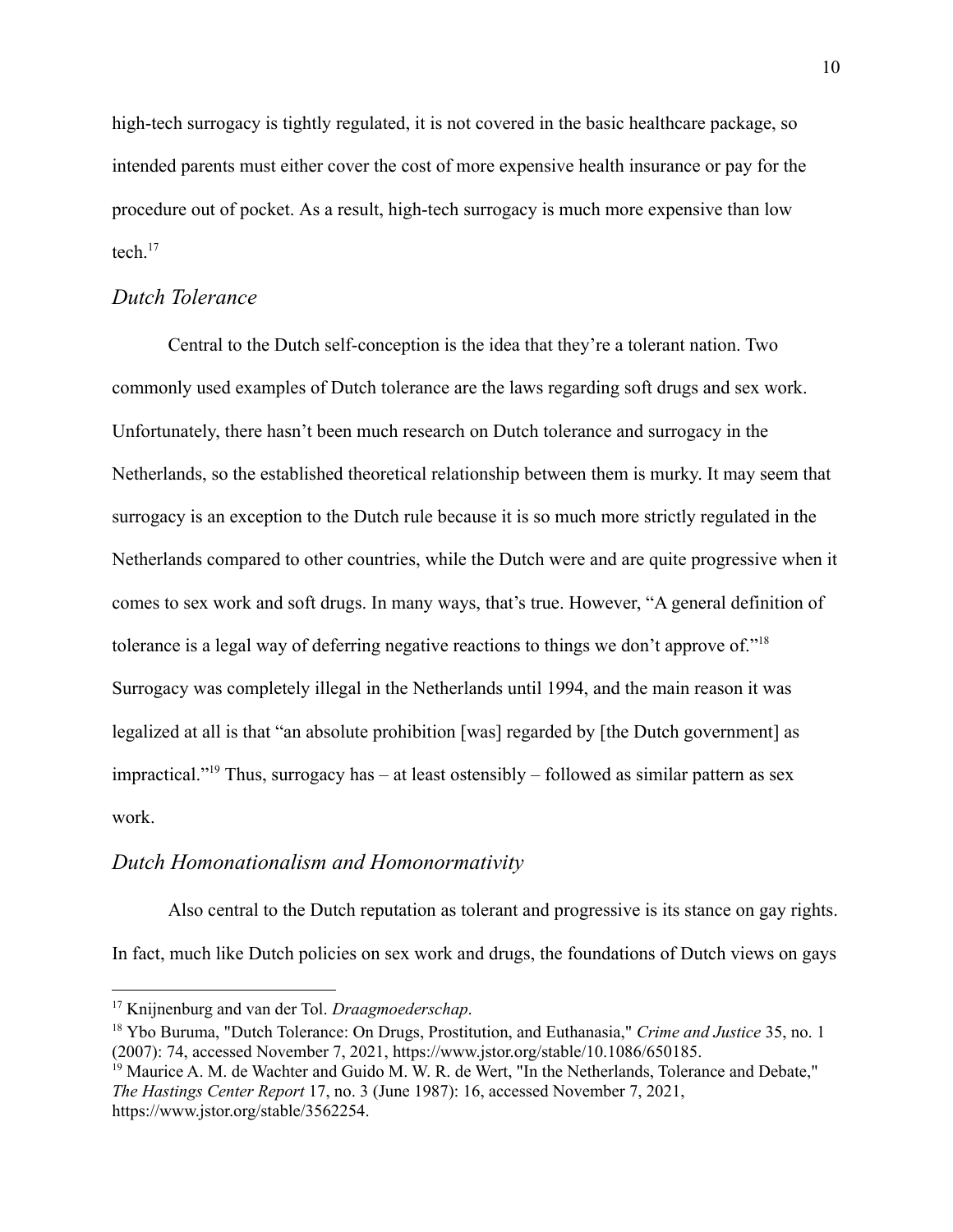high-tech surrogacy is tightly regulated, it is not covered in the basic healthcare package, so intended parents must either cover the cost of more expensive health insurance or pay for the procedure out of pocket. As a result, high-tech surrogacy is much more expensive than low tech.[17]

### *Dutch Tolerance*

Central to the Dutch self-conception is the idea that they're a tolerant nation. Two commonly used examples of Dutch tolerance are the laws regarding soft drugs and sex work. Unfortunately, there hasn't been much research on Dutch tolerance and surrogacy in the Netherlands, so the established theoretical relationship between them is murky. It may seem that surrogacy is an exception to the Dutch rule because it is so much more strictly regulated in the Netherlands compared to other countries, while the Dutch were and are quite progressive when it comes to sex work and soft drugs. In many ways, that's true. However, "A general definition of tolerance is a legal way of deferring negative reactions to things we don't approve of."[18] Surrogacy was completely illegal in the Netherlands until 1994, and the main reason it was legalized at all is that "an absolute prohibition [was] regarded by [the Dutch government] as impractical."[19] Thus, surrogacy has – at least ostensibly – followed as similar pattern as sex work.

### *Dutch Homonationalism and Homonormativity*

Also central to the Dutch reputation as tolerant and progressive is its stance on gay rights. In fact, much like Dutch policies on sex work and drugs, the foundations of Dutch views on gays

---

[17] Knijnenburg and van der Tol. *Draagmoederschap*.

[18] Ybo Buruma, "Dutch Tolerance: On Drugs, Prostitution, and Euthanasia," *Crime and Justice* 35, no. 1 (2007): 74, accessed November 7, 2021, https://www.jstor.org/stable/10.1086/650185.

[19] Maurice A. M. de Wachter and Guido M. W. R. de Wert, "In the Netherlands, Tolerance and Debate," *The Hastings Center Report* 17, no. 3 (June 1987): 16, accessed November 7, 2021, https://www.jstor.org/stable/3562254.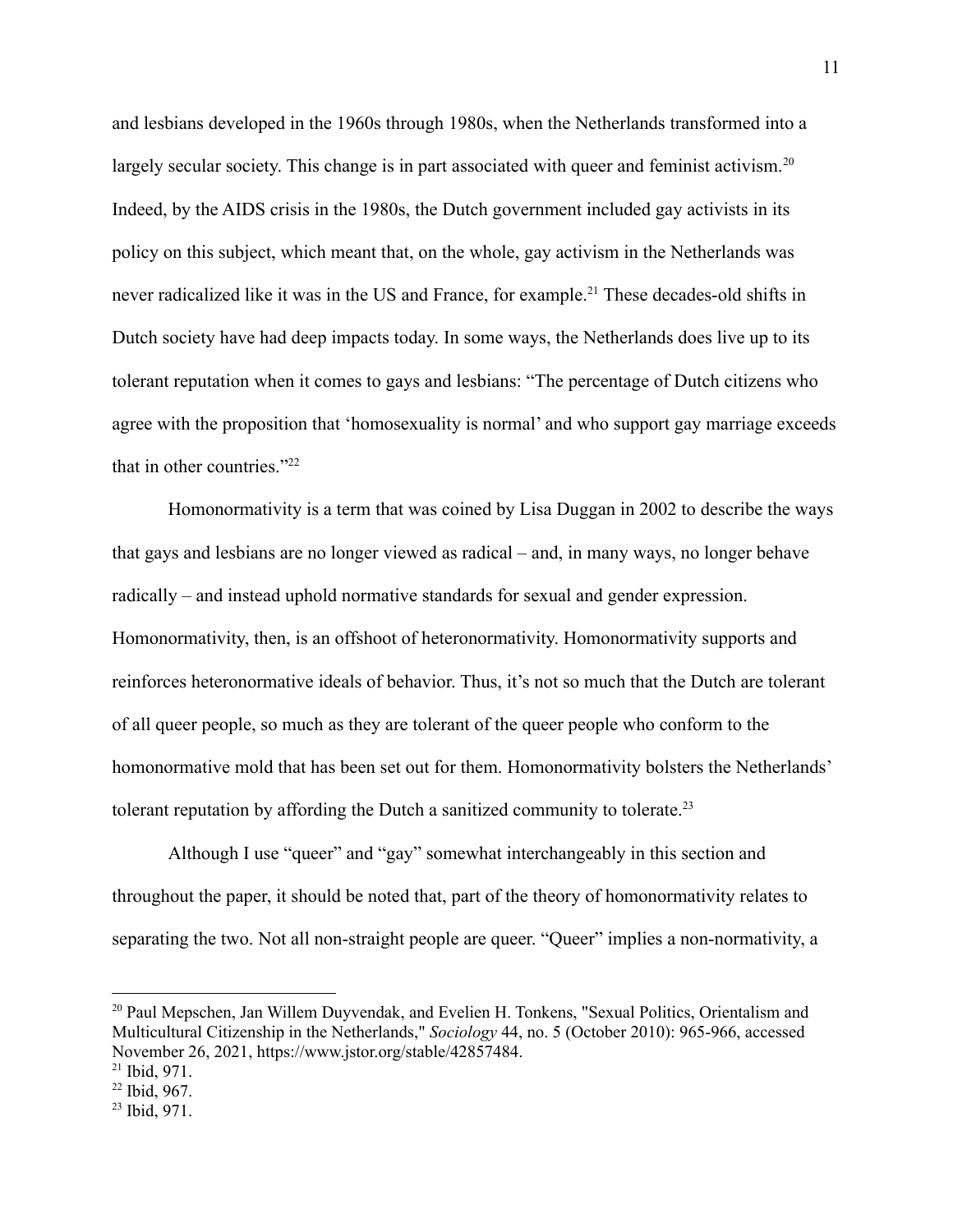and lesbians developed in the 1960s through 1980s, when the Netherlands transformed into a largely secular society. This change is in part associated with queer and feminist activism.[20] Indeed, by the AIDS crisis in the 1980s, the Dutch government included gay activists in its policy on this subject, which meant that, on the whole, gay activism in the Netherlands was never radicalized like it was in the US and France, for example.[21] These decades-old shifts in Dutch society have had deep impacts today. In some ways, the Netherlands does live up to its tolerant reputation when it comes to gays and lesbians: "The percentage of Dutch citizens who agree with the proposition that 'homosexuality is normal' and who support gay marriage exceeds that in other countries."[22]

Homonormativity is a term that was coined by Lisa Duggan in 2002 to describe the ways that gays and lesbians are no longer viewed as radical – and, in many ways, no longer behave radically – and instead uphold normative standards for sexual and gender expression. Homonormativity, then, is an offshoot of heteronormativity. Homonormativity supports and reinforces heteronormative ideals of behavior. Thus, it's not so much that the Dutch are tolerant of all queer people, so much as they are tolerant of the queer people who conform to the homonormative mold that has been set out for them. Homonormativity bolsters the Netherlands' tolerant reputation by affording the Dutch a sanitized community to tolerate.[23]

Although I use "queer" and "gay" somewhat interchangeably in this section and throughout the paper, it should be noted that, part of the theory of homonormativity relates to separating the two. Not all non-straight people are queer. "Queer" implies a non-normativity, a

---

[20] Paul Mepschen, Jan Willem Duyvendak, and Evelien H. Tonkens, "Sexual Politics, Orientalism and Multicultural Citizenship in the Netherlands," *Sociology* 44, no. 5 (October 2010): 965-966, accessed November 26, 2021, https://www.jstor.org/stable/42857484.

[21] Ibid, 971.

[22] Ibid, 967.

[23] Ibid, 971.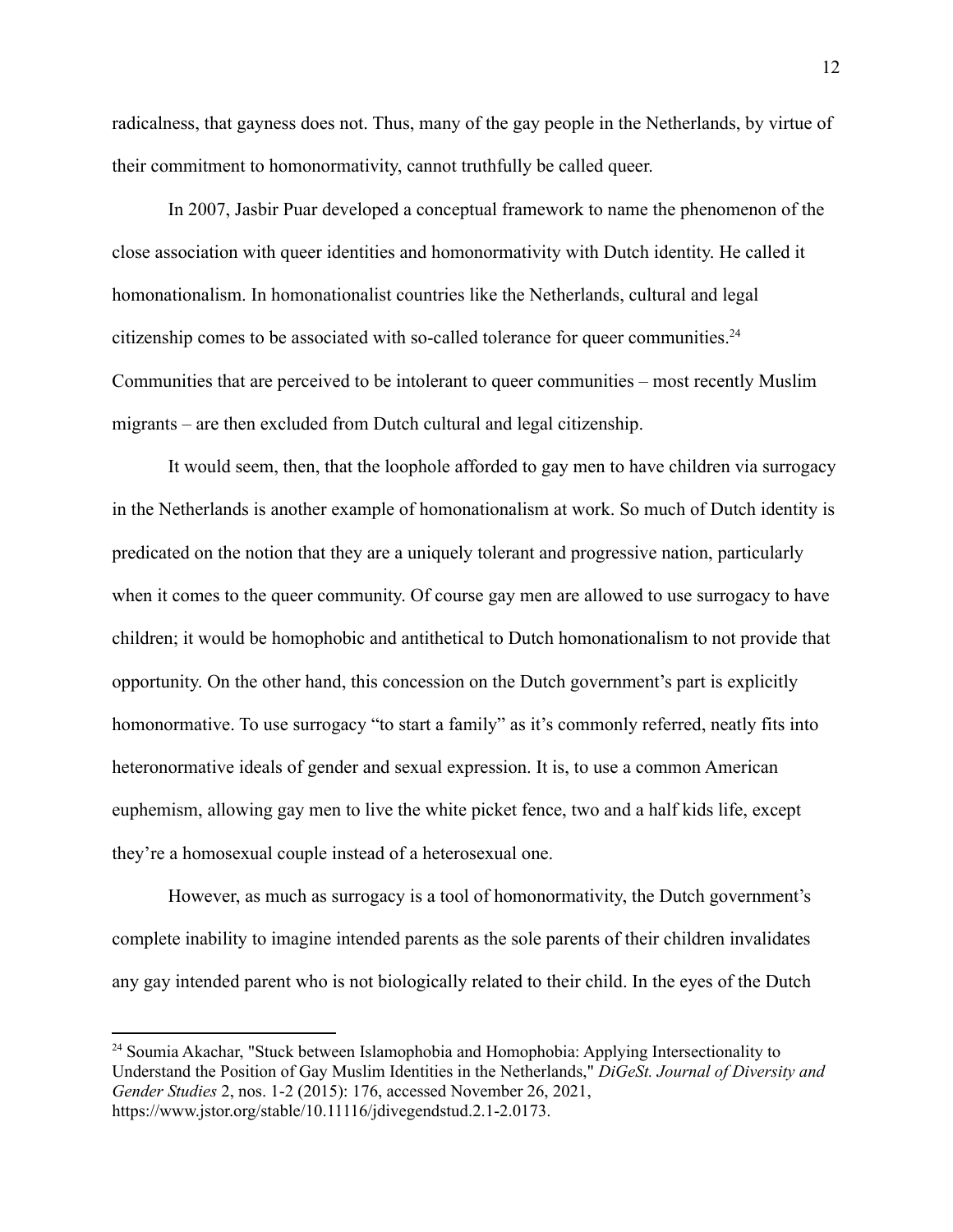radicalness, that gayness does not. Thus, many of the gay people in the Netherlands, by virtue of their commitment to homonormativity, cannot truthfully be called queer.

In 2007, Jasbir Puar developed a conceptual framework to name the phenomenon of the close association with queer identities and homonormativity with Dutch identity. He called it homonationalism. In homonationalist countries like the Netherlands, cultural and legal citizenship comes to be associated with so-called tolerance for queer communities.[24] Communities that are perceived to be intolerant to queer communities – most recently Muslim migrants – are then excluded from Dutch cultural and legal citizenship.

It would seem, then, that the loophole afforded to gay men to have children via surrogacy in the Netherlands is another example of homonationalism at work. So much of Dutch identity is predicated on the notion that they are a uniquely tolerant and progressive nation, particularly when it comes to the queer community. Of course gay men are allowed to use surrogacy to have children; it would be homophobic and antithetical to Dutch homonationalism to not provide that opportunity. On the other hand, this concession on the Dutch government's part is explicitly homonormative. To use surrogacy "to start a family" as it's commonly referred, neatly fits into heteronormative ideals of gender and sexual expression. It is, to use a common American euphemism, allowing gay men to live the white picket fence, two and a half kids life, except they're a homosexual couple instead of a heterosexual one.

However, as much as surrogacy is a tool of homonormativity, the Dutch government's complete inability to imagine intended parents as the sole parents of their children invalidates any gay intended parent who is not biologically related to their child. In the eyes of the Dutch

[24] Soumia Akachar, "Stuck between Islamophobia and Homophobia: Applying Intersectionality to Understand the Position of Gay Muslim Identities in the Netherlands," *DiGeSt. Journal of Diversity and Gender Studies* 2, nos. 1-2 (2015): 176, accessed November 26, 2021, https://www.jstor.org/stable/10.11116/jdivegendstud.2.1-2.0173.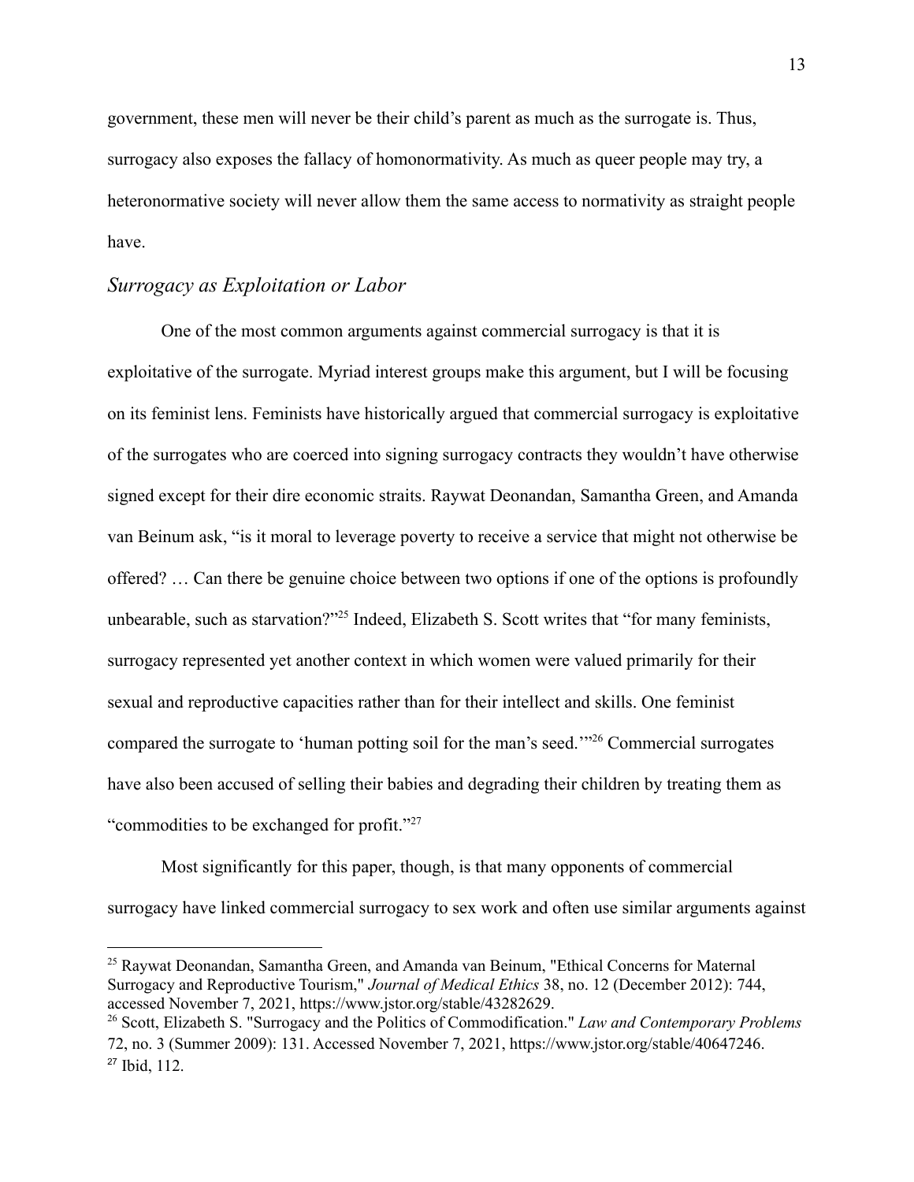government, these men will never be their child's parent as much as the surrogate is. Thus, surrogacy also exposes the fallacy of homonormativity. As much as queer people may try, a heteronormative society will never allow them the same access to normativity as straight people have.

### *Surrogacy as Exploitation or Labor*

One of the most common arguments against commercial surrogacy is that it is exploitative of the surrogate. Myriad interest groups make this argument, but I will be focusing on its feminist lens. Feminists have historically argued that commercial surrogacy is exploitative of the surrogates who are coerced into signing surrogacy contracts they wouldn't have otherwise signed except for their dire economic straits. Raywat Deonandan, Samantha Green, and Amanda van Beinum ask, "is it moral to leverage poverty to receive a service that might not otherwise be offered? … Can there be genuine choice between two options if one of the options is profoundly unbearable, such as starvation?"[25] Indeed, Elizabeth S. Scott writes that "for many feminists, surrogacy represented yet another context in which women were valued primarily for their sexual and reproductive capacities rather than for their intellect and skills. One feminist compared the surrogate to 'human potting soil for the man's seed.'"[26] Commercial surrogates have also been accused of selling their babies and degrading their children by treating them as "commodities to be exchanged for profit."[27]

Most significantly for this paper, though, is that many opponents of commercial surrogacy have linked commercial surrogacy to sex work and often use similar arguments against

[25] Raywat Deonandan, Samantha Green, and Amanda van Beinum, "Ethical Concerns for Maternal Surrogacy and Reproductive Tourism," *Journal of Medical Ethics* 38, no. 12 (December 2012): 744, accessed November 7, 2021, https://www.jstor.org/stable/43282629.

[26] Scott, Elizabeth S. "Surrogacy and the Politics of Commodification." *Law and Contemporary Problems* 72, no. 3 (Summer 2009): 131. Accessed November 7, 2021, https://www.jstor.org/stable/40647246.

[27] Ibid, 112.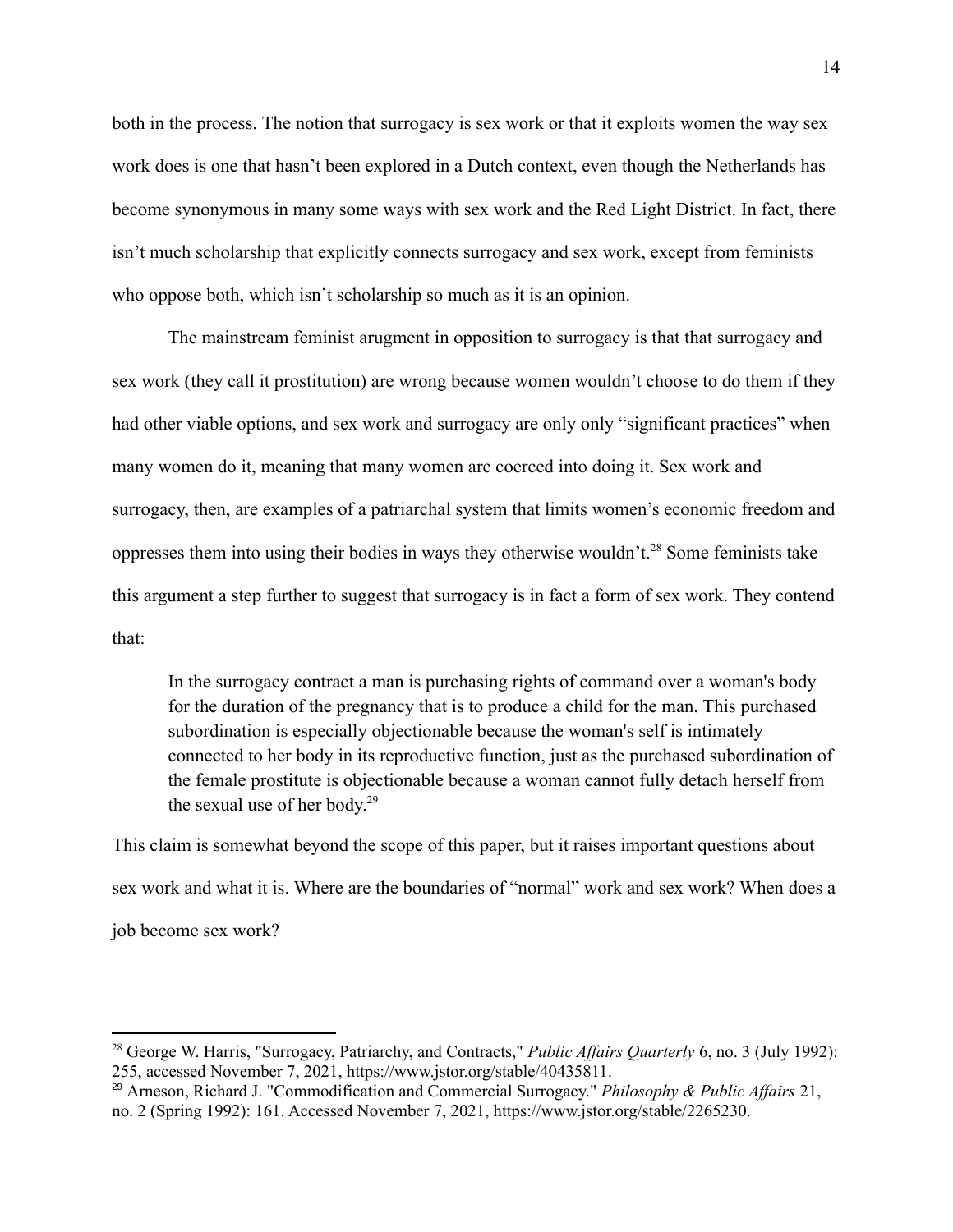both in the process. The notion that surrogacy is sex work or that it exploits women the way sex work does is one that hasn't been explored in a Dutch context, even though the Netherlands has become synonymous in many some ways with sex work and the Red Light District. In fact, there isn't much scholarship that explicitly connects surrogacy and sex work, except from feminists who oppose both, which isn't scholarship so much as it is an opinion.

The mainstream feminist arugment in opposition to surrogacy is that that surrogacy and sex work (they call it prostitution) are wrong because women wouldn't choose to do them if they had other viable options, and sex work and surrogacy are only only "significant practices" when many women do it, meaning that many women are coerced into doing it. Sex work and surrogacy, then, are examples of a patriarchal system that limits women's economic freedom and oppresses them into using their bodies in ways they otherwise wouldn't.[28] Some feminists take this argument a step further to suggest that surrogacy is in fact a form of sex work. They contend that:

> In the surrogacy contract a man is purchasing rights of command over a woman's body for the duration of the pregnancy that is to produce a child for the man. This purchased subordination is especially objectionable because the woman's self is intimately connected to her body in its reproductive function, just as the purchased subordination of the female prostitute is objectionable because a woman cannot fully detach herself from the sexual use of her body.[29]

This claim is somewhat beyond the scope of this paper, but it raises important questions about sex work and what it is. Where are the boundaries of "normal" work and sex work? When does a job become sex work?

---

[28] George W. Harris, "Surrogacy, Patriarchy, and Contracts," *Public Affairs Quarterly* 6, no. 3 (July 1992): 255, accessed November 7, 2021, https://www.jstor.org/stable/40435811.

[29] Arneson, Richard J. "Commodification and Commercial Surrogacy." *Philosophy & Public Affairs* 21, no. 2 (Spring 1992): 161. Accessed November 7, 2021, https://www.jstor.org/stable/2265230.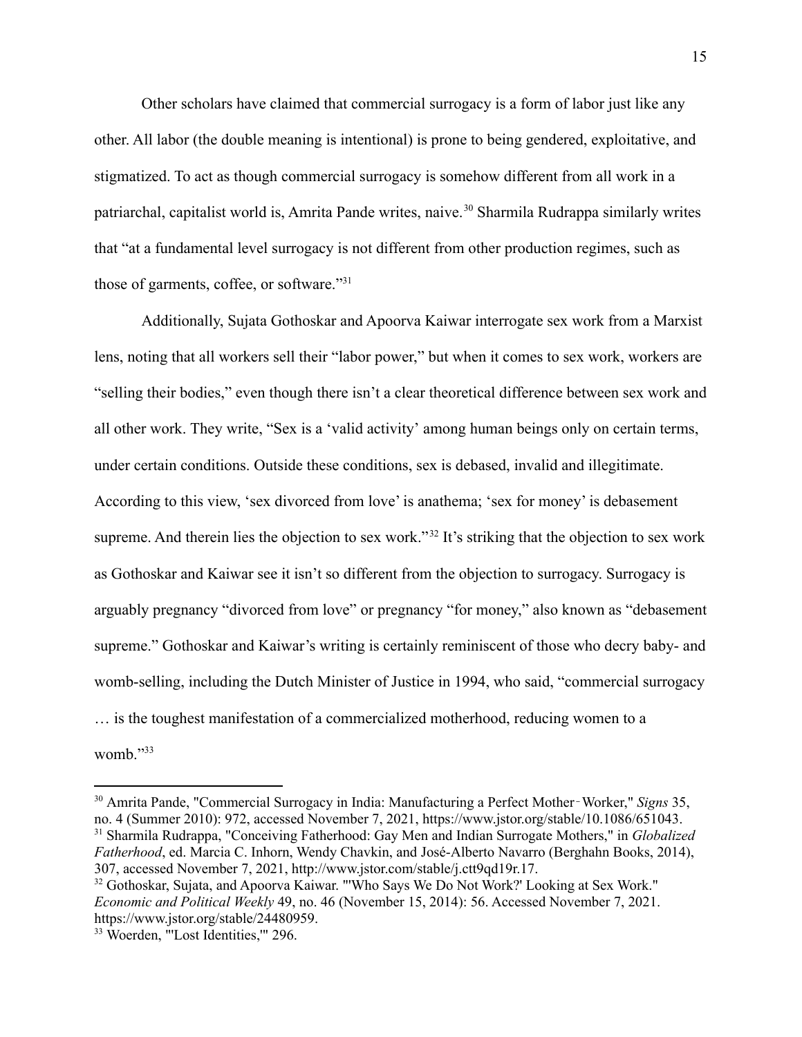Other scholars have claimed that commercial surrogacy is a form of labor just like any other. All labor (the double meaning is intentional) is prone to being gendered, exploitative, and stigmatized. To act as though commercial surrogacy is somehow different from all work in a patriarchal, capitalist world is, Amrita Pande writes, naive.[30] Sharmila Rudrappa similarly writes that "at a fundamental level surrogacy is not different from other production regimes, such as those of garments, coffee, or software."[31]

Additionally, Sujata Gothoskar and Apoorva Kaiwar interrogate sex work from a Marxist lens, noting that all workers sell their "labor power," but when it comes to sex work, workers are "selling their bodies," even though there isn't a clear theoretical difference between sex work and all other work. They write, "Sex is a 'valid activity' among human beings only on certain terms, under certain conditions. Outside these conditions, sex is debased, invalid and illegitimate. According to this view, 'sex divorced from love' is anathema; 'sex for money' is debasement supreme. And therein lies the objection to sex work."[32] It's striking that the objection to sex work as Gothoskar and Kaiwar see it isn't so different from the objection to surrogacy. Surrogacy is arguably pregnancy "divorced from love" or pregnancy "for money," also known as "debasement supreme." Gothoskar and Kaiwar's writing is certainly reminiscent of those who decry baby- and womb-selling, including the Dutch Minister of Justice in 1994, who said, "commercial surrogacy … is the toughest manifestation of a commercialized motherhood, reducing women to a womb."[33]

---

[30] Amrita Pande, "Commercial Surrogacy in India: Manufacturing a Perfect Mother‑Worker," *Signs* 35, no. 4 (Summer 2010): 972, accessed November 7, 2021, https://www.jstor.org/stable/10.1086/651043.

[31] Sharmila Rudrappa, "Conceiving Fatherhood: Gay Men and Indian Surrogate Mothers," in *Globalized Fatherhood*, ed. Marcia C. Inhorn, Wendy Chavkin, and José-Alberto Navarro (Berghahn Books, 2014), 307, accessed November 7, 2021, http://www.jstor.com/stable/j.ctt9qd19r.17.

[32] Gothoskar, Sujata, and Apoorva Kaiwar. "'Who Says We Do Not Work?' Looking at Sex Work." *Economic and Political Weekly* 49, no. 46 (November 15, 2014): 56. Accessed November 7, 2021. https://www.jstor.org/stable/24480959.

[33] Woerden, "'Lost Identities,'" 296.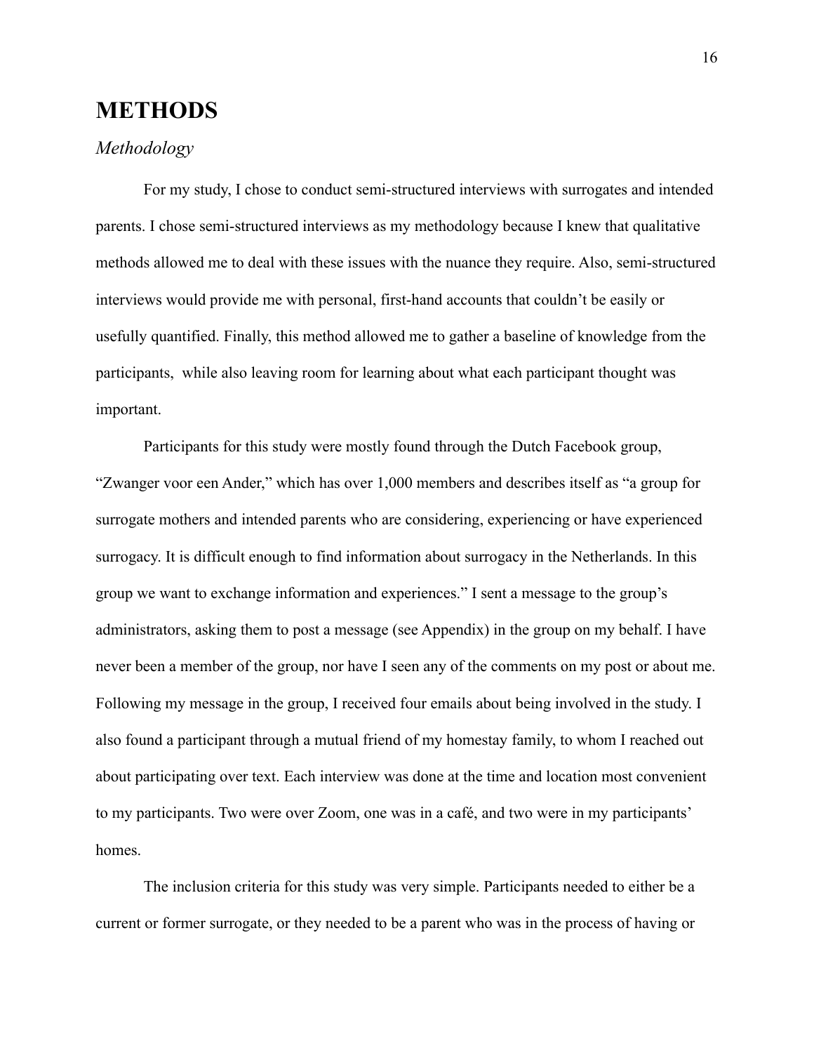# METHODS

## *Methodology*

For my study, I chose to conduct semi-structured interviews with surrogates and intended parents. I chose semi-structured interviews as my methodology because I knew that qualitative methods allowed me to deal with these issues with the nuance they require. Also, semi-structured interviews would provide me with personal, first-hand accounts that couldn't be easily or usefully quantified. Finally, this method allowed me to gather a baseline of knowledge from the participants, while also leaving room for learning about what each participant thought was important.

Participants for this study were mostly found through the Dutch Facebook group, "Zwanger voor een Ander," which has over 1,000 members and describes itself as "a group for surrogate mothers and intended parents who are considering, experiencing or have experienced surrogacy. It is difficult enough to find information about surrogacy in the Netherlands. In this group we want to exchange information and experiences." I sent a message to the group's administrators, asking them to post a message (see Appendix) in the group on my behalf. I have never been a member of the group, nor have I seen any of the comments on my post or about me. Following my message in the group, I received four emails about being involved in the study. I also found a participant through a mutual friend of my homestay family, to whom I reached out about participating over text. Each interview was done at the time and location most convenient to my participants. Two were over Zoom, one was in a café, and two were in my participants' homes.

The inclusion criteria for this study was very simple. Participants needed to either be a current or former surrogate, or they needed to be a parent who was in the process of having or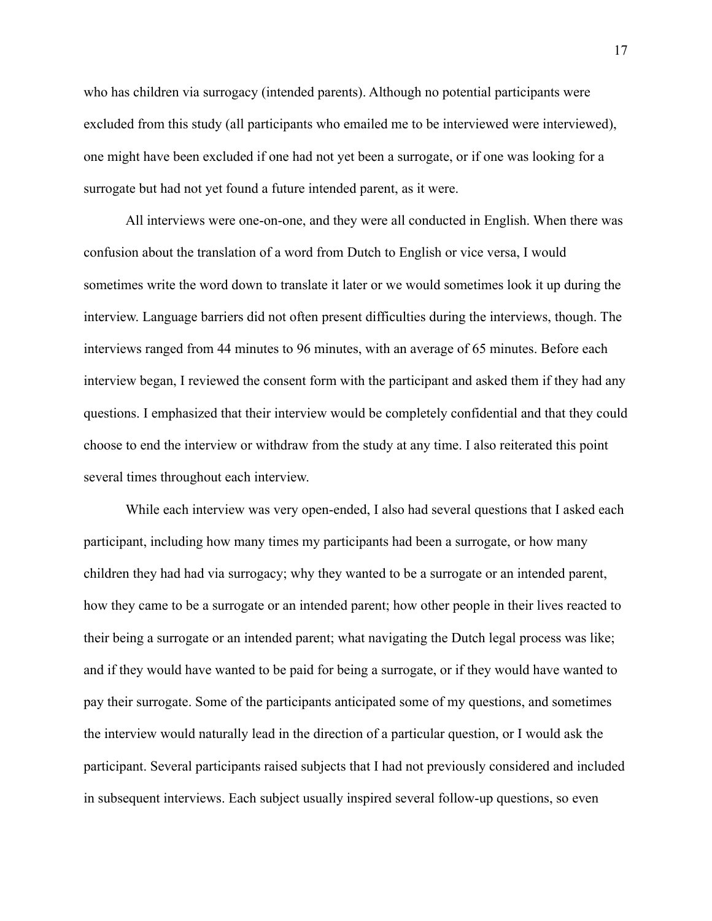who has children via surrogacy (intended parents). Although no potential participants were excluded from this study (all participants who emailed me to be interviewed were interviewed), one might have been excluded if one had not yet been a surrogate, or if one was looking for a surrogate but had not yet found a future intended parent, as it were.

All interviews were one-on-one, and they were all conducted in English. When there was confusion about the translation of a word from Dutch to English or vice versa, I would sometimes write the word down to translate it later or we would sometimes look it up during the interview. Language barriers did not often present difficulties during the interviews, though. The interviews ranged from 44 minutes to 96 minutes, with an average of 65 minutes. Before each interview began, I reviewed the consent form with the participant and asked them if they had any questions. I emphasized that their interview would be completely confidential and that they could choose to end the interview or withdraw from the study at any time. I also reiterated this point several times throughout each interview.

While each interview was very open-ended, I also had several questions that I asked each participant, including how many times my participants had been a surrogate, or how many children they had had via surrogacy; why they wanted to be a surrogate or an intended parent, how they came to be a surrogate or an intended parent; how other people in their lives reacted to their being a surrogate or an intended parent; what navigating the Dutch legal process was like; and if they would have wanted to be paid for being a surrogate, or if they would have wanted to pay their surrogate. Some of the participants anticipated some of my questions, and sometimes the interview would naturally lead in the direction of a particular question, or I would ask the participant. Several participants raised subjects that I had not previously considered and included in subsequent interviews. Each subject usually inspired several follow-up questions, so even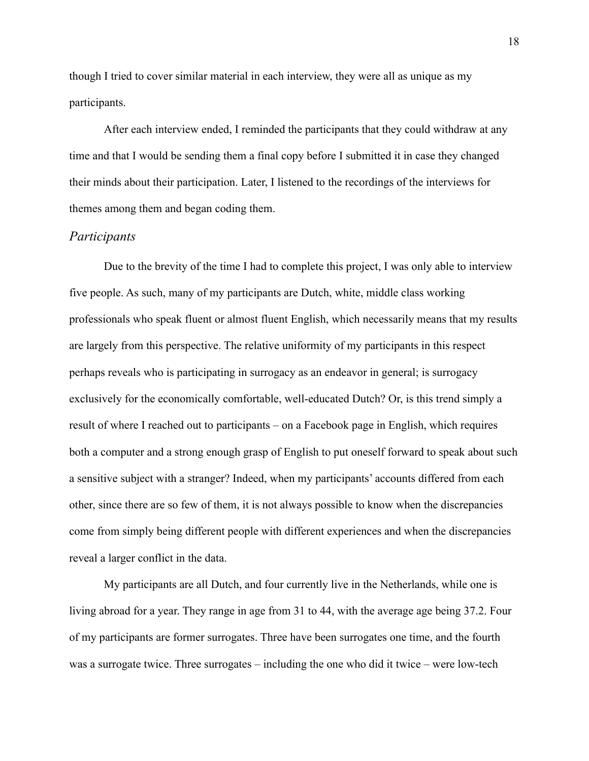though I tried to cover similar material in each interview, they were all as unique as my participants.

After each interview ended, I reminded the participants that they could withdraw at any time and that I would be sending them a final copy before I submitted it in case they changed their minds about their participation. Later, I listened to the recordings of the interviews for themes among them and began coding them.

### *Participants*

Due to the brevity of the time I had to complete this project, I was only able to interview five people. As such, many of my participants are Dutch, white, middle class working professionals who speak fluent or almost fluent English, which necessarily means that my results are largely from this perspective. The relative uniformity of my participants in this respect perhaps reveals who is participating in surrogacy as an endeavor in general; is surrogacy exclusively for the economically comfortable, well-educated Dutch? Or, is this trend simply a result of where I reached out to participants – on a Facebook page in English, which requires both a computer and a strong enough grasp of English to put oneself forward to speak about such a sensitive subject with a stranger? Indeed, when my participants' accounts differed from each other, since there are so few of them, it is not always possible to know when the discrepancies come from simply being different people with different experiences and when the discrepancies reveal a larger conflict in the data.

My participants are all Dutch, and four currently live in the Netherlands, while one is living abroad for a year. They range in age from 31 to 44, with the average age being 37.2. Four of my participants are former surrogates. Three have been surrogates one time, and the fourth was a surrogate twice. Three surrogates – including the one who did it twice – were low-tech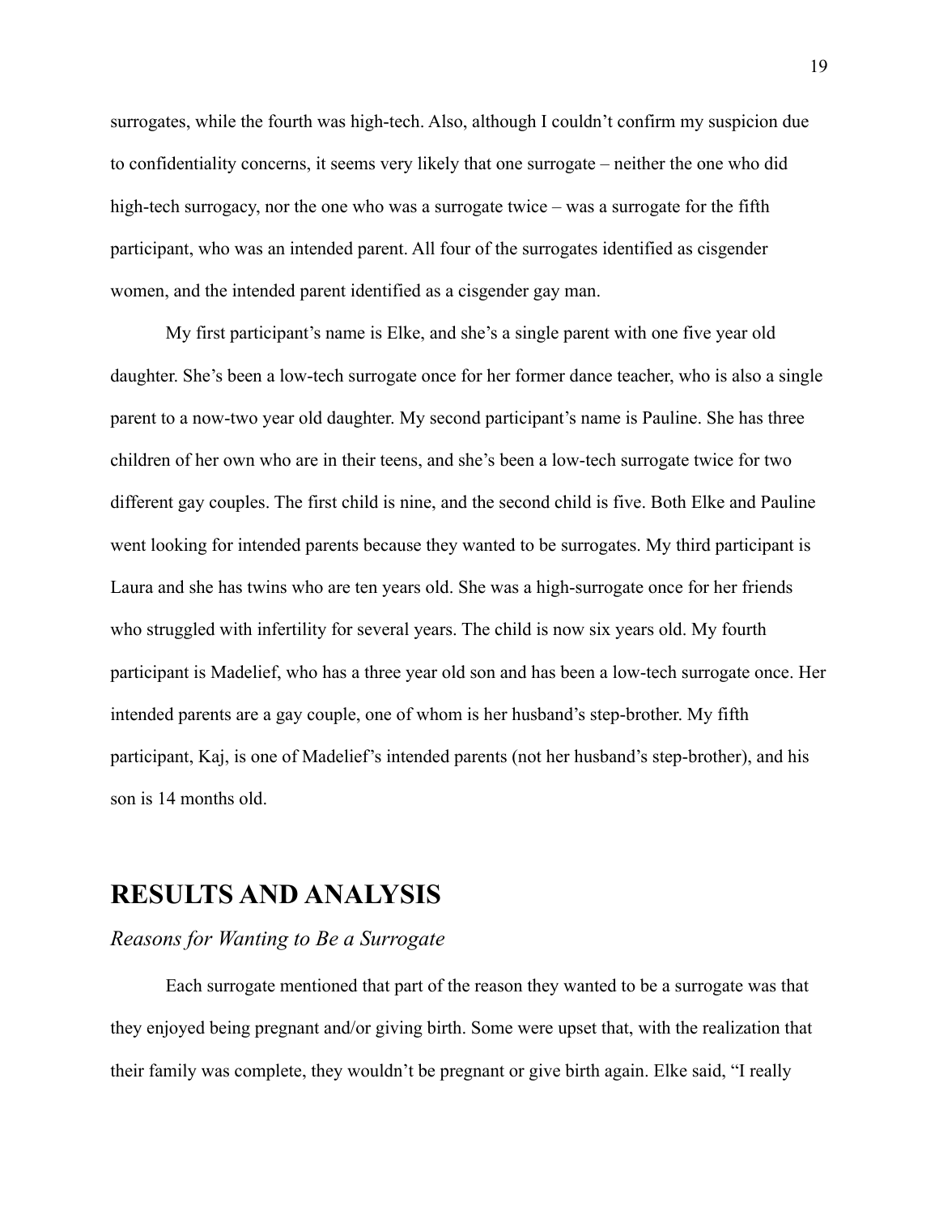surrogates, while the fourth was high-tech. Also, although I couldn't confirm my suspicion due to confidentiality concerns, it seems very likely that one surrogate – neither the one who did high-tech surrogacy, nor the one who was a surrogate twice – was a surrogate for the fifth participant, who was an intended parent. All four of the surrogates identified as cisgender women, and the intended parent identified as a cisgender gay man.

My first participant's name is Elke, and she's a single parent with one five year old daughter. She's been a low-tech surrogate once for her former dance teacher, who is also a single parent to a now-two year old daughter. My second participant's name is Pauline. She has three children of her own who are in their teens, and she's been a low-tech surrogate twice for two different gay couples. The first child is nine, and the second child is five. Both Elke and Pauline went looking for intended parents because they wanted to be surrogates. My third participant is Laura and she has twins who are ten years old. She was a high-surrogate once for her friends who struggled with infertility for several years. The child is now six years old. My fourth participant is Madelief, who has a three year old son and has been a low-tech surrogate once. Her intended parents are a gay couple, one of whom is her husband's step-brother. My fifth participant, Kaj, is one of Madelief's intended parents (not her husband's step-brother), and his son is 14 months old.

# RESULTS AND ANALYSIS

## *Reasons for Wanting to Be a Surrogate*

Each surrogate mentioned that part of the reason they wanted to be a surrogate was that they enjoyed being pregnant and/or giving birth. Some were upset that, with the realization that their family was complete, they wouldn't be pregnant or give birth again. Elke said, "I really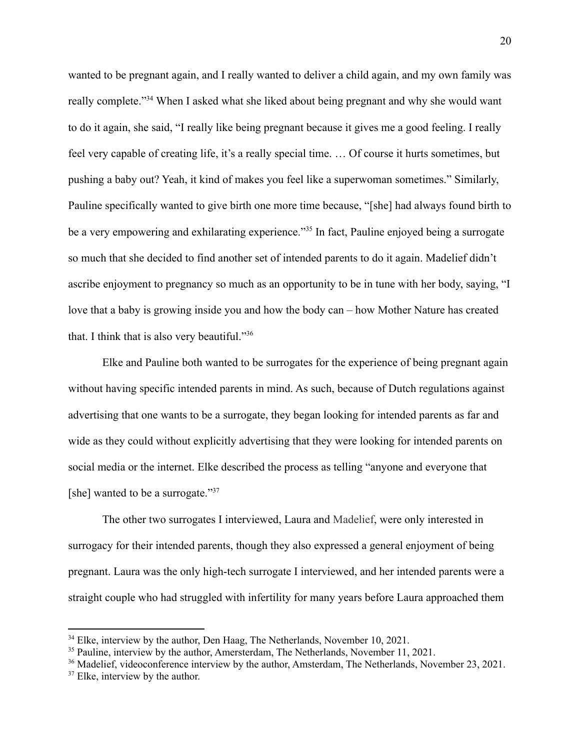wanted to be pregnant again, and I really wanted to deliver a child again, and my own family was really complete."[34] When I asked what she liked about being pregnant and why she would want to do it again, she said, "I really like being pregnant because it gives me a good feeling. I really feel very capable of creating life, it's a really special time. … Of course it hurts sometimes, but pushing a baby out? Yeah, it kind of makes you feel like a superwoman sometimes." Similarly, Pauline specifically wanted to give birth one more time because, "[she] had always found birth to be a very empowering and exhilarating experience."[35] In fact, Pauline enjoyed being a surrogate so much that she decided to find another set of intended parents to do it again. Madelief didn't ascribe enjoyment to pregnancy so much as an opportunity to be in tune with her body, saying, "I love that a baby is growing inside you and how the body can – how Mother Nature has created that. I think that is also very beautiful."[36]

Elke and Pauline both wanted to be surrogates for the experience of being pregnant again without having specific intended parents in mind. As such, because of Dutch regulations against advertising that one wants to be a surrogate, they began looking for intended parents as far and wide as they could without explicitly advertising that they were looking for intended parents on social media or the internet. Elke described the process as telling "anyone and everyone that [she] wanted to be a surrogate."[37]

The other two surrogates I interviewed, Laura and Madelief, were only interested in surrogacy for their intended parents, though they also expressed a general enjoyment of being pregnant. Laura was the only high-tech surrogate I interviewed, and her intended parents were a straight couple who had struggled with infertility for many years before Laura approached them

---

[34] Elke, interview by the author, Den Haag, The Netherlands, November 10, 2021.

[35] Pauline, interview by the author, Amersterdam, The Netherlands, November 11, 2021.

[36] Madelief, videoconference interview by the author, Amsterdam, The Netherlands, November 23, 2021.

[37] Elke, interview by the author.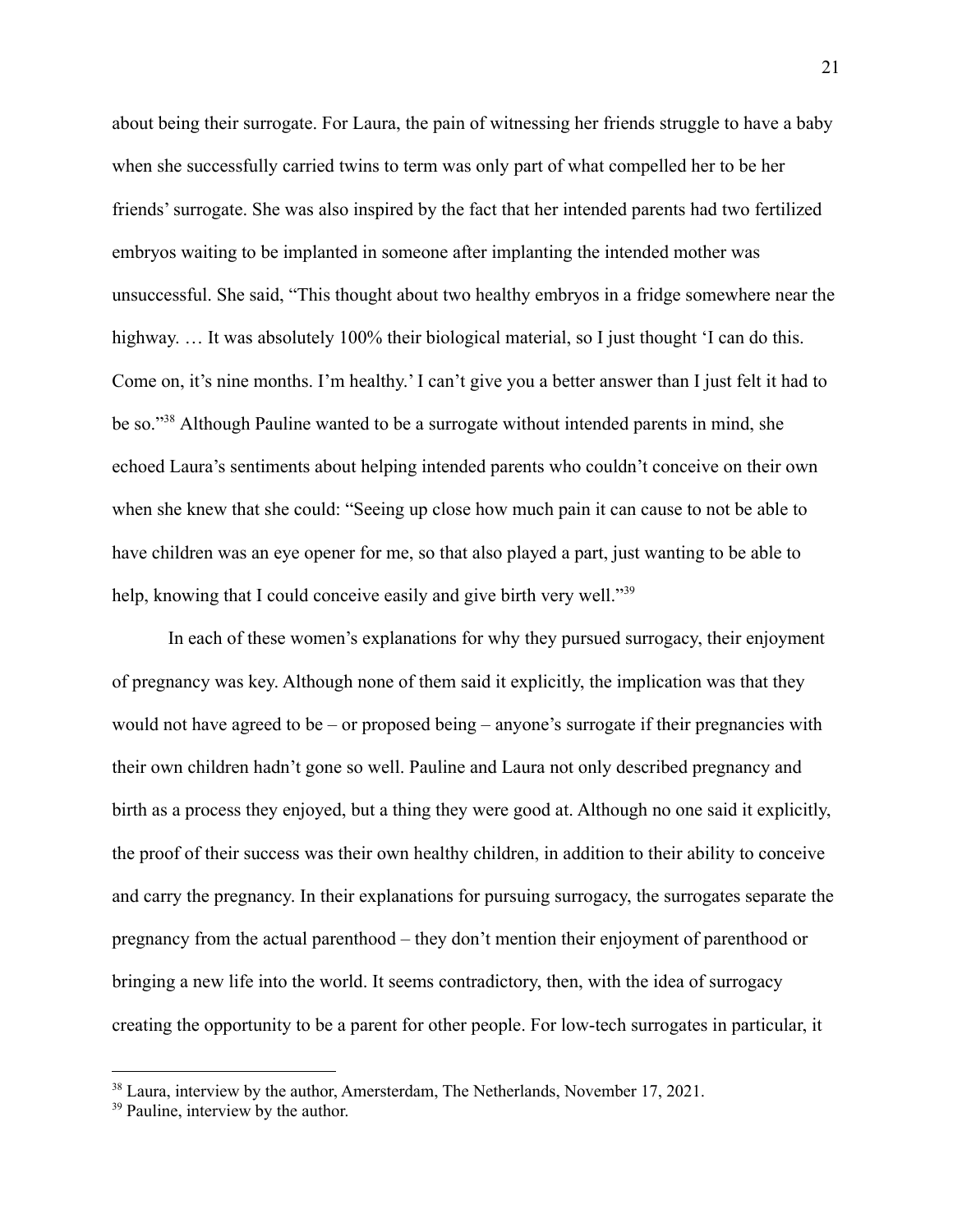about being their surrogate. For Laura, the pain of witnessing her friends struggle to have a baby when she successfully carried twins to term was only part of what compelled her to be her friends' surrogate. She was also inspired by the fact that her intended parents had two fertilized embryos waiting to be implanted in someone after implanting the intended mother was unsuccessful. She said, "This thought about two healthy embryos in a fridge somewhere near the highway. … It was absolutely 100% their biological material, so I just thought 'I can do this. Come on, it's nine months. I'm healthy.' I can't give you a better answer than I just felt it had to be so."[38] Although Pauline wanted to be a surrogate without intended parents in mind, she echoed Laura's sentiments about helping intended parents who couldn't conceive on their own when she knew that she could: "Seeing up close how much pain it can cause to not be able to have children was an eye opener for me, so that also played a part, just wanting to be able to help, knowing that I could conceive easily and give birth very well."[39]

In each of these women's explanations for why they pursued surrogacy, their enjoyment of pregnancy was key. Although none of them said it explicitly, the implication was that they would not have agreed to be – or proposed being – anyone's surrogate if their pregnancies with their own children hadn't gone so well. Pauline and Laura not only described pregnancy and birth as a process they enjoyed, but a thing they were good at. Although no one said it explicitly, the proof of their success was their own healthy children, in addition to their ability to conceive and carry the pregnancy. In their explanations for pursuing surrogacy, the surrogates separate the pregnancy from the actual parenthood – they don't mention their enjoyment of parenthood or bringing a new life into the world. It seems contradictory, then, with the idea of surrogacy creating the opportunity to be a parent for other people. For low-tech surrogates in particular, it

[38] Laura, interview by the author, Amersterdam, The Netherlands, November 17, 2021.

[39] Pauline, interview by the author.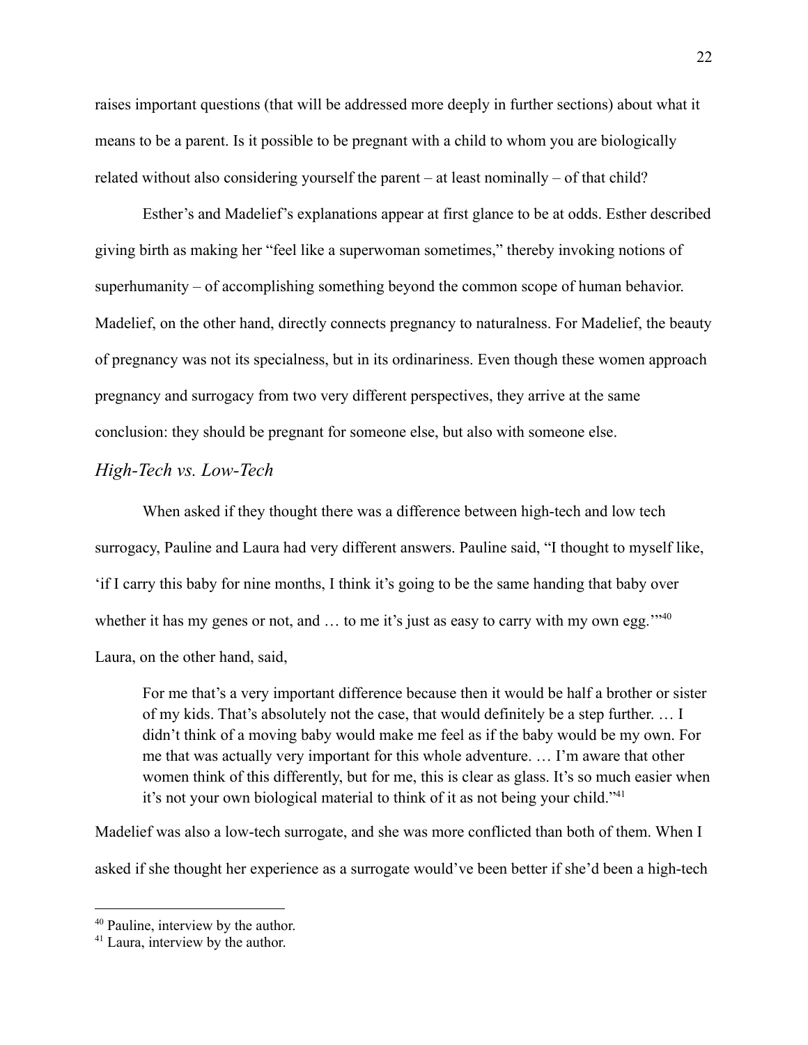raises important questions (that will be addressed more deeply in further sections) about what it means to be a parent. Is it possible to be pregnant with a child to whom you are biologically related without also considering yourself the parent – at least nominally – of that child?

Esther's and Madelief's explanations appear at first glance to be at odds. Esther described giving birth as making her "feel like a superwoman sometimes," thereby invoking notions of superhumanity – of accomplishing something beyond the common scope of human behavior. Madelief, on the other hand, directly connects pregnancy to naturalness. For Madelief, the beauty of pregnancy was not its specialness, but in its ordinariness. Even though these women approach pregnancy and surrogacy from two very different perspectives, they arrive at the same conclusion: they should be pregnant for someone else, but also with someone else.

### *High-Tech vs. Low-Tech*

When asked if they thought there was a difference between high-tech and low tech surrogacy, Pauline and Laura had very different answers. Pauline said, "I thought to myself like, 'if I carry this baby for nine months, I think it's going to be the same handing that baby over whether it has my genes or not, and … to me it's just as easy to carry with my own egg.'"[40] Laura, on the other hand, said,

> For me that's a very important difference because then it would be half a brother or sister of my kids. That's absolutely not the case, that would definitely be a step further. … I didn't think of a moving baby would make me feel as if the baby would be my own. For me that was actually very important for this whole adventure. … I'm aware that other women think of this differently, but for me, this is clear as glass. It's so much easier when it's not your own biological material to think of it as not being your child."[41]

Madelief was also a low-tech surrogate, and she was more conflicted than both of them. When I asked if she thought her experience as a surrogate would've been better if she'd been a high-tech

---

[40] Pauline, interview by the author.

[41] Laura, interview by the author.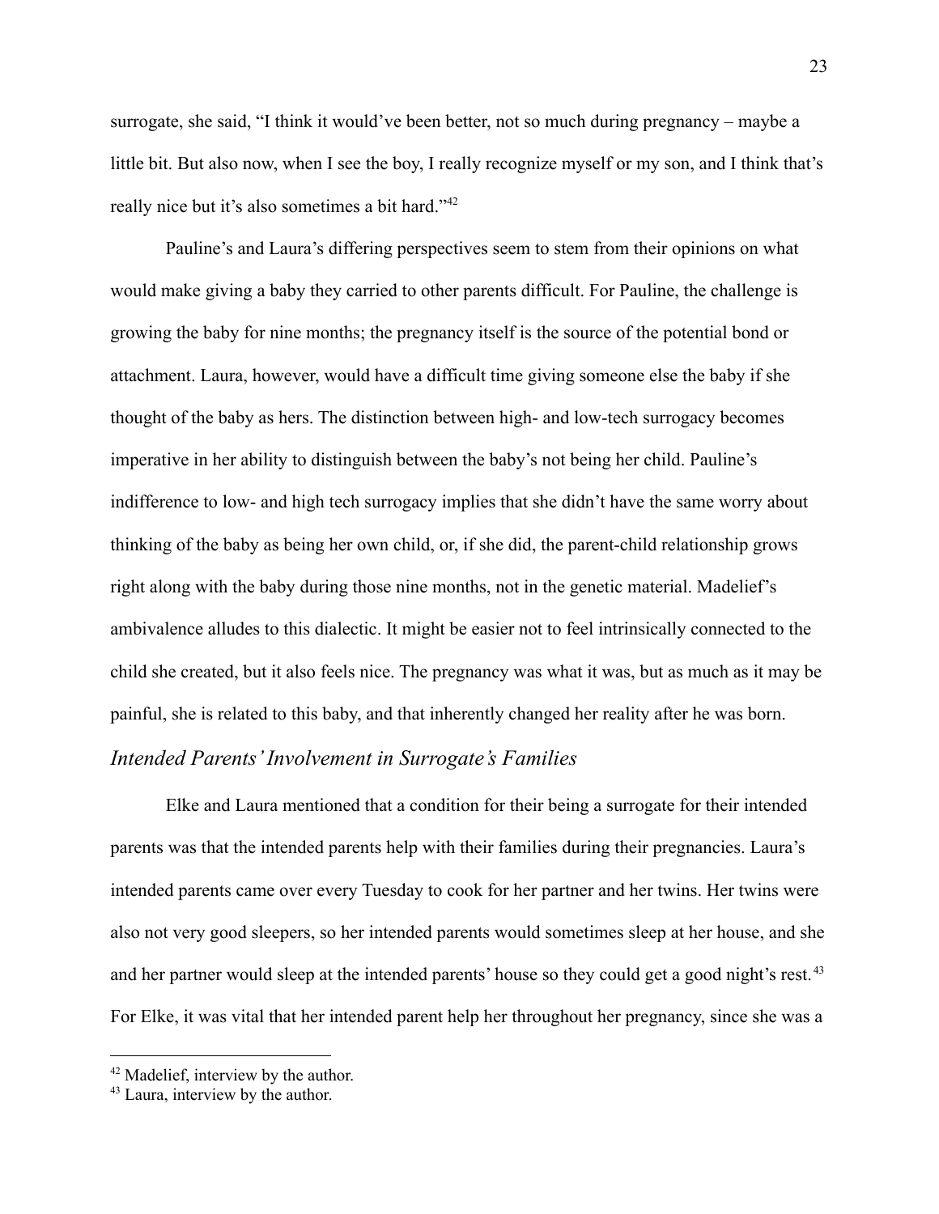surrogate, she said, "I think it would've been better, not so much during pregnancy – maybe a little bit. But also now, when I see the boy, I really recognize myself or my son, and I think that's really nice but it's also sometimes a bit hard."[42]

Pauline's and Laura's differing perspectives seem to stem from their opinions on what would make giving a baby they carried to other parents difficult. For Pauline, the challenge is growing the baby for nine months; the pregnancy itself is the source of the potential bond or attachment. Laura, however, would have a difficult time giving someone else the baby if she thought of the baby as hers. The distinction between high- and low-tech surrogacy becomes imperative in her ability to distinguish between the baby's not being her child. Pauline's indifference to low- and high tech surrogacy implies that she didn't have the same worry about thinking of the baby as being her own child, or, if she did, the parent-child relationship grows right along with the baby during those nine months, not in the genetic material. Madelief's ambivalence alludes to this dialectic. It might be easier not to feel intrinsically connected to the child she created, but it also feels nice. The pregnancy was what it was, but as much as it may be painful, she is related to this baby, and that inherently changed her reality after he was born.

### *Intended Parents' Involvement in Surrogate's Families*

Elke and Laura mentioned that a condition for their being a surrogate for their intended parents was that the intended parents help with their families during their pregnancies. Laura's intended parents came over every Tuesday to cook for her partner and her twins. Her twins were also not very good sleepers, so her intended parents would sometimes sleep at her house, and she and her partner would sleep at the intended parents' house so they could get a good night's rest.[43] For Elke, it was vital that her intended parent help her throughout her pregnancy, since she was a

---

[42] Madelief, interview by the author.

[43] Laura, interview by the author.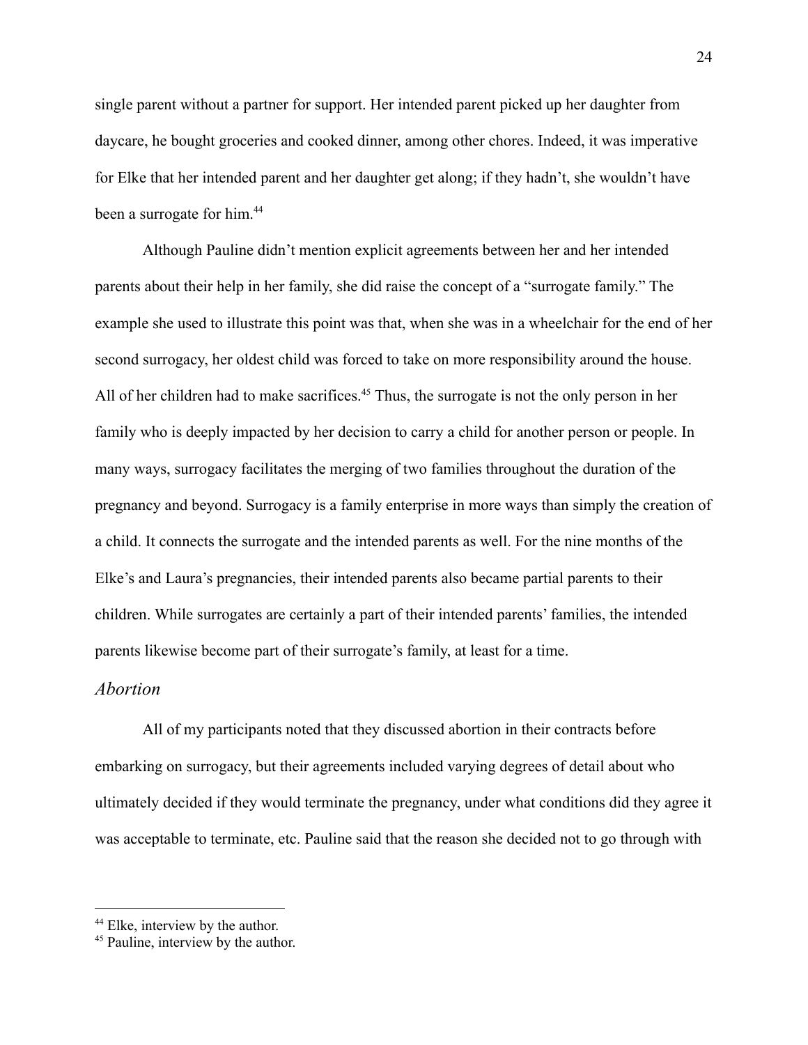single parent without a partner for support. Her intended parent picked up her daughter from daycare, he bought groceries and cooked dinner, among other chores. Indeed, it was imperative for Elke that her intended parent and her daughter get along; if they hadn't, she wouldn't have been a surrogate for him.[44]

Although Pauline didn't mention explicit agreements between her and her intended parents about their help in her family, she did raise the concept of a "surrogate family." The example she used to illustrate this point was that, when she was in a wheelchair for the end of her second surrogacy, her oldest child was forced to take on more responsibility around the house. All of her children had to make sacrifices.[45] Thus, the surrogate is not the only person in her family who is deeply impacted by her decision to carry a child for another person or people. In many ways, surrogacy facilitates the merging of two families throughout the duration of the pregnancy and beyond. Surrogacy is a family enterprise in more ways than simply the creation of a child. It connects the surrogate and the intended parents as well. For the nine months of the Elke's and Laura's pregnancies, their intended parents also became partial parents to their children. While surrogates are certainly a part of their intended parents' families, the intended parents likewise become part of their surrogate's family, at least for a time.

### *Abortion*

All of my participants noted that they discussed abortion in their contracts before embarking on surrogacy, but their agreements included varying degrees of detail about who ultimately decided if they would terminate the pregnancy, under what conditions did they agree it was acceptable to terminate, etc. Pauline said that the reason she decided not to go through with

---

[44] Elke, interview by the author.

[45] Pauline, interview by the author.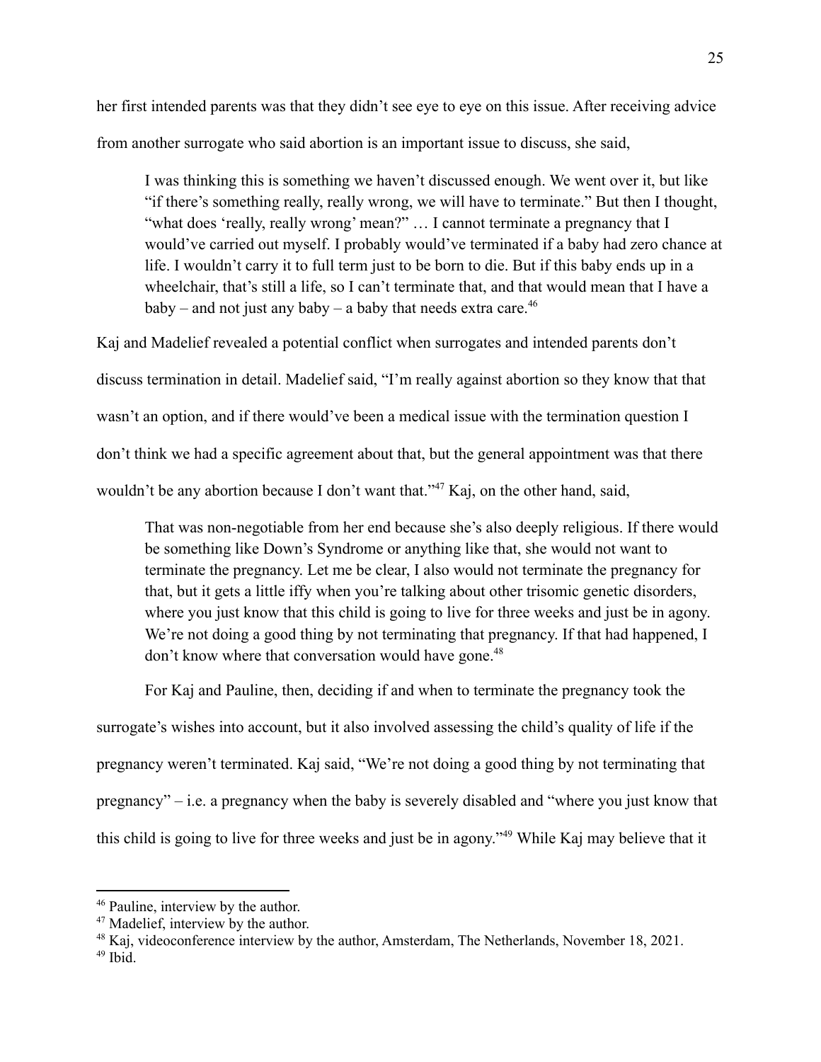her first intended parents was that they didn't see eye to eye on this issue. After receiving advice from another surrogate who said abortion is an important issue to discuss, she said,

> I was thinking this is something we haven't discussed enough. We went over it, but like "if there's something really, really wrong, we will have to terminate." But then I thought, "what does 'really, really wrong' mean?" … I cannot terminate a pregnancy that I would've carried out myself. I probably would've terminated if a baby had zero chance at life. I wouldn't carry it to full term just to be born to die. But if this baby ends up in a wheelchair, that's still a life, so I can't terminate that, and that would mean that I have a baby – and not just any baby – a baby that needs extra care.[46]

Kaj and Madelief revealed a potential conflict when surrogates and intended parents don't discuss termination in detail. Madelief said, "I'm really against abortion so they know that that wasn't an option, and if there would've been a medical issue with the termination question I don't think we had a specific agreement about that, but the general appointment was that there wouldn't be any abortion because I don't want that."[47] Kaj, on the other hand, said,

> That was non-negotiable from her end because she's also deeply religious. If there would be something like Down's Syndrome or anything like that, she would not want to terminate the pregnancy. Let me be clear, I also would not terminate the pregnancy for that, but it gets a little iffy when you're talking about other trisomic genetic disorders, where you just know that this child is going to live for three weeks and just be in agony. We're not doing a good thing by not terminating that pregnancy. If that had happened, I don't know where that conversation would have gone.[48]

For Kaj and Pauline, then, deciding if and when to terminate the pregnancy took the surrogate's wishes into account, but it also involved assessing the child's quality of life if the pregnancy weren't terminated. Kaj said, "We're not doing a good thing by not terminating that pregnancy" – i.e. a pregnancy when the baby is severely disabled and "where you just know that this child is going to live for three weeks and just be in agony."[49] While Kaj may believe that it

---

[46] Pauline, interview by the author.

[47] Madelief, interview by the author.

[48] Kaj, videoconference interview by the author, Amsterdam, The Netherlands, November 18, 2021.

[49] Ibid.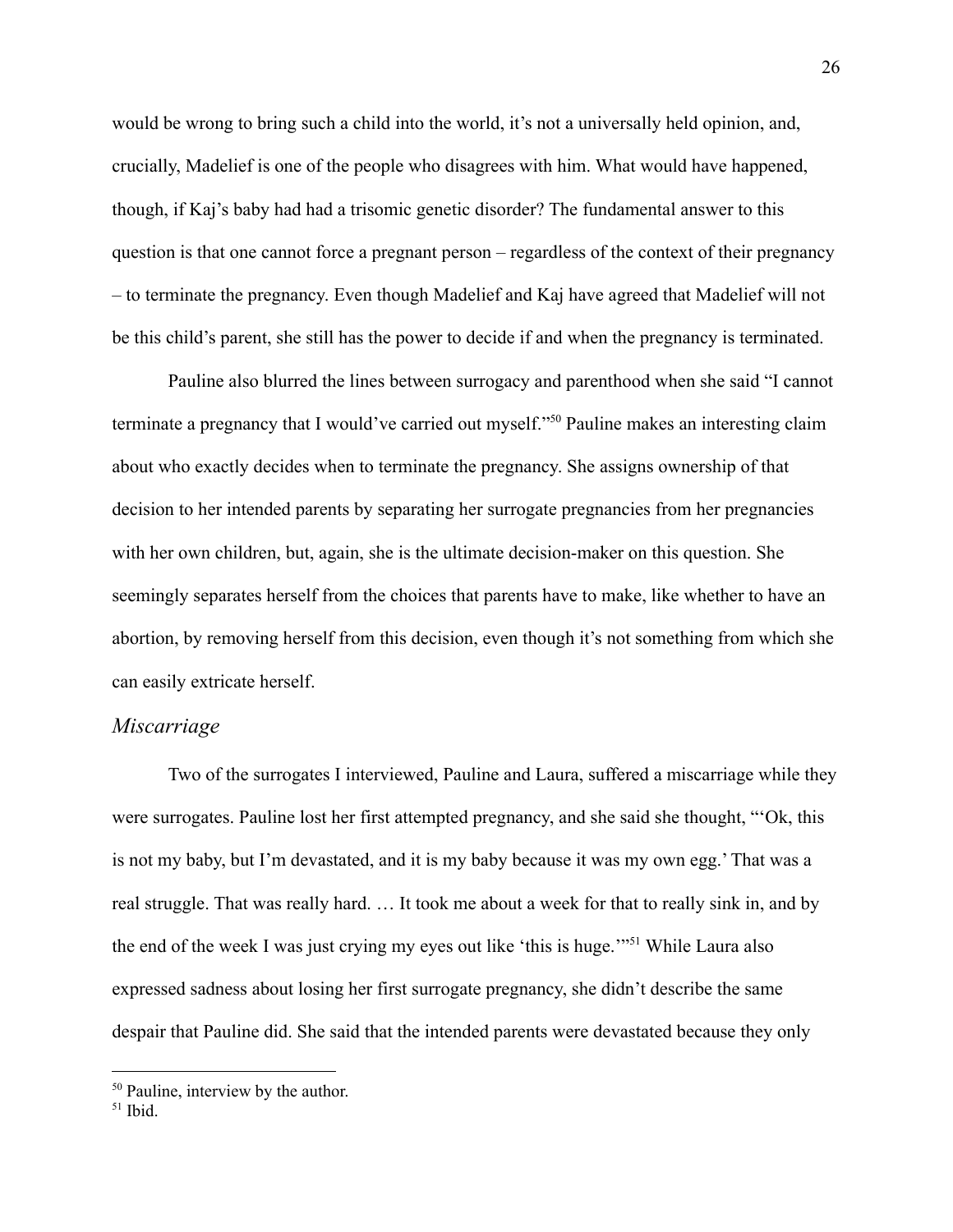would be wrong to bring such a child into the world, it's not a universally held opinion, and, crucially, Madelief is one of the people who disagrees with him. What would have happened, though, if Kaj's baby had had a trisomic genetic disorder? The fundamental answer to this question is that one cannot force a pregnant person – regardless of the context of their pregnancy – to terminate the pregnancy. Even though Madelief and Kaj have agreed that Madelief will not be this child's parent, she still has the power to decide if and when the pregnancy is terminated.

Pauline also blurred the lines between surrogacy and parenthood when she said "I cannot terminate a pregnancy that I would've carried out myself."[50] Pauline makes an interesting claim about who exactly decides when to terminate the pregnancy. She assigns ownership of that decision to her intended parents by separating her surrogate pregnancies from her pregnancies with her own children, but, again, she is the ultimate decision-maker on this question. She seemingly separates herself from the choices that parents have to make, like whether to have an abortion, by removing herself from this decision, even though it's not something from which she can easily extricate herself.

### *Miscarriage*

Two of the surrogates I interviewed, Pauline and Laura, suffered a miscarriage while they were surrogates. Pauline lost her first attempted pregnancy, and she said she thought, "'Ok, this is not my baby, but I'm devastated, and it is my baby because it was my own egg.' That was a real struggle. That was really hard. … It took me about a week for that to really sink in, and by the end of the week I was just crying my eyes out like 'this is huge.'"[51] While Laura also expressed sadness about losing her first surrogate pregnancy, she didn't describe the same despair that Pauline did. She said that the intended parents were devastated because they only

---

[50] Pauline, interview by the author.
[51] Ibid.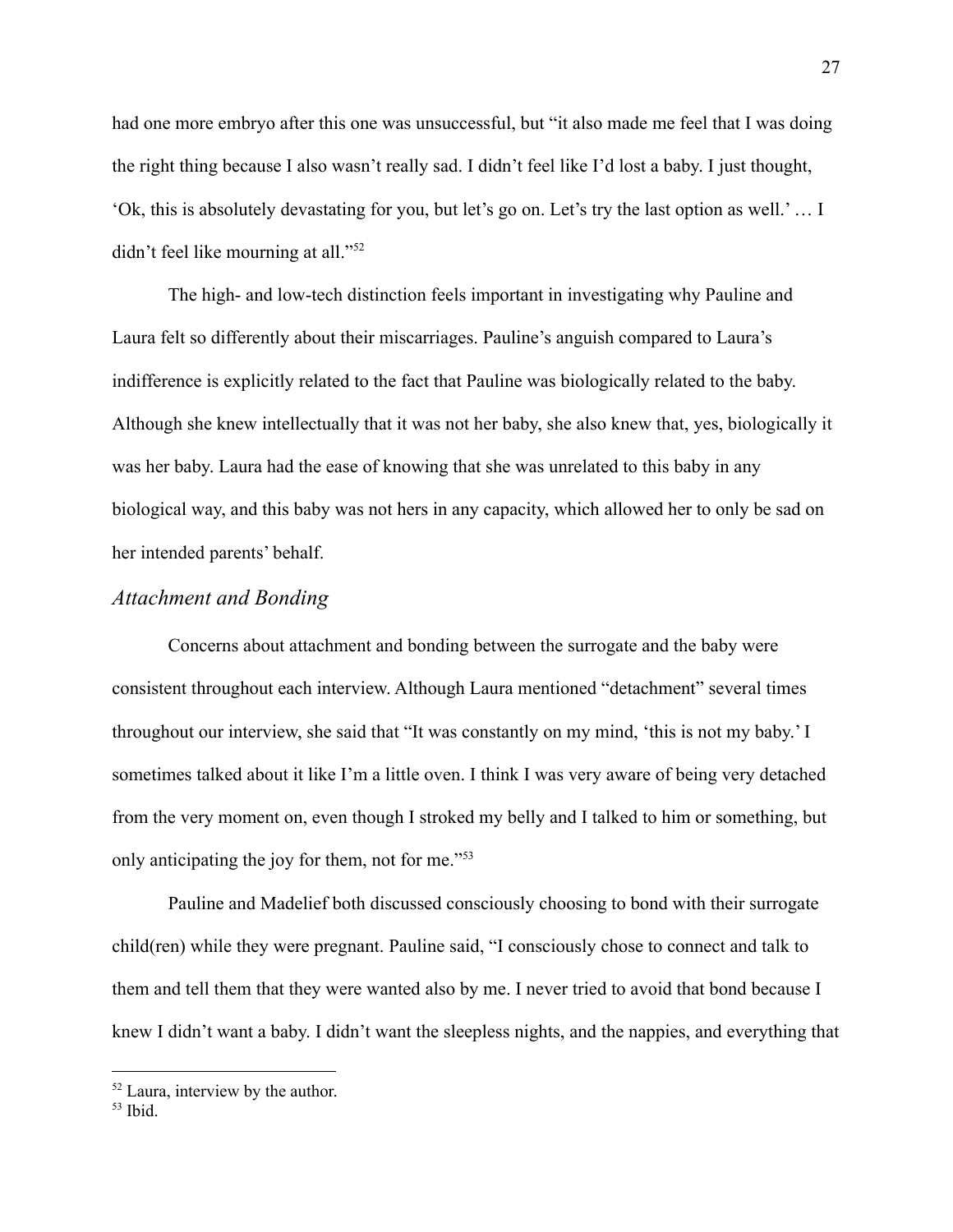had one more embryo after this one was unsuccessful, but "it also made me feel that I was doing the right thing because I also wasn't really sad. I didn't feel like I'd lost a baby. I just thought, 'Ok, this is absolutely devastating for you, but let's go on. Let's try the last option as well.' … I didn't feel like mourning at all."[52]

The high- and low-tech distinction feels important in investigating why Pauline and Laura felt so differently about their miscarriages. Pauline's anguish compared to Laura's indifference is explicitly related to the fact that Pauline was biologically related to the baby. Although she knew intellectually that it was not her baby, she also knew that, yes, biologically it was her baby. Laura had the ease of knowing that she was unrelated to this baby in any biological way, and this baby was not hers in any capacity, which allowed her to only be sad on her intended parents' behalf.

### *Attachment and Bonding*

Concerns about attachment and bonding between the surrogate and the baby were consistent throughout each interview. Although Laura mentioned "detachment" several times throughout our interview, she said that "It was constantly on my mind, 'this is not my baby.' I sometimes talked about it like I'm a little oven. I think I was very aware of being very detached from the very moment on, even though I stroked my belly and I talked to him or something, but only anticipating the joy for them, not for me."[53]

Pauline and Madelief both discussed consciously choosing to bond with their surrogate child(ren) while they were pregnant. Pauline said, "I consciously chose to connect and talk to them and tell them that they were wanted also by me. I never tried to avoid that bond because I knew I didn't want a baby. I didn't want the sleepless nights, and the nappies, and everything that

[52] Laura, interview by the author.

[53] Ibid.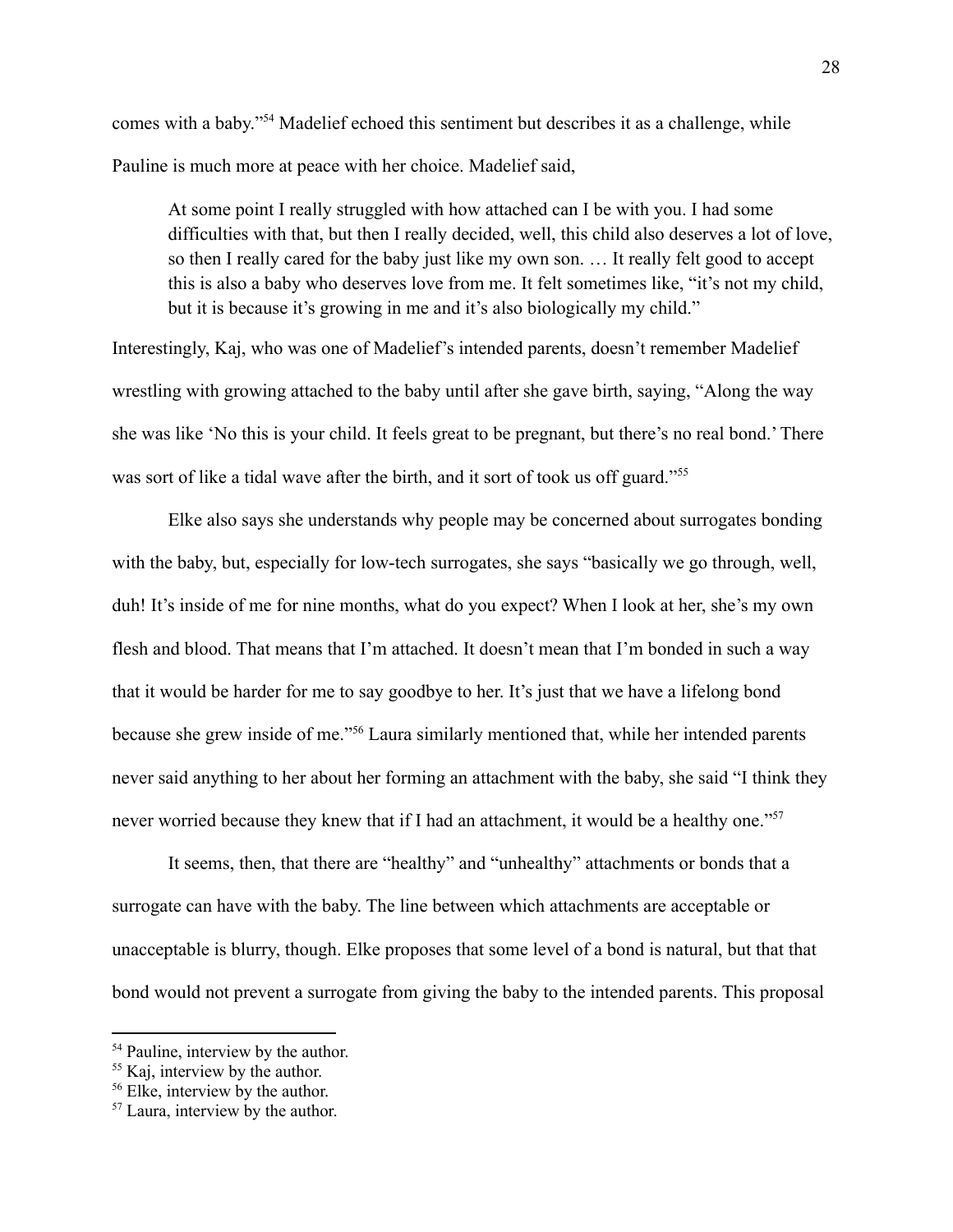comes with a baby."[54] Madelief echoed this sentiment but describes it as a challenge, while Pauline is much more at peace with her choice. Madelief said,

> At some point I really struggled with how attached can I be with you. I had some difficulties with that, but then I really decided, well, this child also deserves a lot of love, so then I really cared for the baby just like my own son. … It really felt good to accept this is also a baby who deserves love from me. It felt sometimes like, "it's not my child, but it is because it's growing in me and it's also biologically my child."

Interestingly, Kaj, who was one of Madelief's intended parents, doesn't remember Madelief wrestling with growing attached to the baby until after she gave birth, saying, "Along the way she was like 'No this is your child. It feels great to be pregnant, but there's no real bond.' There was sort of like a tidal wave after the birth, and it sort of took us off guard."[55]

Elke also says she understands why people may be concerned about surrogates bonding with the baby, but, especially for low-tech surrogates, she says "basically we go through, well, duh! It's inside of me for nine months, what do you expect? When I look at her, she's my own flesh and blood. That means that I'm attached. It doesn't mean that I'm bonded in such a way that it would be harder for me to say goodbye to her. It's just that we have a lifelong bond because she grew inside of me."[56] Laura similarly mentioned that, while her intended parents never said anything to her about her forming an attachment with the baby, she said "I think they never worried because they knew that if I had an attachment, it would be a healthy one."[57]

It seems, then, that there are "healthy" and "unhealthy" attachments or bonds that a surrogate can have with the baby. The line between which attachments are acceptable or unacceptable is blurry, though. Elke proposes that some level of a bond is natural, but that that bond would not prevent a surrogate from giving the baby to the intended parents. This proposal

[54] Pauline, interview by the author.

[55] Kaj, interview by the author.

[56] Elke, interview by the author.

[57] Laura, interview by the author.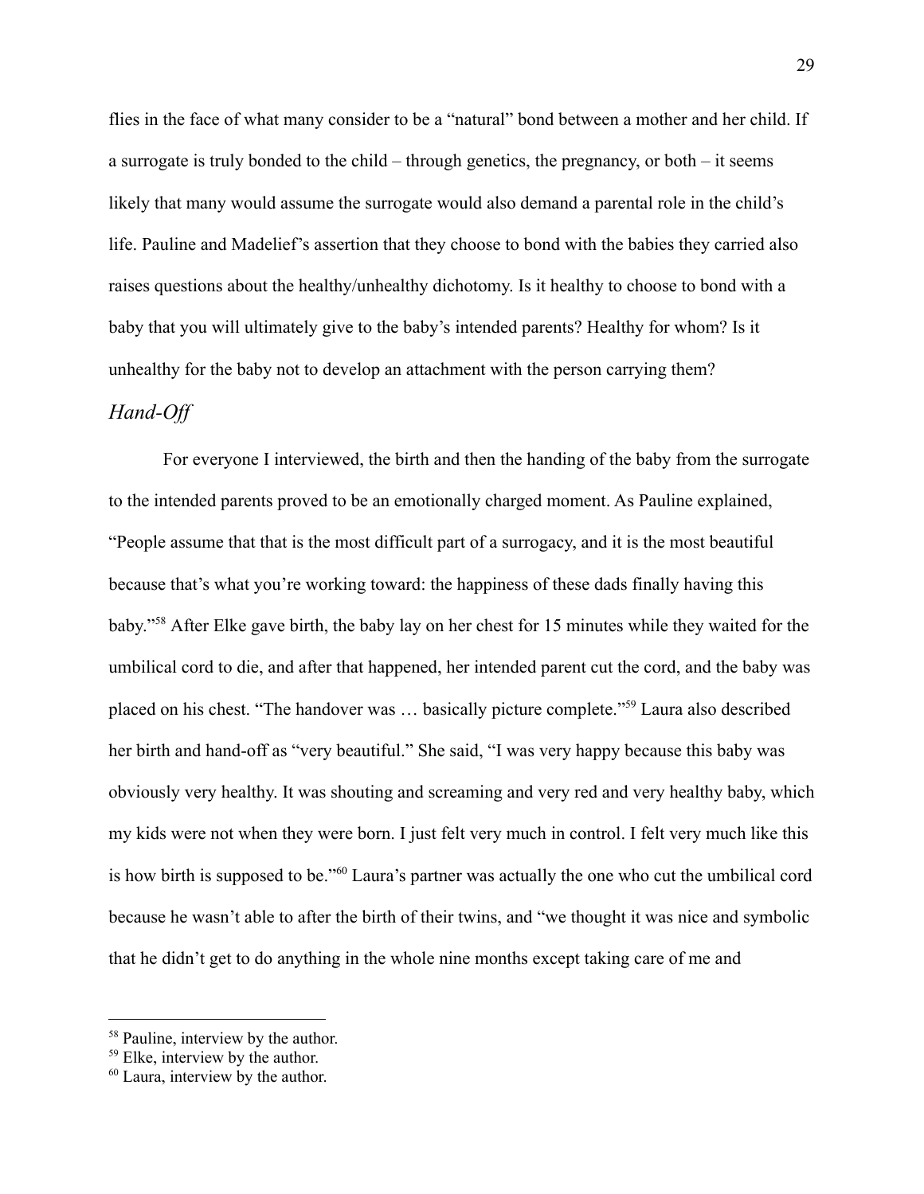flies in the face of what many consider to be a "natural" bond between a mother and her child. If a surrogate is truly bonded to the child – through genetics, the pregnancy, or both – it seems likely that many would assume the surrogate would also demand a parental role in the child's life. Pauline and Madelief's assertion that they choose to bond with the babies they carried also raises questions about the healthy/unhealthy dichotomy. Is it healthy to choose to bond with a baby that you will ultimately give to the baby's intended parents? Healthy for whom? Is it unhealthy for the baby not to develop an attachment with the person carrying them?

### *Hand-Off*

For everyone I interviewed, the birth and then the handing of the baby from the surrogate to the intended parents proved to be an emotionally charged moment. As Pauline explained, "People assume that that is the most difficult part of a surrogacy, and it is the most beautiful because that's what you're working toward: the happiness of these dads finally having this baby."[58] After Elke gave birth, the baby lay on her chest for 15 minutes while they waited for the umbilical cord to die, and after that happened, her intended parent cut the cord, and the baby was placed on his chest. "The handover was … basically picture complete."[59] Laura also described her birth and hand-off as "very beautiful." She said, "I was very happy because this baby was obviously very healthy. It was shouting and screaming and very red and very healthy baby, which my kids were not when they were born. I just felt very much in control. I felt very much like this is how birth is supposed to be."[60] Laura's partner was actually the one who cut the umbilical cord because he wasn't able to after the birth of their twins, and "we thought it was nice and symbolic that he didn't get to do anything in the whole nine months except taking care of me and

---

[58] Pauline, interview by the author.
[59] Elke, interview by the author.
[60] Laura, interview by the author.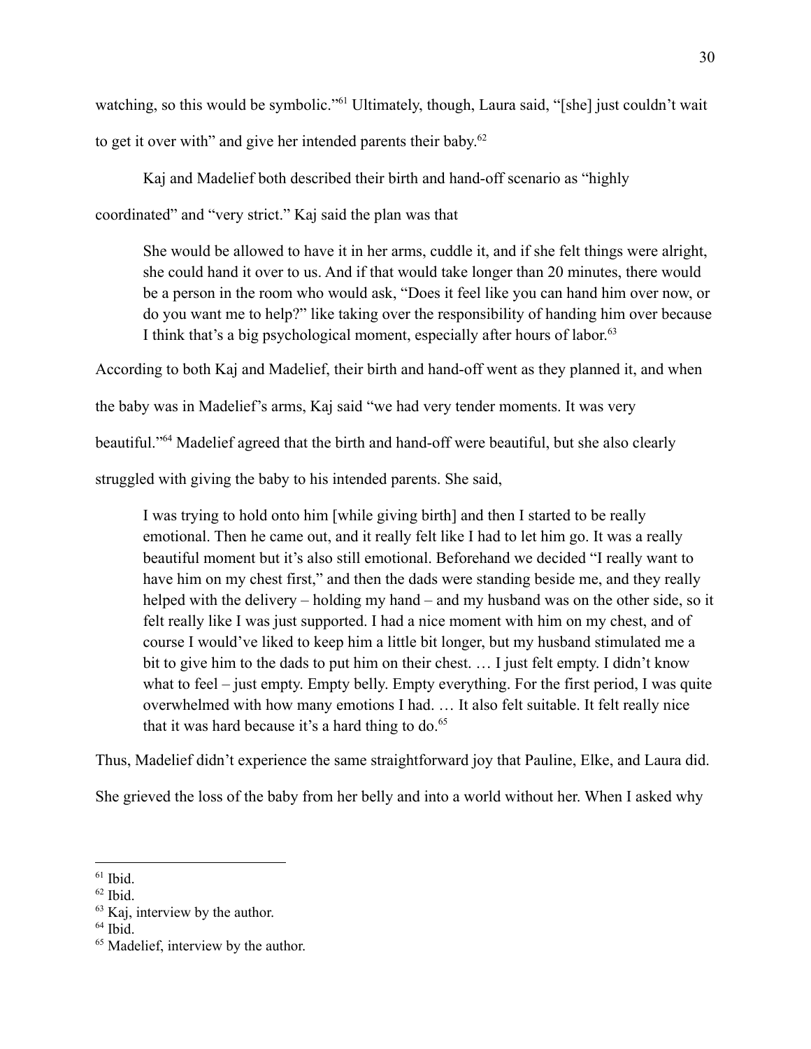watching, so this would be symbolic."[61] Ultimately, though, Laura said, "[she] just couldn't wait to get it over with" and give her intended parents their baby.[62]

Kaj and Madelief both described their birth and hand-off scenario as "highly coordinated" and "very strict." Kaj said the plan was that

> She would be allowed to have it in her arms, cuddle it, and if she felt things were alright, she could hand it over to us. And if that would take longer than 20 minutes, there would be a person in the room who would ask, "Does it feel like you can hand him over now, or do you want me to help?" like taking over the responsibility of handing him over because I think that's a big psychological moment, especially after hours of labor.[63]

According to both Kaj and Madelief, their birth and hand-off went as they planned it, and when the baby was in Madelief's arms, Kaj said "we had very tender moments. It was very beautiful."[64] Madelief agreed that the birth and hand-off were beautiful, but she also clearly struggled with giving the baby to his intended parents. She said,

> I was trying to hold onto him [while giving birth] and then I started to be really emotional. Then he came out, and it really felt like I had to let him go. It was a really beautiful moment but it's also still emotional. Beforehand we decided "I really want to have him on my chest first," and then the dads were standing beside me, and they really helped with the delivery – holding my hand – and my husband was on the other side, so it felt really like I was just supported. I had a nice moment with him on my chest, and of course I would've liked to keep him a little bit longer, but my husband stimulated me a bit to give him to the dads to put him on their chest. … I just felt empty. I didn't know what to feel – just empty. Empty belly. Empty everything. For the first period, I was quite overwhelmed with how many emotions I had. … It also felt suitable. It felt really nice that it was hard because it's a hard thing to do.[65]

Thus, Madelief didn't experience the same straightforward joy that Pauline, Elke, and Laura did. She grieved the loss of the baby from her belly and into a world without her. When I asked why

---

[61] Ibid.

[62] Ibid.

[63] Kaj, interview by the author.

[64] Ibid.

[65] Madelief, interview by the author.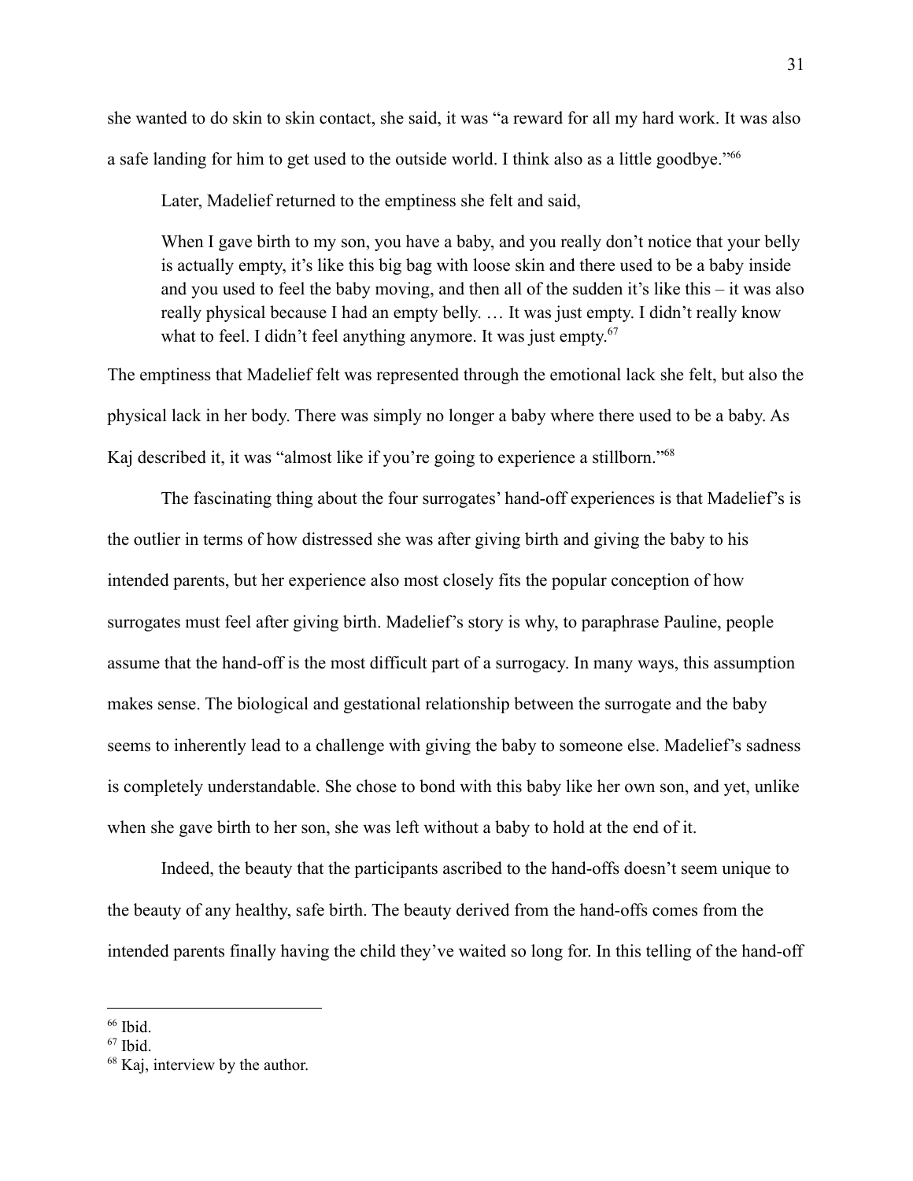she wanted to do skin to skin contact, she said, it was "a reward for all my hard work. It was also a safe landing for him to get used to the outside world. I think also as a little goodbye."[66]

Later, Madelief returned to the emptiness she felt and said,

> When I gave birth to my son, you have a baby, and you really don't notice that your belly is actually empty, it's like this big bag with loose skin and there used to be a baby inside and you used to feel the baby moving, and then all of the sudden it's like this – it was also really physical because I had an empty belly. … It was just empty. I didn't really know what to feel. I didn't feel anything anymore. It was just empty.[67]

The emptiness that Madelief felt was represented through the emotional lack she felt, but also the physical lack in her body. There was simply no longer a baby where there used to be a baby. As Kaj described it, it was "almost like if you're going to experience a stillborn."[68]

The fascinating thing about the four surrogates' hand-off experiences is that Madelief's is the outlier in terms of how distressed she was after giving birth and giving the baby to his intended parents, but her experience also most closely fits the popular conception of how surrogates must feel after giving birth. Madelief's story is why, to paraphrase Pauline, people assume that the hand-off is the most difficult part of a surrogacy. In many ways, this assumption makes sense. The biological and gestational relationship between the surrogate and the baby seems to inherently lead to a challenge with giving the baby to someone else. Madelief's sadness is completely understandable. She chose to bond with this baby like her own son, and yet, unlike when she gave birth to her son, she was left without a baby to hold at the end of it.

Indeed, the beauty that the participants ascribed to the hand-offs doesn't seem unique to the beauty of any healthy, safe birth. The beauty derived from the hand-offs comes from the intended parents finally having the child they've waited so long for. In this telling of the hand-off

---

[66] Ibid.

[67] Ibid.

[68] Kaj, interview by the author.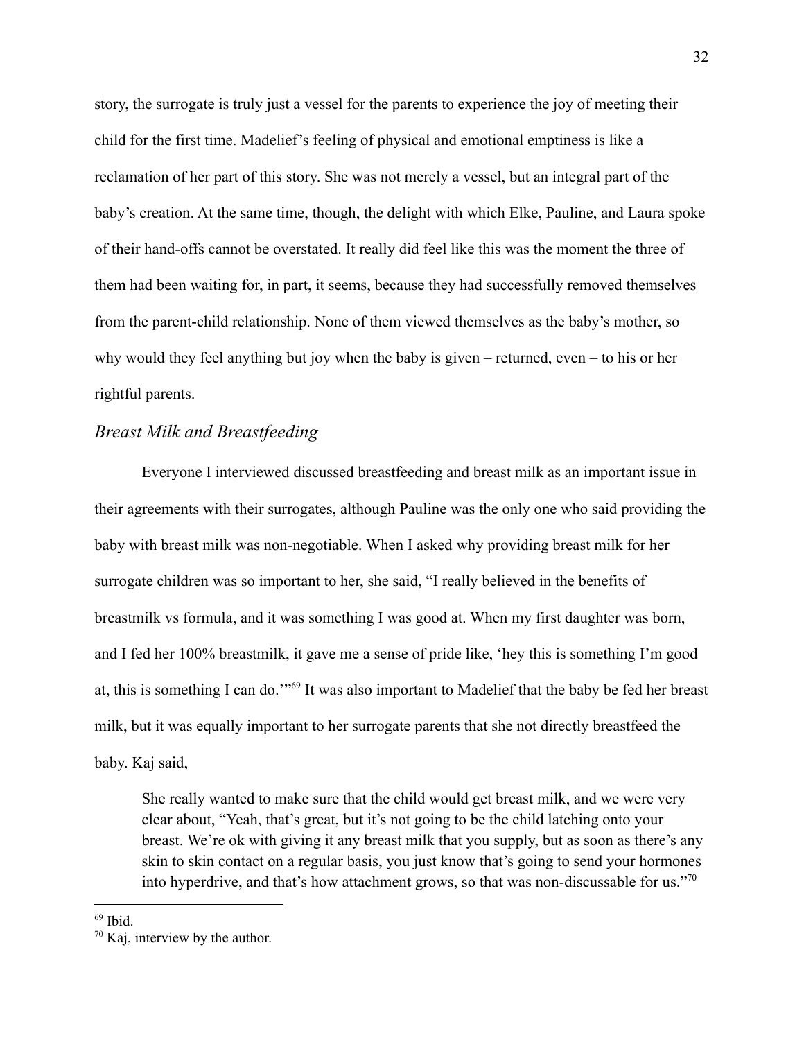story, the surrogate is truly just a vessel for the parents to experience the joy of meeting their child for the first time. Madelief's feeling of physical and emotional emptiness is like a reclamation of her part of this story. She was not merely a vessel, but an integral part of the baby's creation. At the same time, though, the delight with which Elke, Pauline, and Laura spoke of their hand-offs cannot be overstated. It really did feel like this was the moment the three of them had been waiting for, in part, it seems, because they had successfully removed themselves from the parent-child relationship. None of them viewed themselves as the baby's mother, so why would they feel anything but joy when the baby is given – returned, even – to his or her rightful parents.

### *Breast Milk and Breastfeeding*

Everyone I interviewed discussed breastfeeding and breast milk as an important issue in their agreements with their surrogates, although Pauline was the only one who said providing the baby with breast milk was non-negotiable. When I asked why providing breast milk for her surrogate children was so important to her, she said, "I really believed in the benefits of breastmilk vs formula, and it was something I was good at. When my first daughter was born, and I fed her 100% breastmilk, it gave me a sense of pride like, 'hey this is something I'm good at, this is something I can do.'"[69] It was also important to Madelief that the baby be fed her breast milk, but it was equally important to her surrogate parents that she not directly breastfeed the baby. Kaj said,

> She really wanted to make sure that the child would get breast milk, and we were very clear about, "Yeah, that's great, but it's not going to be the child latching onto your breast. We're ok with giving it any breast milk that you supply, but as soon as there's any skin to skin contact on a regular basis, you just know that's going to send your hormones into hyperdrive, and that's how attachment grows, so that was non-discussable for us."[70]

---

[69] Ibid.

[70] Kaj, interview by the author.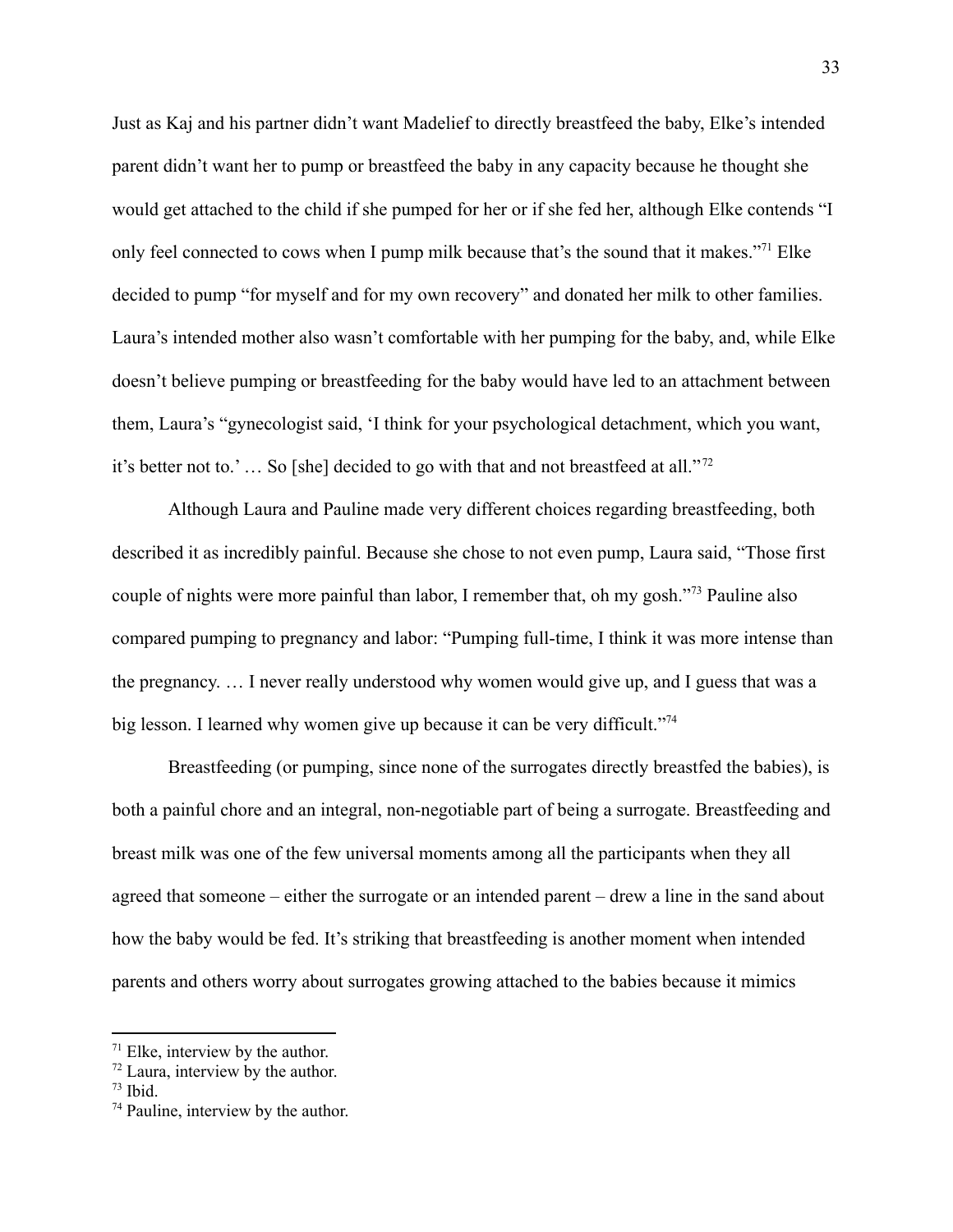Just as Kaj and his partner didn't want Madelief to directly breastfeed the baby, Elke's intended parent didn't want her to pump or breastfeed the baby in any capacity because he thought she would get attached to the child if she pumped for her or if she fed her, although Elke contends "I only feel connected to cows when I pump milk because that's the sound that it makes."[71] Elke decided to pump "for myself and for my own recovery" and donated her milk to other families. Laura's intended mother also wasn't comfortable with her pumping for the baby, and, while Elke doesn't believe pumping or breastfeeding for the baby would have led to an attachment between them, Laura's "gynecologist said, 'I think for your psychological detachment, which you want, it's better not to.' … So [she] decided to go with that and not breastfeed at all."[72]

Although Laura and Pauline made very different choices regarding breastfeeding, both described it as incredibly painful. Because she chose to not even pump, Laura said, "Those first couple of nights were more painful than labor, I remember that, oh my gosh."[73] Pauline also compared pumping to pregnancy and labor: "Pumping full-time, I think it was more intense than the pregnancy. … I never really understood why women would give up, and I guess that was a big lesson. I learned why women give up because it can be very difficult."[74]

Breastfeeding (or pumping, since none of the surrogates directly breastfed the babies), is both a painful chore and an integral, non-negotiable part of being a surrogate. Breastfeeding and breast milk was one of the few universal moments among all the participants when they all agreed that someone – either the surrogate or an intended parent – drew a line in the sand about how the baby would be fed. It's striking that breastfeeding is another moment when intended parents and others worry about surrogates growing attached to the babies because it mimics

---

[71] Elke, interview by the author.

[72] Laura, interview by the author.

[73] Ibid.

[74] Pauline, interview by the author.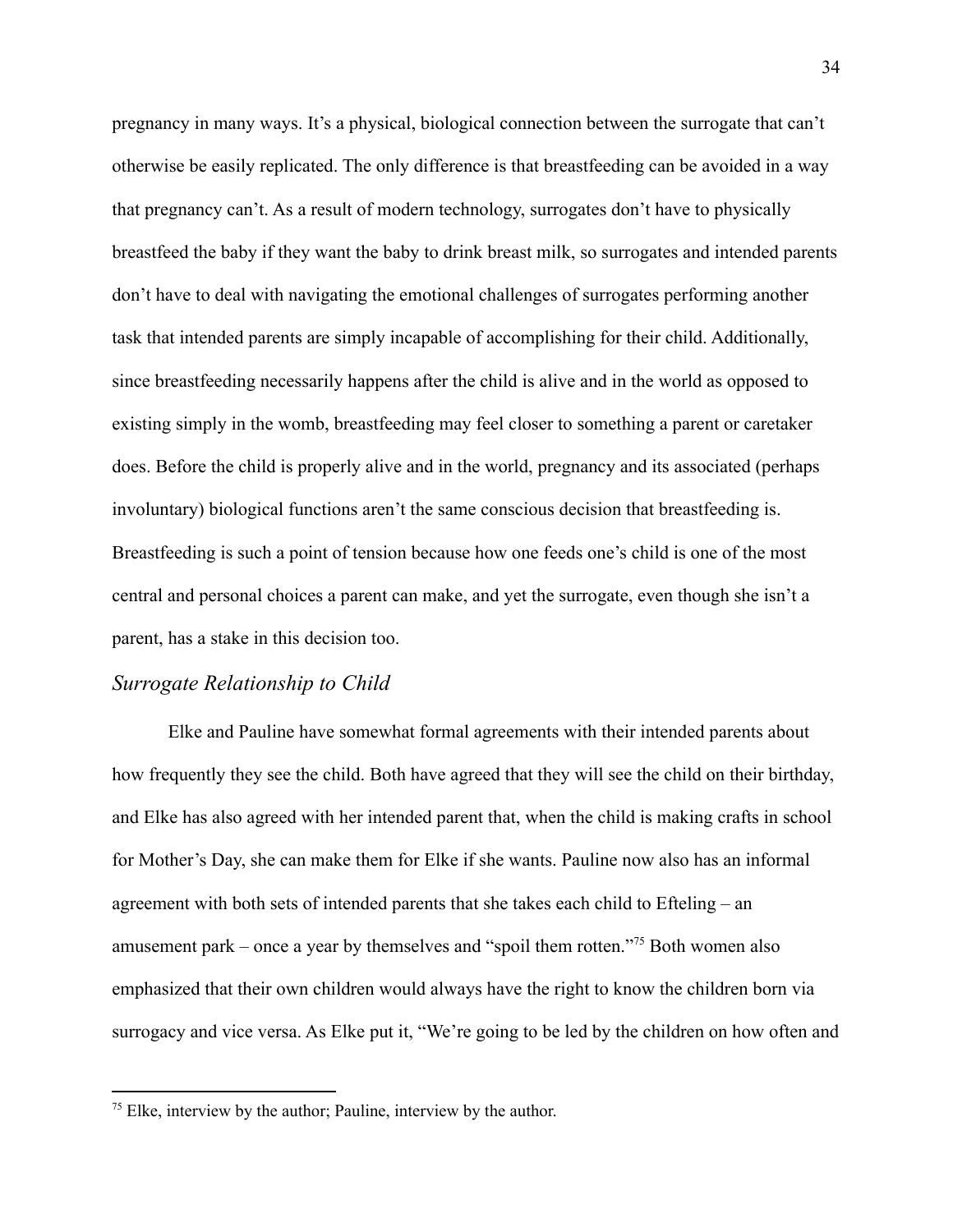pregnancy in many ways. It's a physical, biological connection between the surrogate that can't otherwise be easily replicated. The only difference is that breastfeeding can be avoided in a way that pregnancy can't. As a result of modern technology, surrogates don't have to physically breastfeed the baby if they want the baby to drink breast milk, so surrogates and intended parents don't have to deal with navigating the emotional challenges of surrogates performing another task that intended parents are simply incapable of accomplishing for their child. Additionally, since breastfeeding necessarily happens after the child is alive and in the world as opposed to existing simply in the womb, breastfeeding may feel closer to something a parent or caretaker does. Before the child is properly alive and in the world, pregnancy and its associated (perhaps involuntary) biological functions aren't the same conscious decision that breastfeeding is. Breastfeeding is such a point of tension because how one feeds one's child is one of the most central and personal choices a parent can make, and yet the surrogate, even though she isn't a parent, has a stake in this decision too.

### *Surrogate Relationship to Child*

Elke and Pauline have somewhat formal agreements with their intended parents about how frequently they see the child. Both have agreed that they will see the child on their birthday, and Elke has also agreed with her intended parent that, when the child is making crafts in school for Mother's Day, she can make them for Elke if she wants. Pauline now also has an informal agreement with both sets of intended parents that she takes each child to Efteling – an amusement park – once a year by themselves and "spoil them rotten."[75] Both women also emphasized that their own children would always have the right to know the children born via surrogacy and vice versa. As Elke put it, "We're going to be led by the children on how often and

---

[75] Elke, interview by the author; Pauline, interview by the author.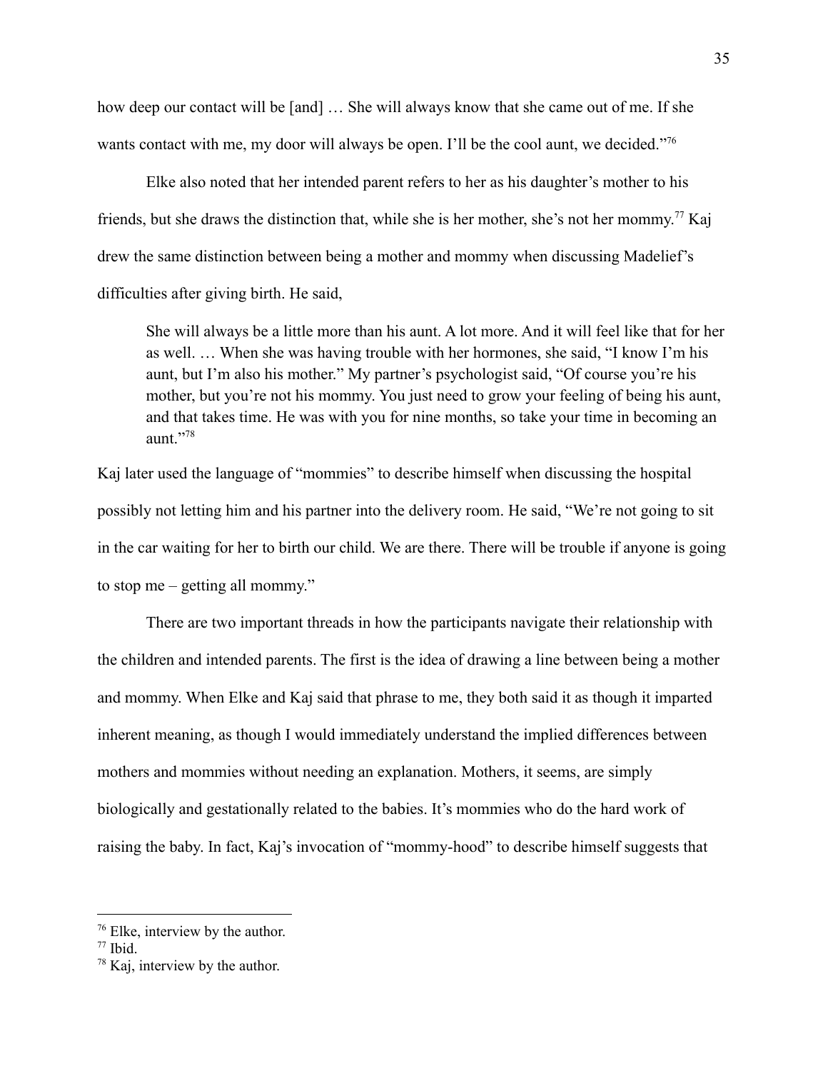how deep our contact will be [and] … She will always know that she came out of me. If she wants contact with me, my door will always be open. I'll be the cool aunt, we decided."[76]

Elke also noted that her intended parent refers to her as his daughter's mother to his friends, but she draws the distinction that, while she is her mother, she's not her mommy.[77] Kaj drew the same distinction between being a mother and mommy when discussing Madelief's difficulties after giving birth. He said,

> She will always be a little more than his aunt. A lot more. And it will feel like that for her as well. … When she was having trouble with her hormones, she said, "I know I'm his aunt, but I'm also his mother." My partner's psychologist said, "Of course you're his mother, but you're not his mommy. You just need to grow your feeling of being his aunt, and that takes time. He was with you for nine months, so take your time in becoming an aunt."[78]

Kaj later used the language of "mommies" to describe himself when discussing the hospital possibly not letting him and his partner into the delivery room. He said, "We're not going to sit in the car waiting for her to birth our child. We are there. There will be trouble if anyone is going to stop me – getting all mommy."

There are two important threads in how the participants navigate their relationship with the children and intended parents. The first is the idea of drawing a line between being a mother and mommy. When Elke and Kaj said that phrase to me, they both said it as though it imparted inherent meaning, as though I would immediately understand the implied differences between mothers and mommies without needing an explanation. Mothers, it seems, are simply biologically and gestationally related to the babies. It's mommies who do the hard work of raising the baby. In fact, Kaj's invocation of "mommy-hood" to describe himself suggests that

---

[76] Elke, interview by the author.

[77] Ibid.

[78] Kaj, interview by the author.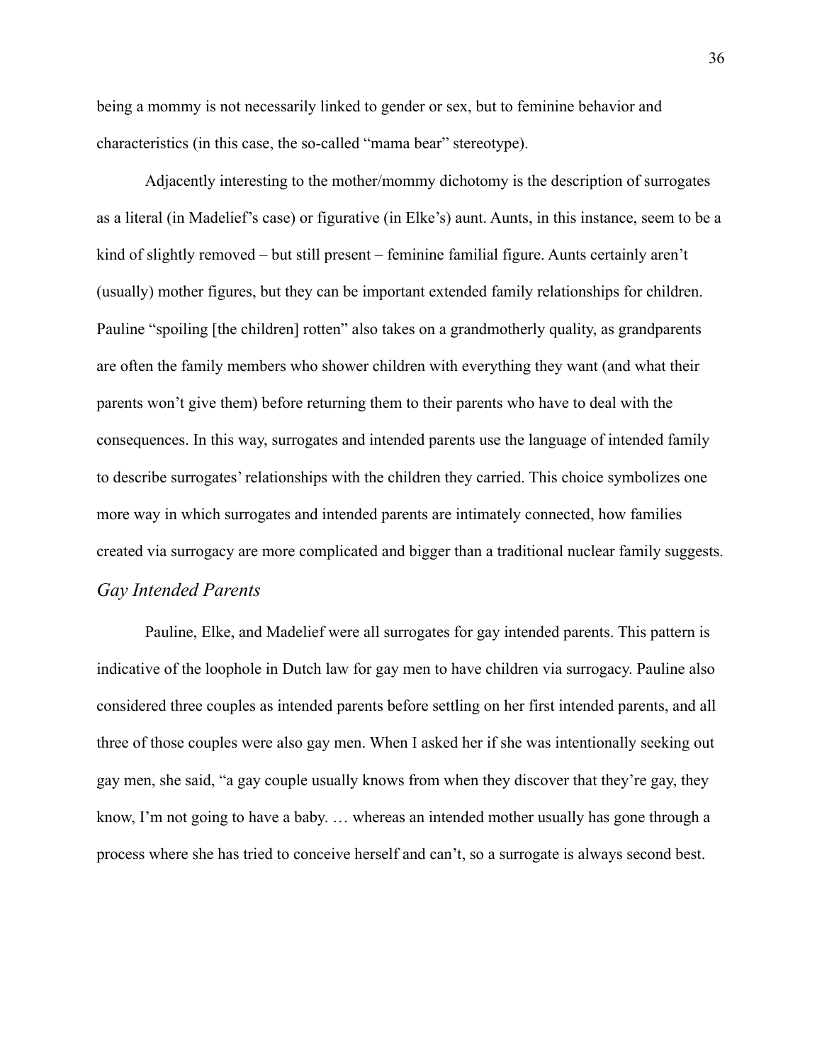being a mommy is not necessarily linked to gender or sex, but to feminine behavior and characteristics (in this case, the so-called "mama bear" stereotype).

Adjacently interesting to the mother/mommy dichotomy is the description of surrogates as a literal (in Madelief's case) or figurative (in Elke's) aunt. Aunts, in this instance, seem to be a kind of slightly removed – but still present – feminine familial figure. Aunts certainly aren't (usually) mother figures, but they can be important extended family relationships for children. Pauline "spoiling [the children] rotten" also takes on a grandmotherly quality, as grandparents are often the family members who shower children with everything they want (and what their parents won't give them) before returning them to their parents who have to deal with the consequences. In this way, surrogates and intended parents use the language of intended family to describe surrogates' relationships with the children they carried. This choice symbolizes one more way in which surrogates and intended parents are intimately connected, how families created via surrogacy are more complicated and bigger than a traditional nuclear family suggests.

### *Gay Intended Parents*

Pauline, Elke, and Madelief were all surrogates for gay intended parents. This pattern is indicative of the loophole in Dutch law for gay men to have children via surrogacy. Pauline also considered three couples as intended parents before settling on her first intended parents, and all three of those couples were also gay men. When I asked her if she was intentionally seeking out gay men, she said, "a gay couple usually knows from when they discover that they're gay, they know, I'm not going to have a baby. … whereas an intended mother usually has gone through a process where she has tried to conceive herself and can't, so a surrogate is always second best.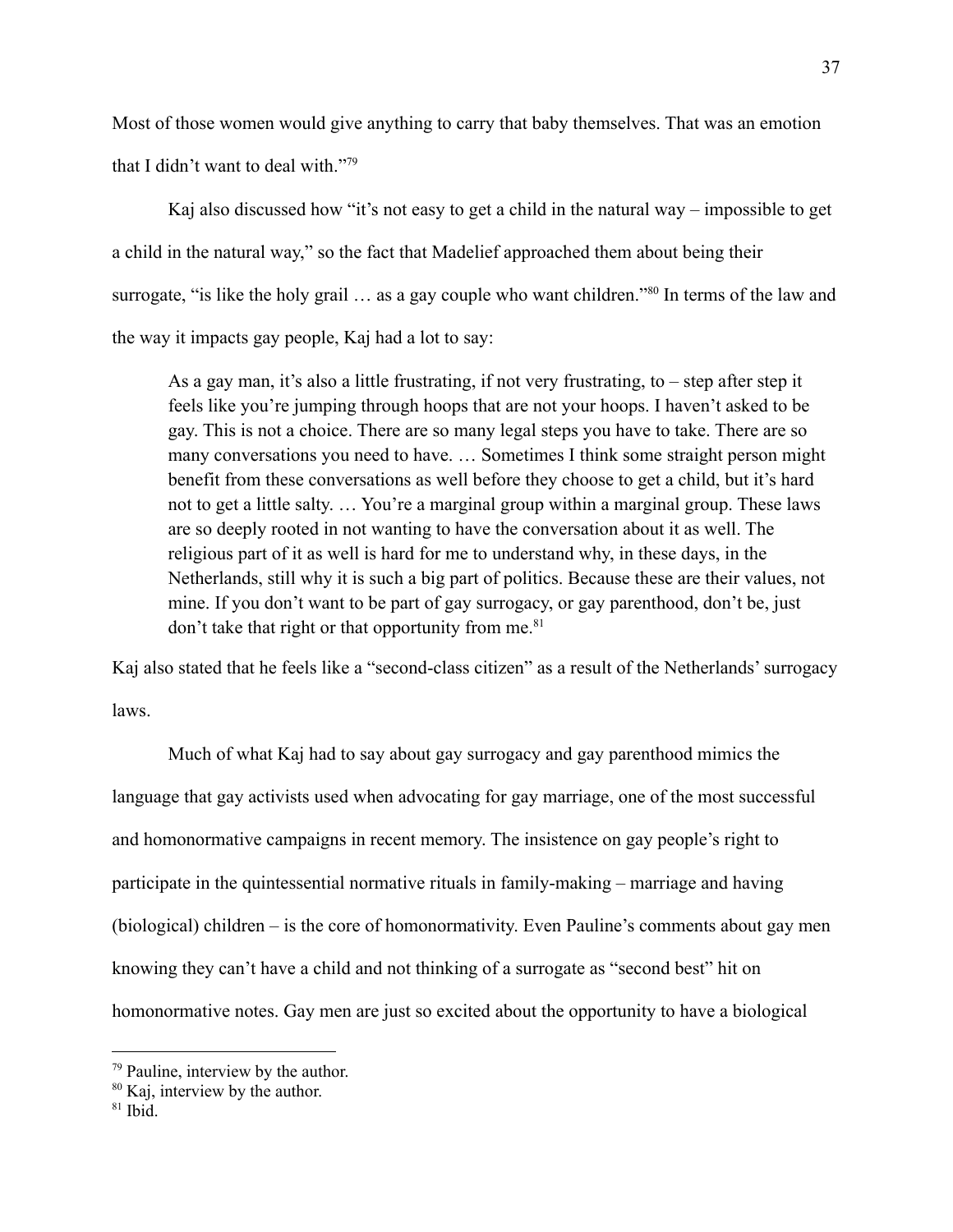Most of those women would give anything to carry that baby themselves. That was an emotion that I didn't want to deal with."[79]

Kaj also discussed how "it's not easy to get a child in the natural way – impossible to get a child in the natural way," so the fact that Madelief approached them about being their surrogate, "is like the holy grail … as a gay couple who want children."[80] In terms of the law and the way it impacts gay people, Kaj had a lot to say:

> As a gay man, it's also a little frustrating, if not very frustrating, to – step after step it feels like you're jumping through hoops that are not your hoops. I haven't asked to be gay. This is not a choice. There are so many legal steps you have to take. There are so many conversations you need to have. … Sometimes I think some straight person might benefit from these conversations as well before they choose to get a child, but it's hard not to get a little salty. … You're a marginal group within a marginal group. These laws are so deeply rooted in not wanting to have the conversation about it as well. The religious part of it as well is hard for me to understand why, in these days, in the Netherlands, still why it is such a big part of politics. Because these are their values, not mine. If you don't want to be part of gay surrogacy, or gay parenthood, don't be, just don't take that right or that opportunity from me.[81]

Kaj also stated that he feels like a "second-class citizen" as a result of the Netherlands' surrogacy laws.

Much of what Kaj had to say about gay surrogacy and gay parenthood mimics the language that gay activists used when advocating for gay marriage, one of the most successful and homonormative campaigns in recent memory. The insistence on gay people's right to participate in the quintessential normative rituals in family-making – marriage and having (biological) children – is the core of homonormativity. Even Pauline's comments about gay men knowing they can't have a child and not thinking of a surrogate as "second best" hit on homonormative notes. Gay men are just so excited about the opportunity to have a biological

---

[79] Pauline, interview by the author.

[80] Kaj, interview by the author.

[81] Ibid.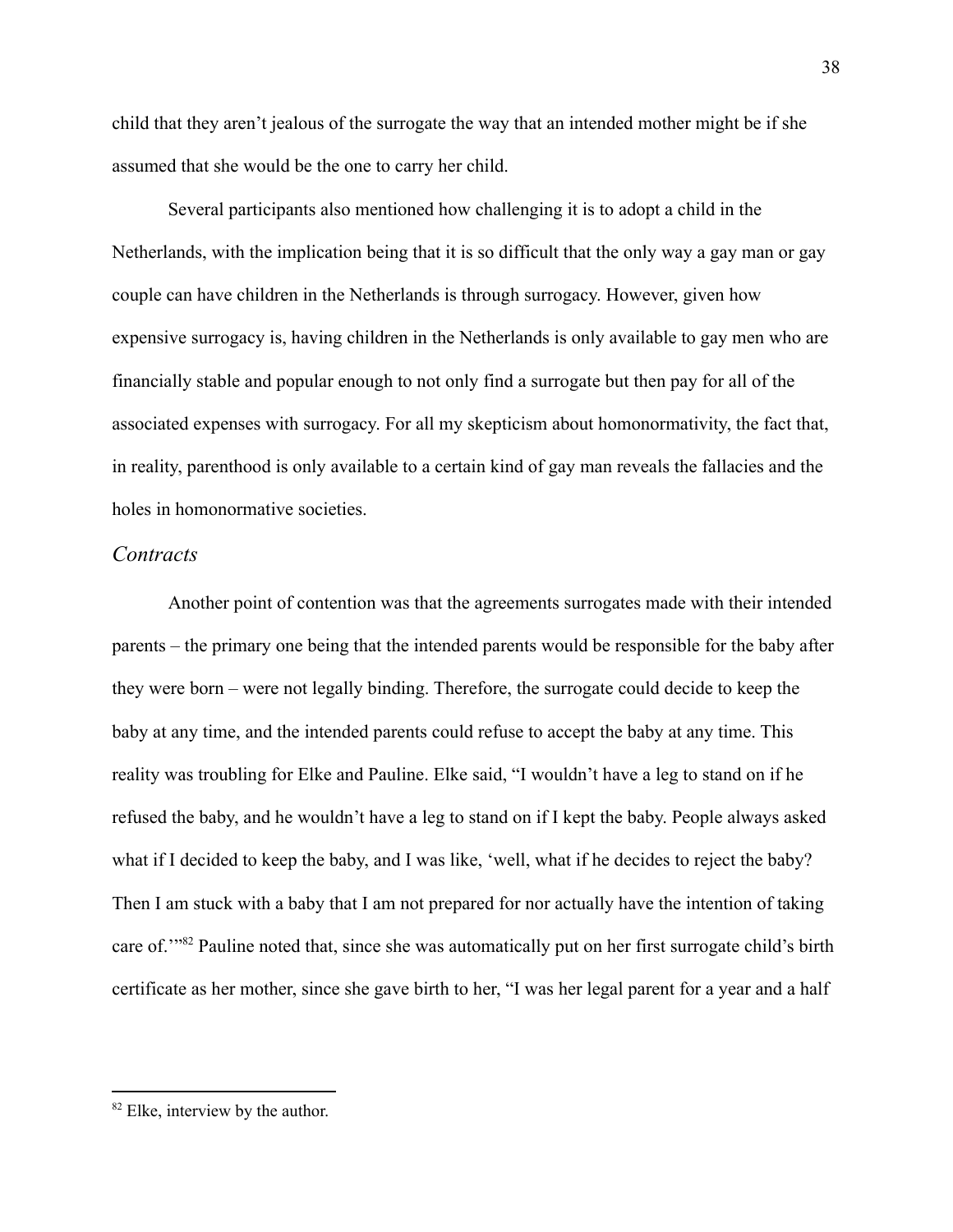child that they aren't jealous of the surrogate the way that an intended mother might be if she assumed that she would be the one to carry her child.

Several participants also mentioned how challenging it is to adopt a child in the Netherlands, with the implication being that it is so difficult that the only way a gay man or gay couple can have children in the Netherlands is through surrogacy. However, given how expensive surrogacy is, having children in the Netherlands is only available to gay men who are financially stable and popular enough to not only find a surrogate but then pay for all of the associated expenses with surrogacy. For all my skepticism about homonormativity, the fact that, in reality, parenthood is only available to a certain kind of gay man reveals the fallacies and the holes in homonormative societies.

### *Contracts*

Another point of contention was that the agreements surrogates made with their intended parents – the primary one being that the intended parents would be responsible for the baby after they were born – were not legally binding. Therefore, the surrogate could decide to keep the baby at any time, and the intended parents could refuse to accept the baby at any time. This reality was troubling for Elke and Pauline. Elke said, "I wouldn't have a leg to stand on if he refused the baby, and he wouldn't have a leg to stand on if I kept the baby. People always asked what if I decided to keep the baby, and I was like, 'well, what if he decides to reject the baby? Then I am stuck with a baby that I am not prepared for nor actually have the intention of taking care of.'"[82] Pauline noted that, since she was automatically put on her first surrogate child's birth certificate as her mother, since she gave birth to her, "I was her legal parent for a year and a half

---

[82] Elke, interview by the author.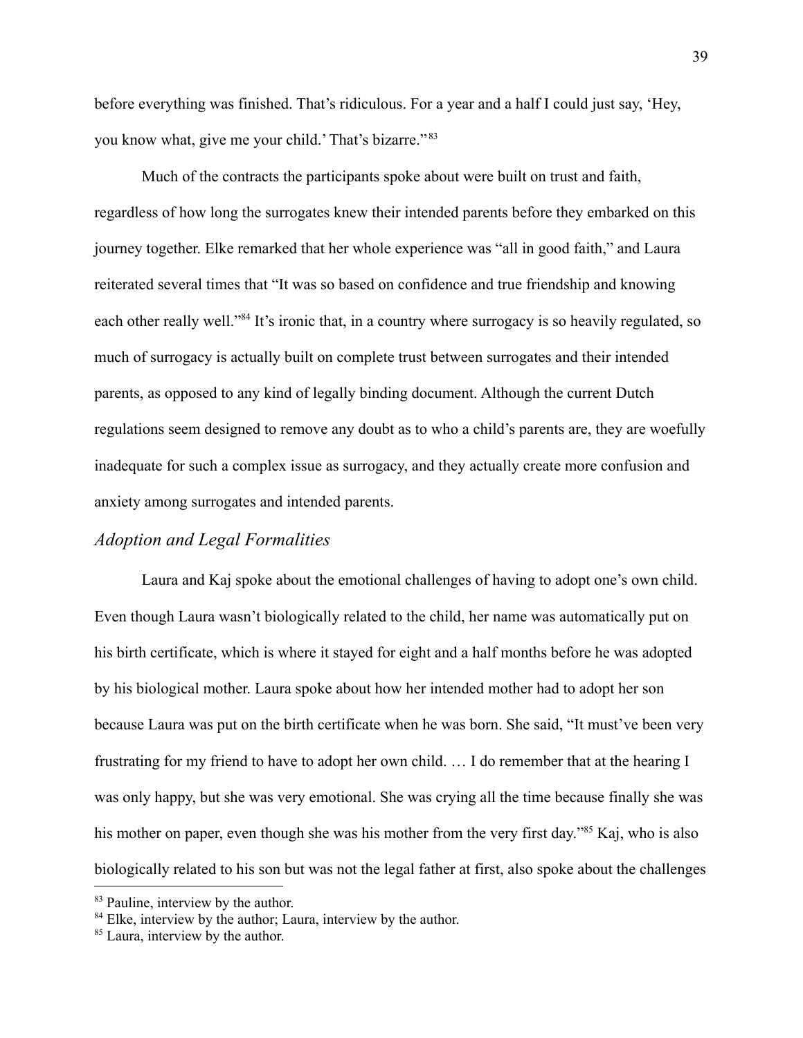before everything was finished. That's ridiculous. For a year and a half I could just say, 'Hey, you know what, give me your child.' That's bizarre."[83]

Much of the contracts the participants spoke about were built on trust and faith, regardless of how long the surrogates knew their intended parents before they embarked on this journey together. Elke remarked that her whole experience was "all in good faith," and Laura reiterated several times that "It was so based on confidence and true friendship and knowing each other really well."[84] It's ironic that, in a country where surrogacy is so heavily regulated, so much of surrogacy is actually built on complete trust between surrogates and their intended parents, as opposed to any kind of legally binding document. Although the current Dutch regulations seem designed to remove any doubt as to who a child's parents are, they are woefully inadequate for such a complex issue as surrogacy, and they actually create more confusion and anxiety among surrogates and intended parents.

### *Adoption and Legal Formalities*

Laura and Kaj spoke about the emotional challenges of having to adopt one's own child. Even though Laura wasn't biologically related to the child, her name was automatically put on his birth certificate, which is where it stayed for eight and a half months before he was adopted by his biological mother. Laura spoke about how her intended mother had to adopt her son because Laura was put on the birth certificate when he was born. She said, "It must've been very frustrating for my friend to have to adopt her own child. … I do remember that at the hearing I was only happy, but she was very emotional. She was crying all the time because finally she was his mother on paper, even though she was his mother from the very first day."[85] Kaj, who is also biologically related to his son but was not the legal father at first, also spoke about the challenges

---

[83] Pauline, interview by the author.

[84] Elke, interview by the author; Laura, interview by the author.

[85] Laura, interview by the author.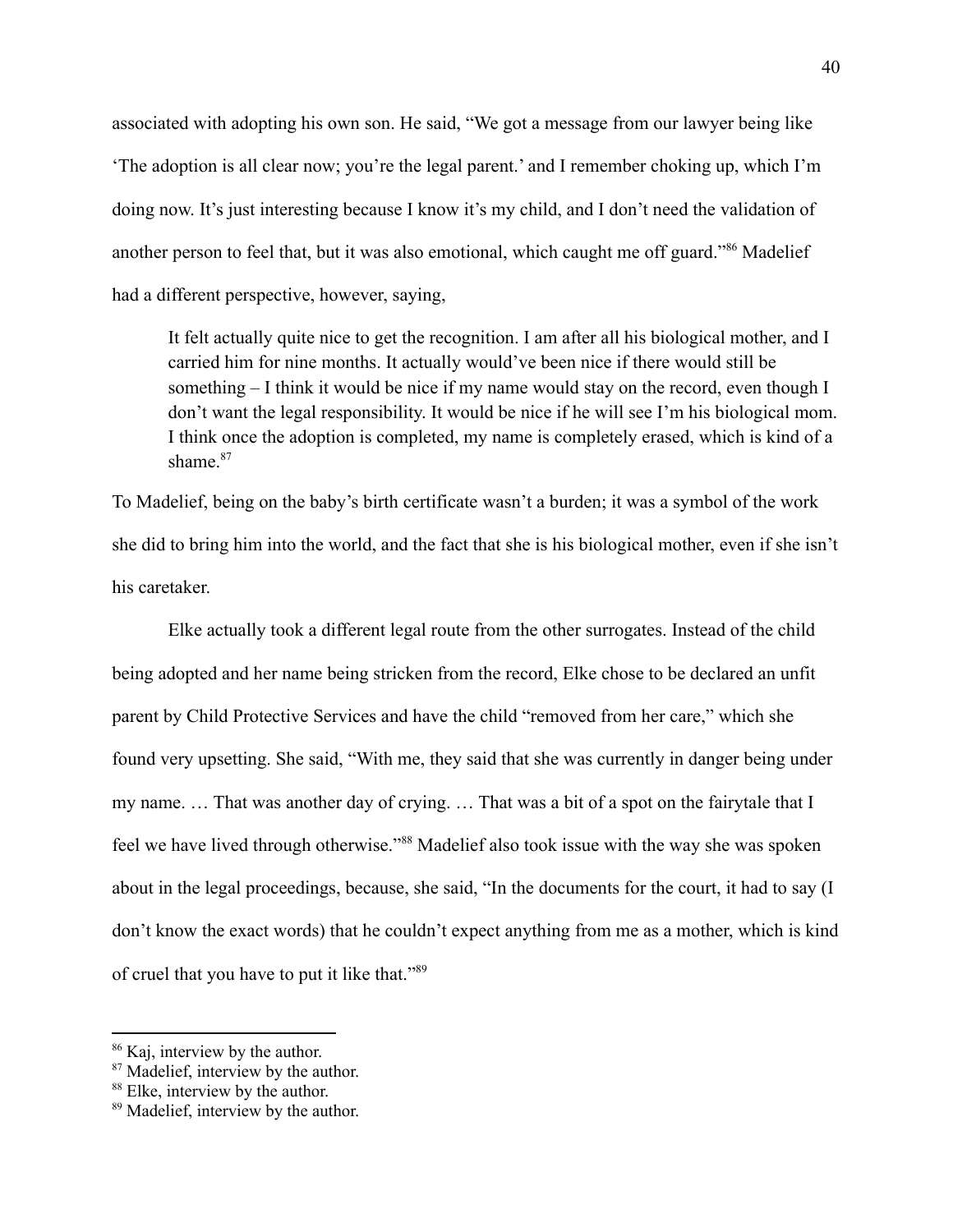associated with adopting his own son. He said, "We got a message from our lawyer being like 'The adoption is all clear now; you're the legal parent.' and I remember choking up, which I'm doing now. It's just interesting because I know it's my child, and I don't need the validation of another person to feel that, but it was also emotional, which caught me off guard."[86] Madelief had a different perspective, however, saying,

> It felt actually quite nice to get the recognition. I am after all his biological mother, and I carried him for nine months. It actually would've been nice if there would still be something – I think it would be nice if my name would stay on the record, even though I don't want the legal responsibility. It would be nice if he will see I'm his biological mom. I think once the adoption is completed, my name is completely erased, which is kind of a shame.[87]

To Madelief, being on the baby's birth certificate wasn't a burden; it was a symbol of the work she did to bring him into the world, and the fact that she is his biological mother, even if she isn't his caretaker.

Elke actually took a different legal route from the other surrogates. Instead of the child being adopted and her name being stricken from the record, Elke chose to be declared an unfit parent by Child Protective Services and have the child "removed from her care," which she found very upsetting. She said, "With me, they said that she was currently in danger being under my name. … That was another day of crying. … That was a bit of a spot on the fairytale that I feel we have lived through otherwise."[88] Madelief also took issue with the way she was spoken about in the legal proceedings, because, she said, "In the documents for the court, it had to say (I don't know the exact words) that he couldn't expect anything from me as a mother, which is kind of cruel that you have to put it like that."[89]

---

[86] Kaj, interview by the author.
[87] Madelief, interview by the author.
[88] Elke, interview by the author.
[89] Madelief, interview by the author.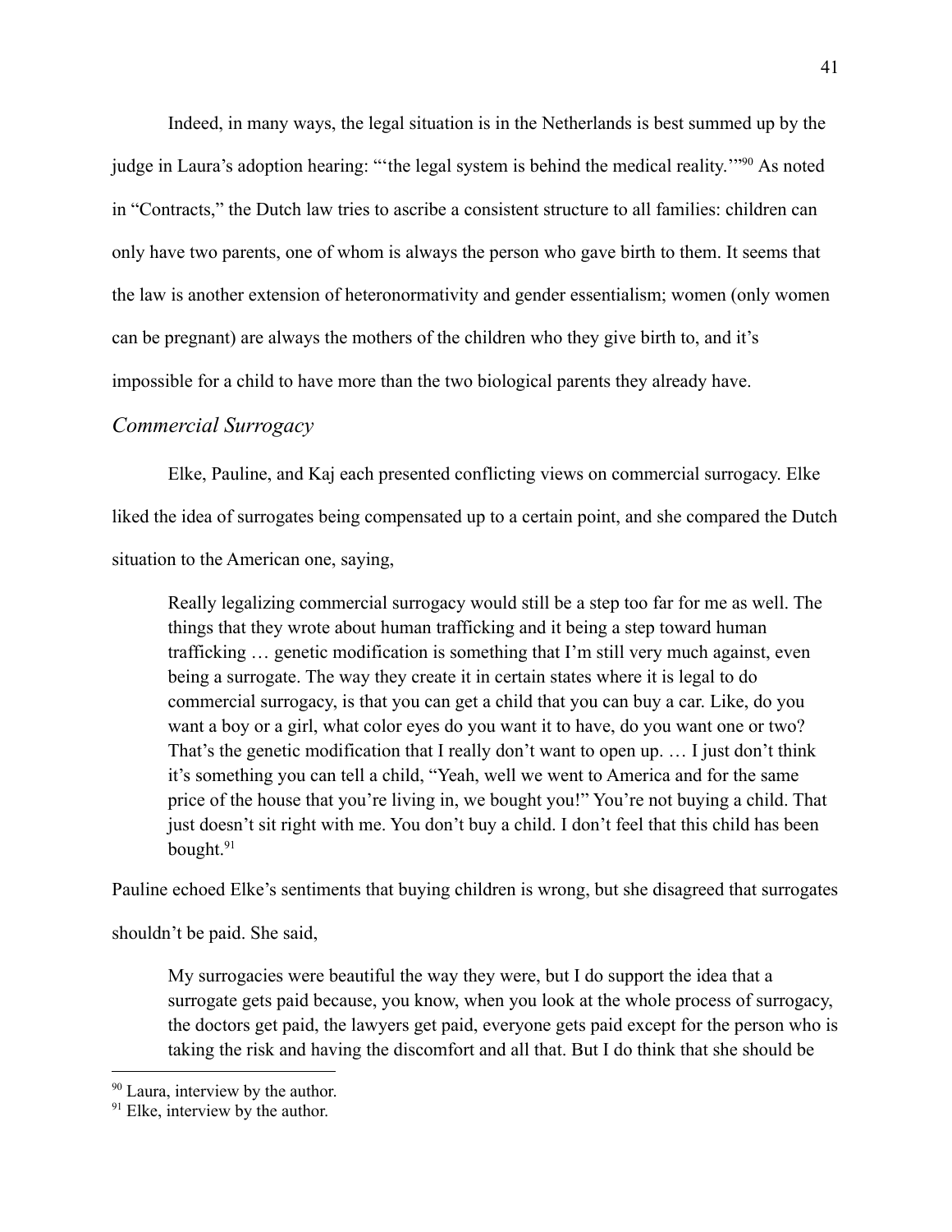Indeed, in many ways, the legal situation is in the Netherlands is best summed up by the judge in Laura's adoption hearing: "'the legal system is behind the medical reality.'"[90] As noted in "Contracts," the Dutch law tries to ascribe a consistent structure to all families: children can only have two parents, one of whom is always the person who gave birth to them. It seems that the law is another extension of heteronormativity and gender essentialism; women (only women can be pregnant) are always the mothers of the children who they give birth to, and it's impossible for a child to have more than the two biological parents they already have.

### *Commercial Surrogacy*

Elke, Pauline, and Kaj each presented conflicting views on commercial surrogacy. Elke liked the idea of surrogates being compensated up to a certain point, and she compared the Dutch situation to the American one, saying,

> Really legalizing commercial surrogacy would still be a step too far for me as well. The things that they wrote about human trafficking and it being a step toward human trafficking … genetic modification is something that I'm still very much against, even being a surrogate. The way they create it in certain states where it is legal to do commercial surrogacy, is that you can get a child that you can buy a car. Like, do you want a boy or a girl, what color eyes do you want it to have, do you want one or two? That's the genetic modification that I really don't want to open up. … I just don't think it's something you can tell a child, "Yeah, well we went to America and for the same price of the house that you're living in, we bought you!" You're not buying a child. That just doesn't sit right with me. You don't buy a child. I don't feel that this child has been bought.[91]

Pauline echoed Elke's sentiments that buying children is wrong, but she disagreed that surrogates shouldn't be paid. She said,

> My surrogacies were beautiful the way they were, but I do support the idea that a surrogate gets paid because, you know, when you look at the whole process of surrogacy, the doctors get paid, the lawyers get paid, everyone gets paid except for the person who is taking the risk and having the discomfort and all that. But I do think that she should be

---

[90] Laura, interview by the author.

[91] Elke, interview by the author.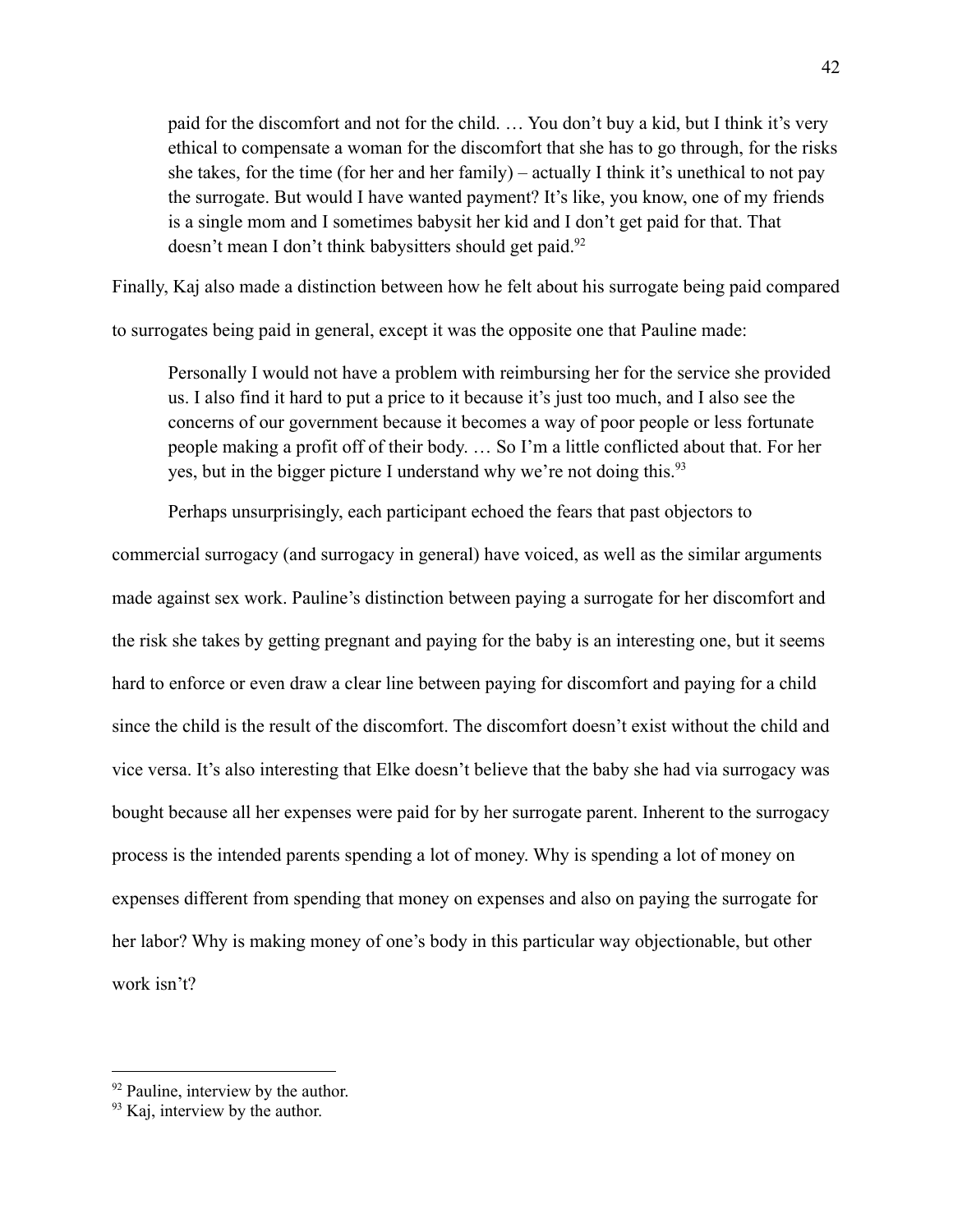> paid for the discomfort and not for the child. … You don't buy a kid, but I think it's very ethical to compensate a woman for the discomfort that she has to go through, for the risks she takes, for the time (for her and her family) – actually I think it's unethical to not pay the surrogate. But would I have wanted payment? It's like, you know, one of my friends is a single mom and I sometimes babysit her kid and I don't get paid for that. That doesn't mean I don't think babysitters should get paid.[92]

Finally, Kaj also made a distinction between how he felt about his surrogate being paid compared to surrogates being paid in general, except it was the opposite one that Pauline made:

> Personally I would not have a problem with reimbursing her for the service she provided us. I also find it hard to put a price to it because it's just too much, and I also see the concerns of our government because it becomes a way of poor people or less fortunate people making a profit off of their body. … So I'm a little conflicted about that. For her yes, but in the bigger picture I understand why we're not doing this.[93]

Perhaps unsurprisingly, each participant echoed the fears that past objectors to commercial surrogacy (and surrogacy in general) have voiced, as well as the similar arguments made against sex work. Pauline's distinction between paying a surrogate for her discomfort and the risk she takes by getting pregnant and paying for the baby is an interesting one, but it seems hard to enforce or even draw a clear line between paying for discomfort and paying for a child since the child is the result of the discomfort. The discomfort doesn't exist without the child and vice versa. It's also interesting that Elke doesn't believe that the baby she had via surrogacy was bought because all her expenses were paid for by her surrogate parent. Inherent to the surrogacy process is the intended parents spending a lot of money. Why is spending a lot of money on expenses different from spending that money on expenses and also on paying the surrogate for her labor? Why is making money of one's body in this particular way objectionable, but other work isn't?

---

[92] Pauline, interview by the author.

[93] Kaj, interview by the author.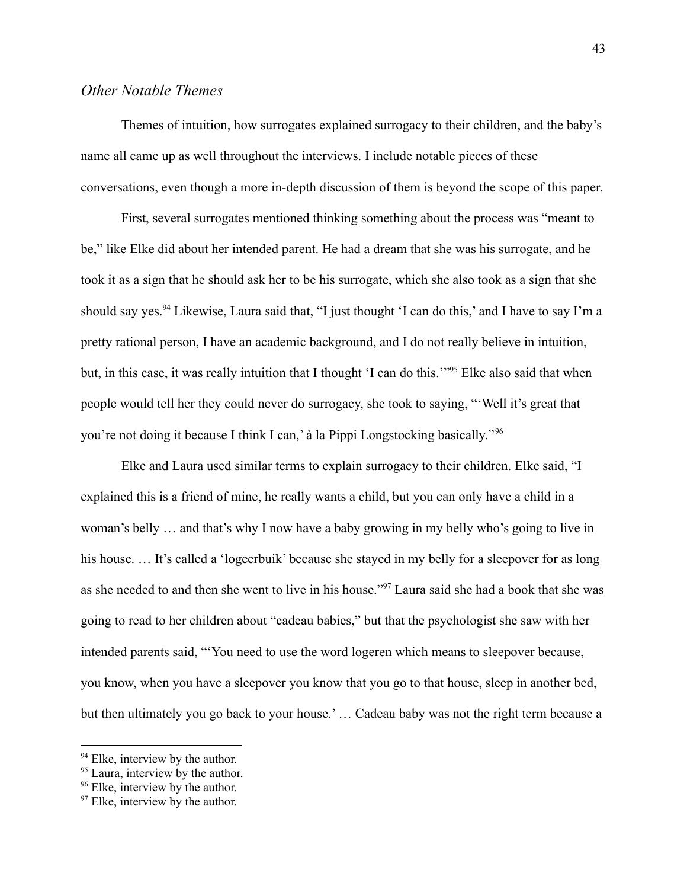### *Other Notable Themes*

Themes of intuition, how surrogates explained surrogacy to their children, and the baby's name all came up as well throughout the interviews. I include notable pieces of these conversations, even though a more in-depth discussion of them is beyond the scope of this paper.

First, several surrogates mentioned thinking something about the process was "meant to be," like Elke did about her intended parent. He had a dream that she was his surrogate, and he took it as a sign that he should ask her to be his surrogate, which she also took as a sign that she should say yes.[94] Likewise, Laura said that, "I just thought 'I can do this,' and I have to say I'm a pretty rational person, I have an academic background, and I do not really believe in intuition, but, in this case, it was really intuition that I thought 'I can do this.'"[95] Elke also said that when people would tell her they could never do surrogacy, she took to saying, "'Well it's great that you're not doing it because I think I can,' à la Pippi Longstocking basically."[96]

Elke and Laura used similar terms to explain surrogacy to their children. Elke said, "I explained this is a friend of mine, he really wants a child, but you can only have a child in a woman's belly … and that's why I now have a baby growing in my belly who's going to live in his house. … It's called a 'logeerbuik' because she stayed in my belly for a sleepover for as long as she needed to and then she went to live in his house."[97] Laura said she had a book that she was going to read to her children about "cadeau babies," but that the psychologist she saw with her intended parents said, "'You need to use the word logeren which means to sleepover because, you know, when you have a sleepover you know that you go to that house, sleep in another bed, but then ultimately you go back to your house.' … Cadeau baby was not the right term because a

---

[94] Elke, interview by the author.

[95] Laura, interview by the author.

[96] Elke, interview by the author.

[97] Elke, interview by the author.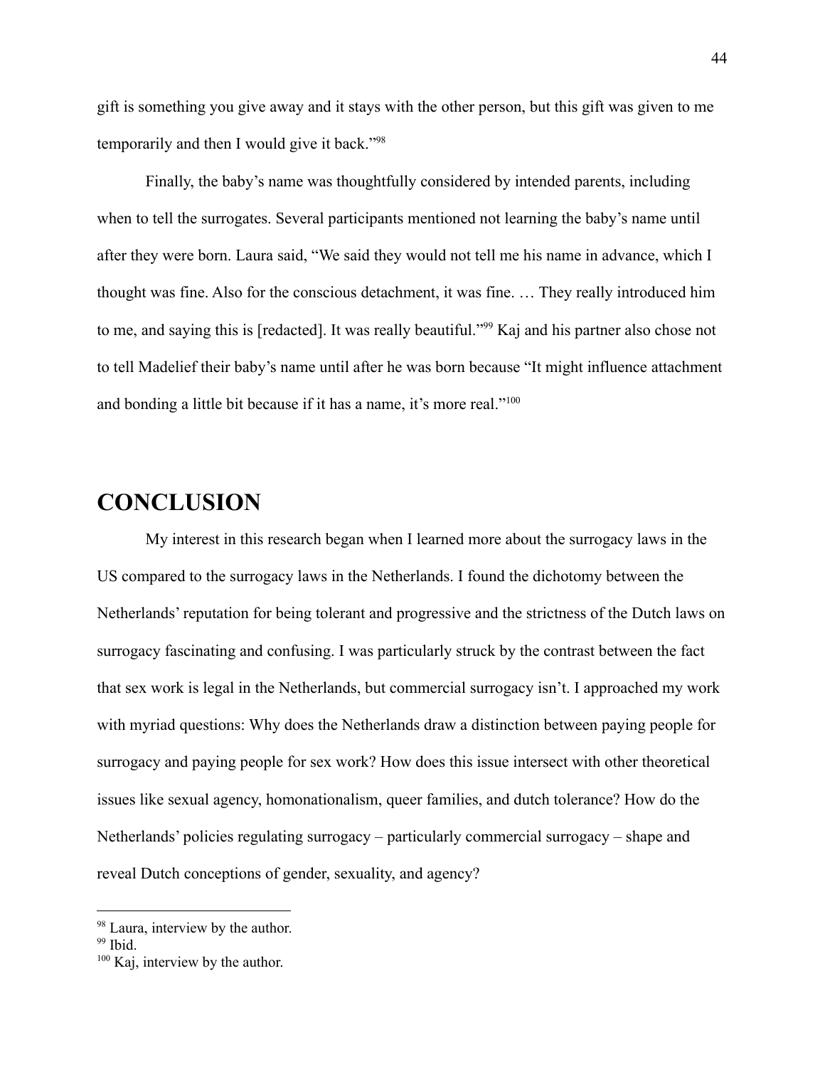gift is something you give away and it stays with the other person, but this gift was given to me temporarily and then I would give it back."[98]

Finally, the baby's name was thoughtfully considered by intended parents, including when to tell the surrogates. Several participants mentioned not learning the baby's name until after they were born. Laura said, "We said they would not tell me his name in advance, which I thought was fine. Also for the conscious detachment, it was fine. … They really introduced him to me, and saying this is [redacted]. It was really beautiful."[99] Kaj and his partner also chose not to tell Madelief their baby's name until after he was born because "It might influence attachment and bonding a little bit because if it has a name, it's more real."[100]

# CONCLUSION

My interest in this research began when I learned more about the surrogacy laws in the US compared to the surrogacy laws in the Netherlands. I found the dichotomy between the Netherlands' reputation for being tolerant and progressive and the strictness of the Dutch laws on surrogacy fascinating and confusing. I was particularly struck by the contrast between the fact that sex work is legal in the Netherlands, but commercial surrogacy isn't. I approached my work with myriad questions: Why does the Netherlands draw a distinction between paying people for surrogacy and paying people for sex work? How does this issue intersect with other theoretical issues like sexual agency, homonationalism, queer families, and dutch tolerance? How do the Netherlands' policies regulating surrogacy – particularly commercial surrogacy – shape and reveal Dutch conceptions of gender, sexuality, and agency?

---

[98] Laura, interview by the author.
[99] Ibid.
[100] Kaj, interview by the author.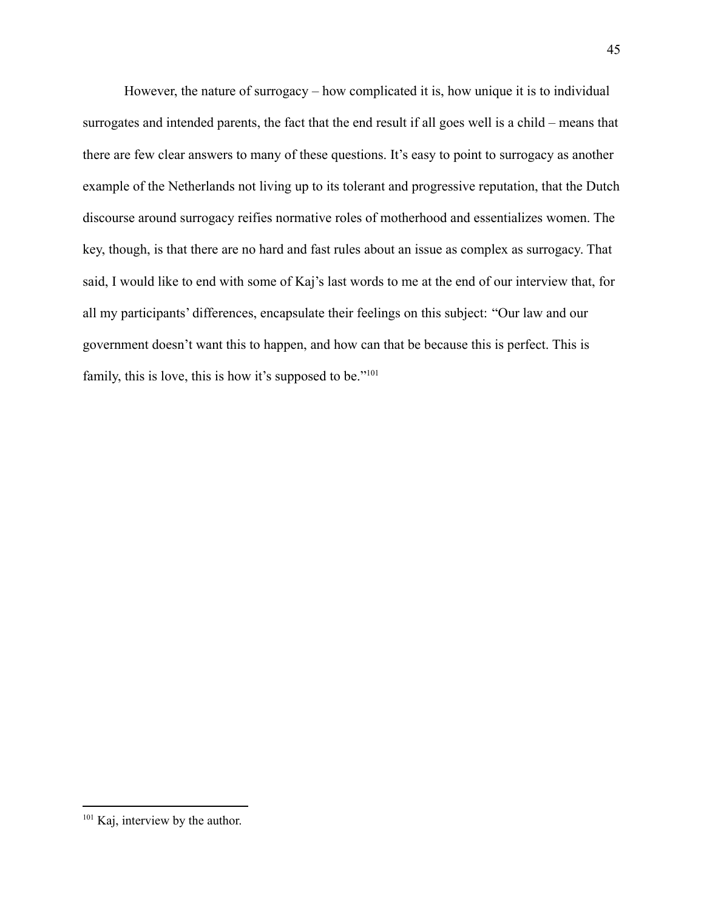However, the nature of surrogacy – how complicated it is, how unique it is to individual surrogates and intended parents, the fact that the end result if all goes well is a child – means that there are few clear answers to many of these questions. It's easy to point to surrogacy as another example of the Netherlands not living up to its tolerant and progressive reputation, that the Dutch discourse around surrogacy reifies normative roles of motherhood and essentializes women. The key, though, is that there are no hard and fast rules about an issue as complex as surrogacy. That said, I would like to end with some of Kaj's last words to me at the end of our interview that, for all my participants' differences, encapsulate their feelings on this subject: "Our law and our government doesn't want this to happen, and how can that be because this is perfect. This is family, this is love, this is how it's supposed to be."[101]

---

[101] Kaj, interview by the author.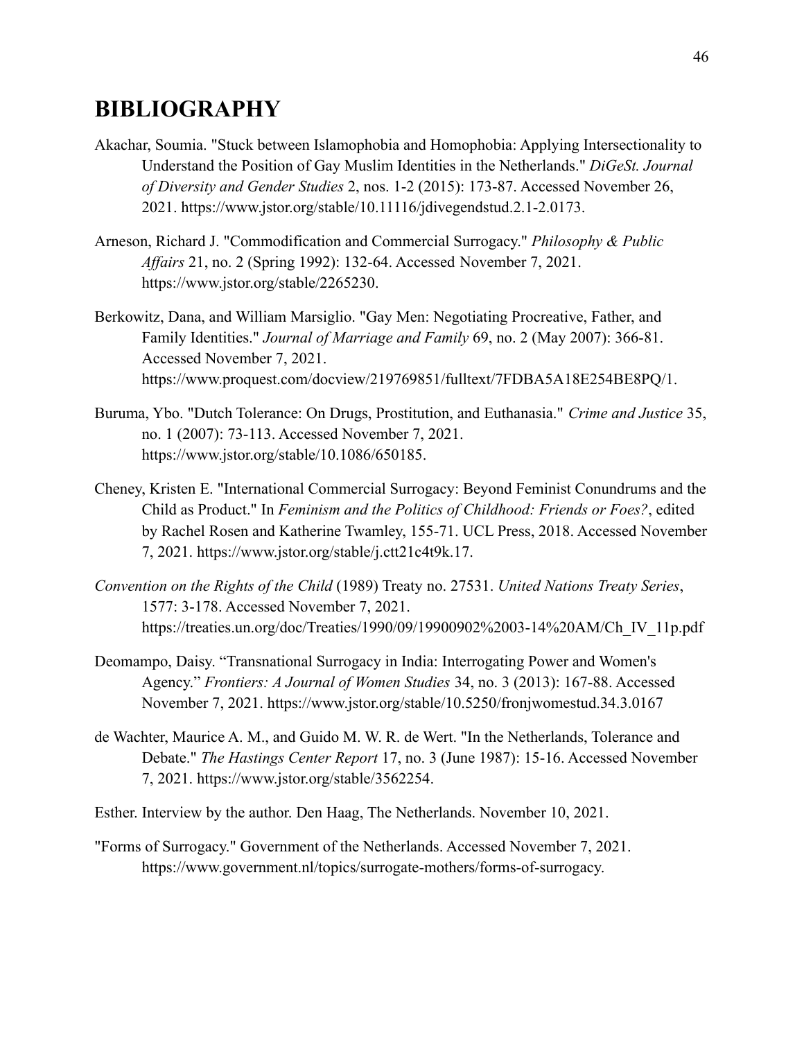# BIBLIOGRAPHY

Akachar, Soumia. "Stuck between Islamophobia and Homophobia: Applying Intersectionality to Understand the Position of Gay Muslim Identities in the Netherlands." *DiGeSt. Journal of Diversity and Gender Studies* 2, nos. 1-2 (2015): 173-87. Accessed November 26, 2021. https://www.jstor.org/stable/10.11116/jdivegendstud.2.1-2.0173.

Arneson, Richard J. "Commodification and Commercial Surrogacy." *Philosophy & Public Affairs* 21, no. 2 (Spring 1992): 132-64. Accessed November 7, 2021. https://www.jstor.org/stable/2265230.

Berkowitz, Dana, and William Marsiglio. "Gay Men: Negotiating Procreative, Father, and Family Identities." *Journal of Marriage and Family* 69, no. 2 (May 2007): 366-81. Accessed November 7, 2021. https://www.proquest.com/docview/219769851/fulltext/7FDBA5A18E254BE8PQ/1.

Buruma, Ybo. "Dutch Tolerance: On Drugs, Prostitution, and Euthanasia." *Crime and Justice* 35, no. 1 (2007): 73-113. Accessed November 7, 2021. https://www.jstor.org/stable/10.1086/650185.

Cheney, Kristen E. "International Commercial Surrogacy: Beyond Feminist Conundrums and the Child as Product." In *Feminism and the Politics of Childhood: Friends or Foes?*, edited by Rachel Rosen and Katherine Twamley, 155-71. UCL Press, 2018. Accessed November 7, 2021. https://www.jstor.org/stable/j.ctt21c4t9k.17.

*Convention on the Rights of the Child* (1989) Treaty no. 27531. *United Nations Treaty Series*, 1577: 3-178. Accessed November 7, 2021. https://treaties.un.org/doc/Treaties/1990/09/19900902%2003-14%20AM/Ch_IV_11p.pdf

Deomampo, Daisy. "Transnational Surrogacy in India: Interrogating Power and Women's Agency." *Frontiers: A Journal of Women Studies* 34, no. 3 (2013): 167-88. Accessed November 7, 2021. https://www.jstor.org/stable/10.5250/fronjwomestud.34.3.0167

de Wachter, Maurice A. M., and Guido M. W. R. de Wert. "In the Netherlands, Tolerance and Debate." *The Hastings Center Report* 17, no. 3 (June 1987): 15-16. Accessed November 7, 2021. https://www.jstor.org/stable/3562254.

Esther. Interview by the author. Den Haag, The Netherlands. November 10, 2021.

"Forms of Surrogacy." Government of the Netherlands. Accessed November 7, 2021. https://www.government.nl/topics/surrogate-mothers/forms-of-surrogacy.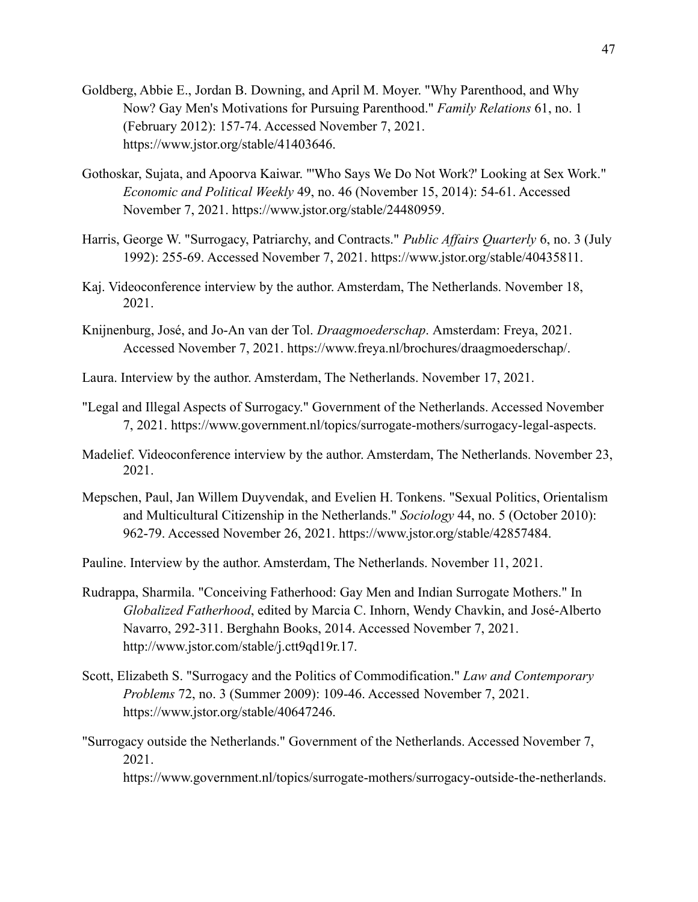Goldberg, Abbie E., Jordan B. Downing, and April M. Moyer. "Why Parenthood, and Why Now? Gay Men's Motivations for Pursuing Parenthood." *Family Relations* 61, no. 1 (February 2012): 157-74. Accessed November 7, 2021. https://www.jstor.org/stable/41403646.

Gothoskar, Sujata, and Apoorva Kaiwar. "'Who Says We Do Not Work?' Looking at Sex Work." *Economic and Political Weekly* 49, no. 46 (November 15, 2014): 54-61. Accessed November 7, 2021. https://www.jstor.org/stable/24480959.

Harris, George W. "Surrogacy, Patriarchy, and Contracts." *Public Affairs Quarterly* 6, no. 3 (July 1992): 255-69. Accessed November 7, 2021. https://www.jstor.org/stable/40435811.

Kaj. Videoconference interview by the author. Amsterdam, The Netherlands. November 18, 2021.

Knijnenburg, José, and Jo-An van der Tol. *Draagmoederschap*. Amsterdam: Freya, 2021. Accessed November 7, 2021. https://www.freya.nl/brochures/draagmoederschap/.

Laura. Interview by the author. Amsterdam, The Netherlands. November 17, 2021.

"Legal and Illegal Aspects of Surrogacy." Government of the Netherlands. Accessed November 7, 2021. https://www.government.nl/topics/surrogate-mothers/surrogacy-legal-aspects.

Madelief. Videoconference interview by the author. Amsterdam, The Netherlands. November 23, 2021.

Mepschen, Paul, Jan Willem Duyvendak, and Evelien H. Tonkens. "Sexual Politics, Orientalism and Multicultural Citizenship in the Netherlands." *Sociology* 44, no. 5 (October 2010): 962-79. Accessed November 26, 2021. https://www.jstor.org/stable/42857484.

Pauline. Interview by the author. Amsterdam, The Netherlands. November 11, 2021.

Rudrappa, Sharmila. "Conceiving Fatherhood: Gay Men and Indian Surrogate Mothers." In *Globalized Fatherhood*, edited by Marcia C. Inhorn, Wendy Chavkin, and José-Alberto Navarro, 292-311. Berghahn Books, 2014. Accessed November 7, 2021. http://www.jstor.com/stable/j.ctt9qd19r.17.

Scott, Elizabeth S. "Surrogacy and the Politics of Commodification." *Law and Contemporary Problems* 72, no. 3 (Summer 2009): 109-46. Accessed November 7, 2021. https://www.jstor.org/stable/40647246.

"Surrogacy outside the Netherlands." Government of the Netherlands. Accessed November 7, 2021. https://www.government.nl/topics/surrogate-mothers/surrogacy-outside-the-netherlands.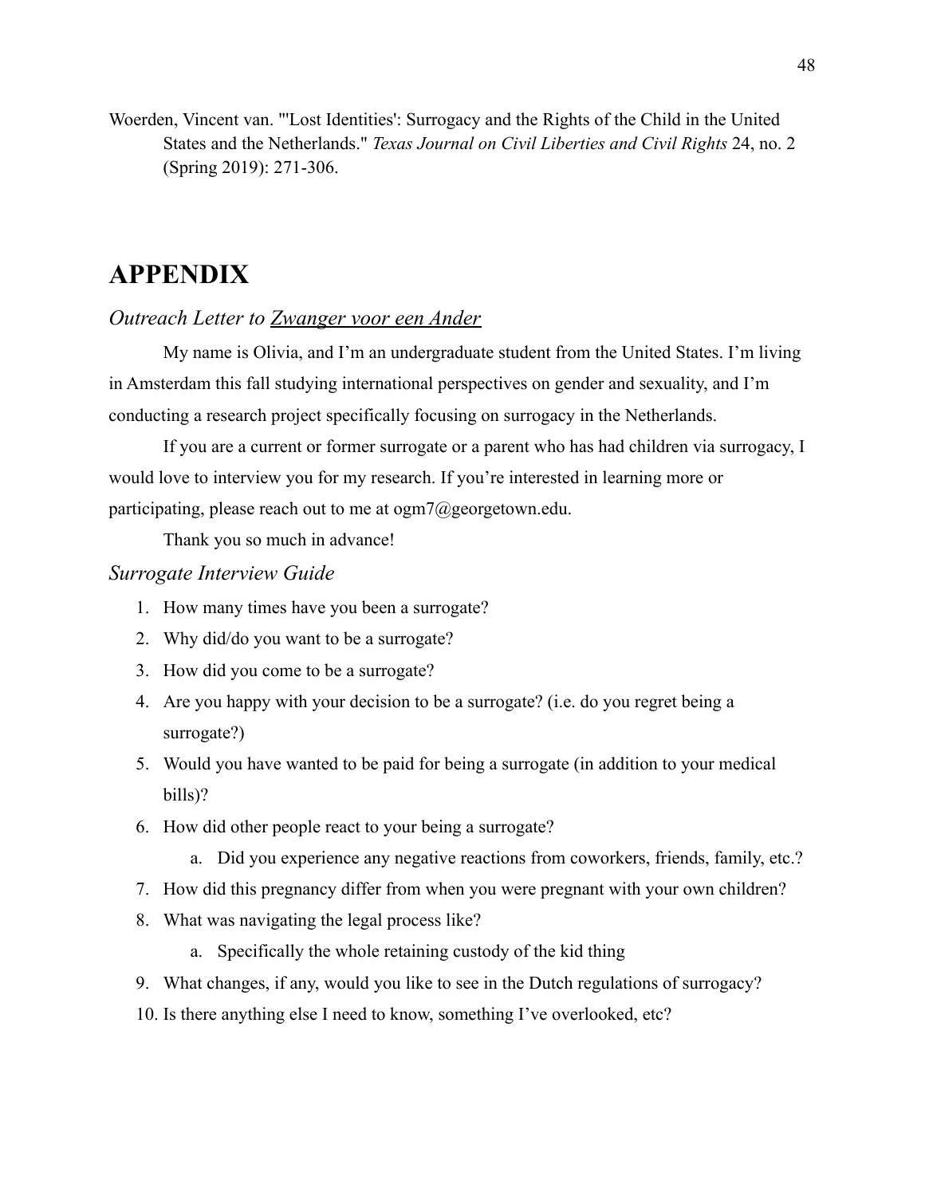Woerden, Vincent van. "'Lost Identities': Surrogacy and the Rights of the Child in the United States and the Netherlands." *Texas Journal on Civil Liberties and Civil Rights* 24, no. 2 (Spring 2019): 271-306.

# APPENDIX

### *Outreach Letter to Zwanger voor een Ander*

My name is Olivia, and I'm an undergraduate student from the United States. I'm living in Amsterdam this fall studying international perspectives on gender and sexuality, and I'm conducting a research project specifically focusing on surrogacy in the Netherlands.

If you are a current or former surrogate or a parent who has had children via surrogacy, I would love to interview you for my research. If you're interested in learning more or participating, please reach out to me at ogm7@georgetown.edu.

Thank you so much in advance!

### *Surrogate Interview Guide*

1. How many times have you been a surrogate?
2. Why did/do you want to be a surrogate?
3. How did you come to be a surrogate?
4. Are you happy with your decision to be a surrogate? (i.e. do you regret being a surrogate?)
5. Would you have wanted to be paid for being a surrogate (in addition to your medical bills)?
6. How did other people react to your being a surrogate?
    a. Did you experience any negative reactions from coworkers, friends, family, etc.?
7. How did this pregnancy differ from when you were pregnant with your own children?
8. What was navigating the legal process like?
    a. Specifically the whole retaining custody of the kid thing
9. What changes, if any, would you like to see in the Dutch regulations of surrogacy?
10. Is there anything else I need to know, something I've overlooked, etc?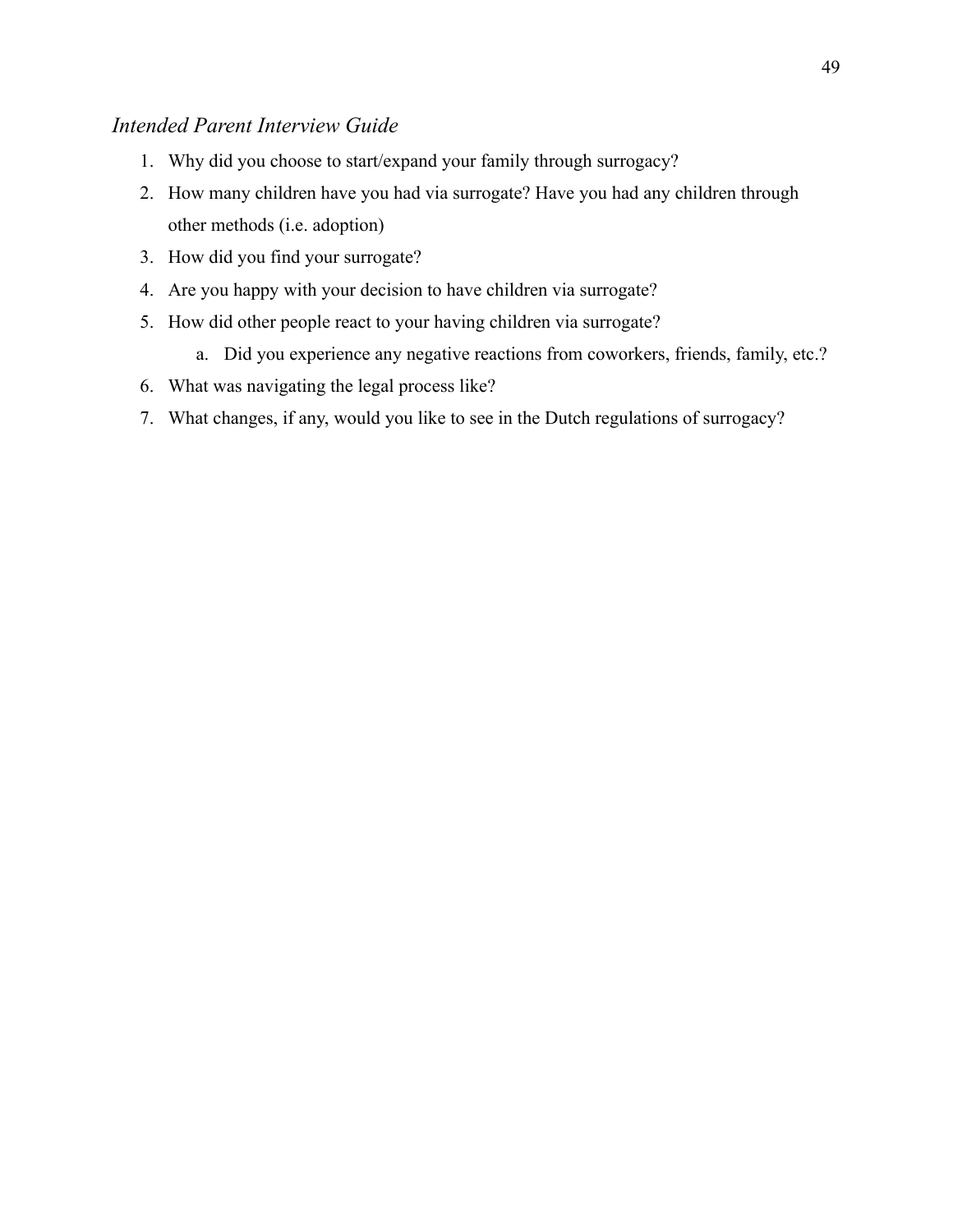*Intended Parent Interview Guide*

1. Why did you choose to start/expand your family through surrogacy?
2. How many children have you had via surrogate? Have you had any children through other methods (i.e. adoption)
3. How did you find your surrogate?
4. Are you happy with your decision to have children via surrogate?
5. How did other people react to your having children via surrogate?
    a. Did you experience any negative reactions from coworkers, friends, family, etc.?
6. What was navigating the legal process like?
7. What changes, if any, would you like to see in the Dutch regulations of surrogacy?